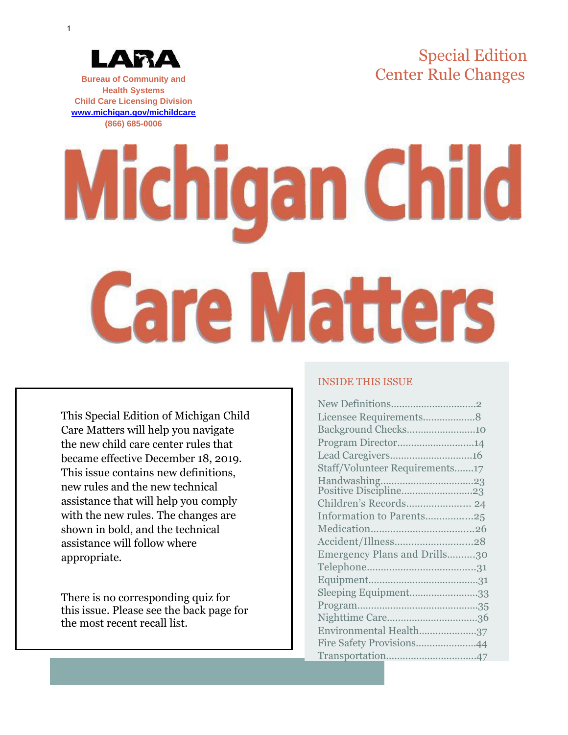LARA

Bureau of Community and Health Systems
Child Care Licensing Division
www.michigan.gov/michildcare
(866) 685-0006

Special Edition
Center Rule Changes

# Michigan Child Care Matters

This Special Edition of Michigan Child Care Matters will help you navigate the new child care center rules that became effective December 18, 2019. This issue contains new definitions, new rules and the new technical assistance that will help you comply with the new rules. The changes are shown in bold, and the technical assistance will follow where appropriate.

There is no corresponding quiz for this issue. Please see the back page for the most recent recall list.

## INSIDE THIS ISSUE

- New Definitions..............................2
- Licensee Requirements..................8
- Background Checks........................10
- Program Director...........................14
- Lead Caregivers.............................16
- Staff/Volunteer Requirements.......17
- Handwashing.................................23
- Positive Discipline.........................23
- Children's Records...................... 24
- Information to Parents.................25
- Medication....................................26
- Accident/Illness............................28
- Emergency Plans and Drills..........30
- Telephone......................................31
- Equipment.....................................31
- Sleeping Equipment.......................33
- Program..........................................35
- Nighttime Care...............................36
- Environmental Health....................37
- Fire Safety Provisions.....................44
- Transportation................................47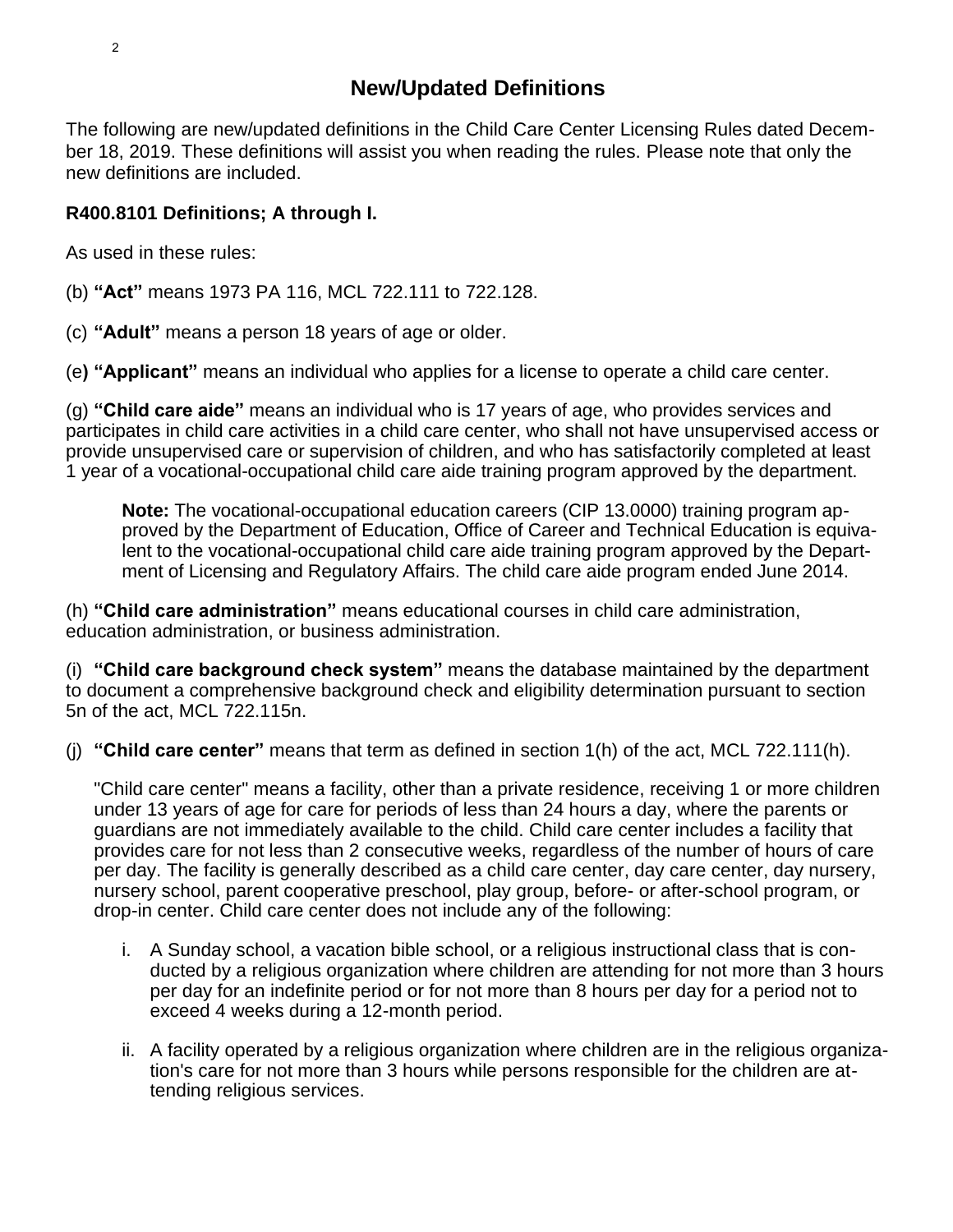## New/Updated Definitions

The following are new/updated definitions in the Child Care Center Licensing Rules dated December 18, 2019. These definitions will assist you when reading the rules. Please note that only the new definitions are included.

**R400.8101 Definitions; A through I.**

As used in these rules:

(b) **"Act"** means 1973 PA 116, MCL 722.111 to 722.128.

(c) **"Adult"** means a person 18 years of age or older.

(e**) "Applicant"** means an individual who applies for a license to operate a child care center.

(g) **"Child care aide"** means an individual who is 17 years of age, who provides services and participates in child care activities in a child care center, who shall not have unsupervised access or provide unsupervised care or supervision of children, and who has satisfactorily completed at least 1 year of a vocational-occupational child care aide training program approved by the department.

> **Note:** The vocational-occupational education careers (CIP 13.0000) training program approved by the Department of Education, Office of Career and Technical Education is equivalent to the vocational-occupational child care aide training program approved by the Department of Licensing and Regulatory Affairs. The child care aide program ended June 2014.

(h) **"Child care administration"** means educational courses in child care administration, education administration, or business administration.

(i) **"Child care background check system"** means the database maintained by the department to document a comprehensive background check and eligibility determination pursuant to section 5n of the act, MCL 722.115n.

(j) **"Child care center"** means that term as defined in section 1(h) of the act, MCL 722.111(h).

"Child care center" means a facility, other than a private residence, receiving 1 or more children under 13 years of age for care for periods of less than 24 hours a day, where the parents or guardians are not immediately available to the child. Child care center includes a facility that provides care for not less than 2 consecutive weeks, regardless of the number of hours of care per day. The facility is generally described as a child care center, day care center, day nursery, nursery school, parent cooperative preschool, play group, before- or after-school program, or drop-in center. Child care center does not include any of the following:

i. A Sunday school, a vacation bible school, or a religious instructional class that is conducted by a religious organization where children are attending for not more than 3 hours per day for an indefinite period or for not more than 8 hours per day for a period not to exceed 4 weeks during a 12-month period.

ii. A facility operated by a religious organization where children are in the religious organization's care for not more than 3 hours while persons responsible for the children are attending religious services.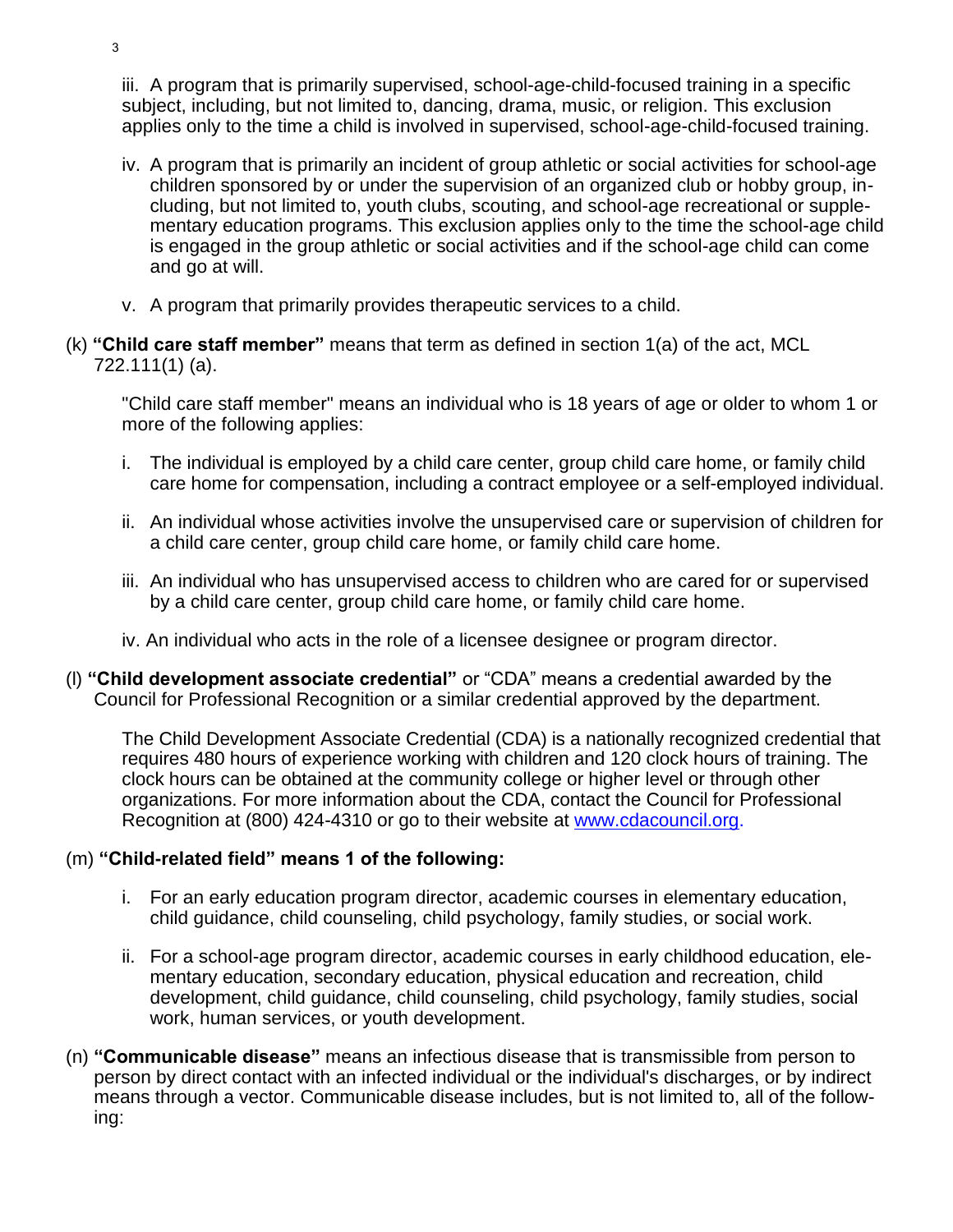iii. A program that is primarily supervised, school-age-child-focused training in a specific subject, including, but not limited to, dancing, drama, music, or religion. This exclusion applies only to the time a child is involved in supervised, school-age-child-focused training.

iv. A program that is primarily an incident of group athletic or social activities for school-age children sponsored by or under the supervision of an organized club or hobby group, including, but not limited to, youth clubs, scouting, and school-age recreational or supplementary education programs. This exclusion applies only to the time the school-age child is engaged in the group athletic or social activities and if the school-age child can come and go at will.

v. A program that primarily provides therapeutic services to a child.

(k) **"Child care staff member"** means that term as defined in section 1(a) of the act, MCL 722.111(1) (a).

"Child care staff member" means an individual who is 18 years of age or older to whom 1 or more of the following applies:

i. The individual is employed by a child care center, group child care home, or family child care home for compensation, including a contract employee or a self-employed individual.

ii. An individual whose activities involve the unsupervised care or supervision of children for a child care center, group child care home, or family child care home.

iii. An individual who has unsupervised access to children who are cared for or supervised by a child care center, group child care home, or family child care home.

iv. An individual who acts in the role of a licensee designee or program director.

(l) **"Child development associate credential"** or "CDA" means a credential awarded by the Council for Professional Recognition or a similar credential approved by the department.

The Child Development Associate Credential (CDA) is a nationally recognized credential that requires 480 hours of experience working with children and 120 clock hours of training. The clock hours can be obtained at the community college or higher level or through other organizations. For more information about the CDA, contact the Council for Professional Recognition at (800) 424-4310 or go to their website at www.cdacouncil.org.

(m) **"Child-related field" means 1 of the following:**

i. For an early education program director, academic courses in elementary education, child guidance, child counseling, child psychology, family studies, or social work.

ii. For a school-age program director, academic courses in early childhood education, elementary education, secondary education, physical education and recreation, child development, child guidance, child counseling, child psychology, family studies, social work, human services, or youth development.

(n) **"Communicable disease"** means an infectious disease that is transmissible from person to person by direct contact with an infected individual or the individual's discharges, or by indirect means through a vector. Communicable disease includes, but is not limited to, all of the following: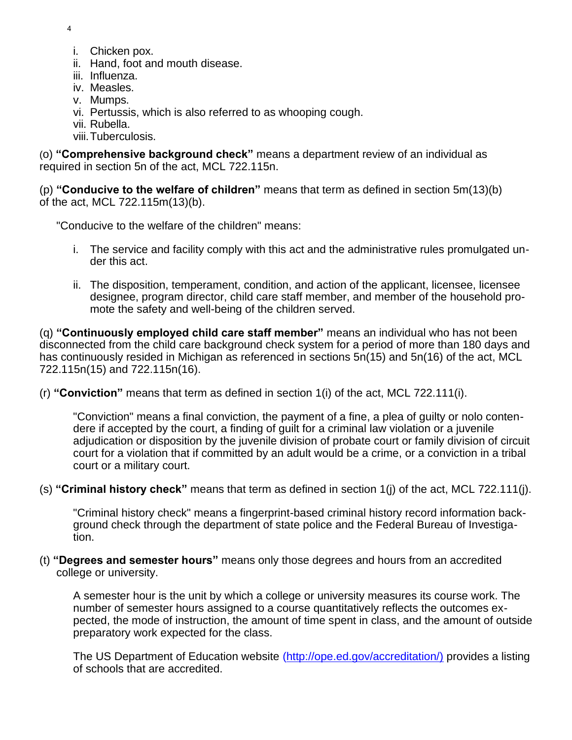i. Chicken pox.
ii. Hand, foot and mouth disease.
iii. Influenza.
iv. Measles.
v. Mumps.
vi. Pertussis, which is also referred to as whooping cough.
vii. Rubella.
viii. Tuberculosis.

(o) **"Comprehensive background check"** means a department review of an individual as required in section 5n of the act, MCL 722.115n.

(p) **"Conducive to the welfare of children"** means that term as defined in section 5m(13)(b) of the act, MCL 722.115m(13)(b).

"Conducive to the welfare of the children" means:

i. The service and facility comply with this act and the administrative rules promulgated under this act.

ii. The disposition, temperament, condition, and action of the applicant, licensee, licensee designee, program director, child care staff member, and member of the household promote the safety and well-being of the children served.

(q) **"Continuously employed child care staff member"** means an individual who has not been disconnected from the child care background check system for a period of more than 180 days and has continuously resided in Michigan as referenced in sections 5n(15) and 5n(16) of the act, MCL 722.115n(15) and 722.115n(16).

(r) **"Conviction"** means that term as defined in section 1(i) of the act, MCL 722.111(i).

"Conviction" means a final conviction, the payment of a fine, a plea of guilty or nolo contendere if accepted by the court, a finding of guilt for a criminal law violation or a juvenile adjudication or disposition by the juvenile division of probate court or family division of circuit court for a violation that if committed by an adult would be a crime, or a conviction in a tribal court or a military court.

(s) **"Criminal history check"** means that term as defined in section 1(j) of the act, MCL 722.111(j).

"Criminal history check" means a fingerprint-based criminal history record information background check through the department of state police and the Federal Bureau of Investigation.

(t) **"Degrees and semester hours"** means only those degrees and hours from an accredited college or university.

A semester hour is the unit by which a college or university measures its course work. The number of semester hours assigned to a course quantitatively reflects the outcomes expected, the mode of instruction, the amount of time spent in class, and the amount of outside preparatory work expected for the class.

The US Department of Education website (http://ope.ed.gov/accreditation/) provides a listing of schools that are accredited.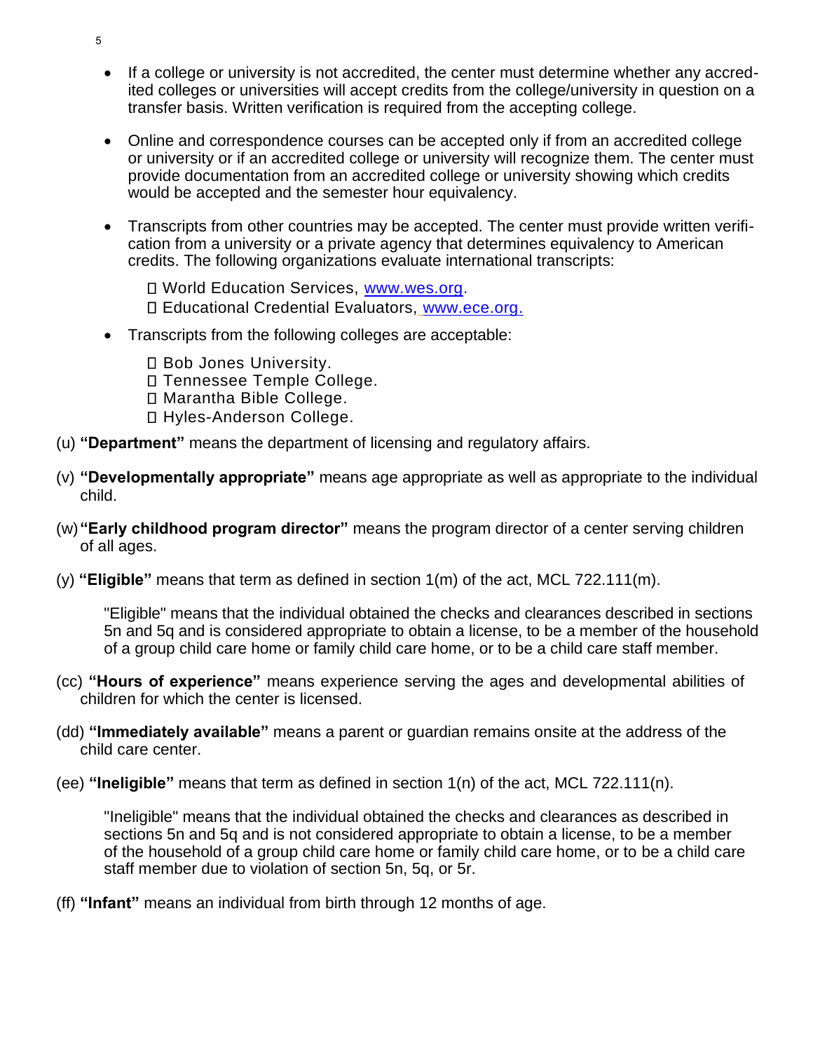- If a college or university is not accredited, the center must determine whether any accredited colleges or universities will accept credits from the college/university in question on a transfer basis. Written verification is required from the accepting college.

- Online and correspondence courses can be accepted only if from an accredited college or university or if an accredited college or university will recognize them. The center must provide documentation from an accredited college or university showing which credits would be accepted and the semester hour equivalency.

- Transcripts from other countries may be accepted. The center must provide written verification from a university or a private agency that determines equivalency to American credits. The following organizations evaluate international transcripts:

  - World Education Services, www.wes.org.
  - Educational Credential Evaluators, www.ece.org.

- Transcripts from the following colleges are acceptable:

  - Bob Jones University.
  - Tennessee Temple College.
  - Marantha Bible College.
  - Hyles-Anderson College.

(u) **"Department"** means the department of licensing and regulatory affairs.

(v) **"Developmentally appropriate"** means age appropriate as well as appropriate to the individual child.

(w) **"Early childhood program director"** means the program director of a center serving children of all ages.

(y) **"Eligible"** means that term as defined in section 1(m) of the act, MCL 722.111(m).

> "Eligible" means that the individual obtained the checks and clearances described in sections 5n and 5q and is considered appropriate to obtain a license, to be a member of the household of a group child care home or family child care home, or to be a child care staff member.

(cc) **"Hours of experience"** means experience serving the ages and developmental abilities of children for which the center is licensed.

(dd) **"Immediately available"** means a parent or guardian remains onsite at the address of the child care center.

(ee) **"Ineligible"** means that term as defined in section 1(n) of the act, MCL 722.111(n).

> "Ineligible" means that the individual obtained the checks and clearances as described in sections 5n and 5q and is not considered appropriate to obtain a license, to be a member of the household of a group child care home or family child care home, or to be a child care staff member due to violation of section 5n, 5q, or 5r.

(ff) **"Infant"** means an individual from birth through 12 months of age.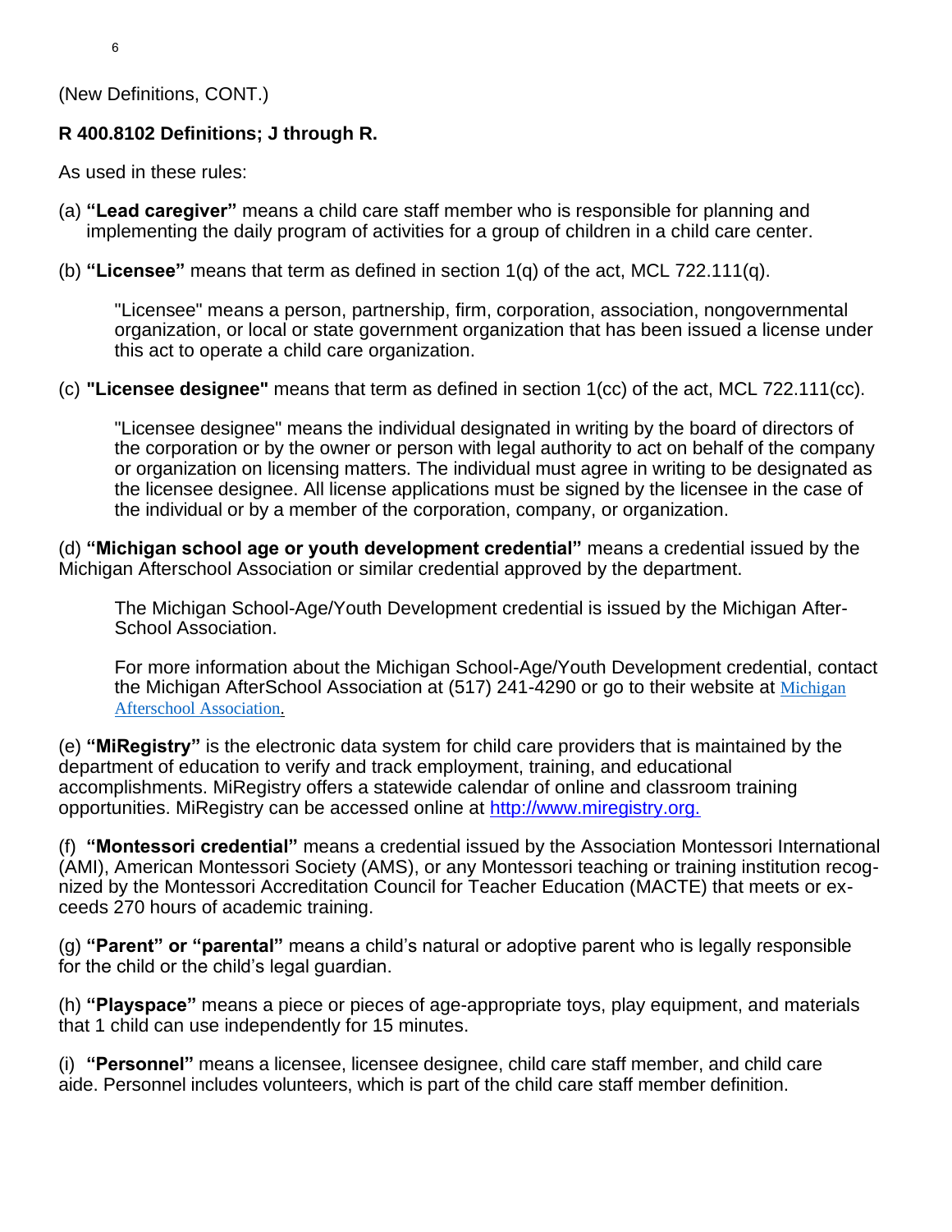(New Definitions, CONT.)

**R 400.8102 Definitions; J through R.**

As used in these rules:

(a) **"Lead caregiver"** means a child care staff member who is responsible for planning and implementing the daily program of activities for a group of children in a child care center.

(b) **"Licensee"** means that term as defined in section 1(q) of the act, MCL 722.111(q).

> "Licensee" means a person, partnership, firm, corporation, association, nongovernmental organization, or local or state government organization that has been issued a license under this act to operate a child care organization.

(c) **"Licensee designee"** means that term as defined in section 1(cc) of the act, MCL 722.111(cc).

> "Licensee designee" means the individual designated in writing by the board of directors of the corporation or by the owner or person with legal authority to act on behalf of the company or organization on licensing matters. The individual must agree in writing to be designated as the licensee designee. All license applications must be signed by the licensee in the case of the individual or by a member of the corporation, company, or organization.

(d) **"Michigan school age or youth development credential"** means a credential issued by the Michigan Afterschool Association or similar credential approved by the department.

> The Michigan School-Age/Youth Development credential is issued by the Michigan After-School Association.
>
> For more information about the Michigan School-Age/Youth Development credential, contact the Michigan AfterSchool Association at (517) 241-4290 or go to their website at Michigan Afterschool Association.

(e) **"MiRegistry"** is the electronic data system for child care providers that is maintained by the department of education to verify and track employment, training, and educational accomplishments. MiRegistry offers a statewide calendar of online and classroom training opportunities. MiRegistry can be accessed online at http://www.miregistry.org.

(f) **"Montessori credential"** means a credential issued by the Association Montessori International (AMI), American Montessori Society (AMS), or any Montessori teaching or training institution recognized by the Montessori Accreditation Council for Teacher Education (MACTE) that meets or exceeds 270 hours of academic training.

(g) **"Parent" or "parental"** means a child's natural or adoptive parent who is legally responsible for the child or the child's legal guardian.

(h) **"Playspace"** means a piece or pieces of age-appropriate toys, play equipment, and materials that 1 child can use independently for 15 minutes.

(i) **"Personnel"** means a licensee, licensee designee, child care staff member, and child care aide. Personnel includes volunteers, which is part of the child care staff member definition.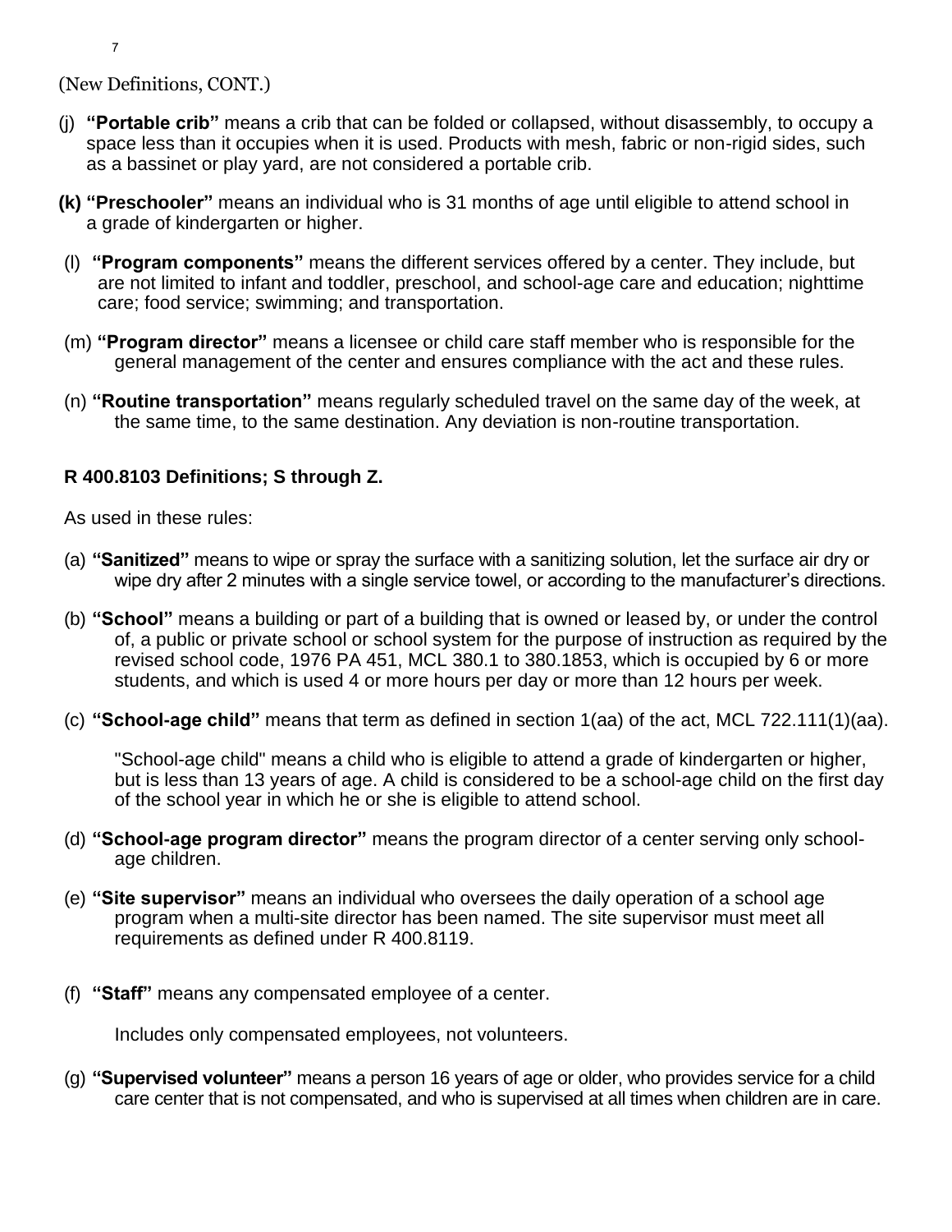(New Definitions, CONT.)

(j) **"Portable crib"** means a crib that can be folded or collapsed, without disassembly, to occupy a space less than it occupies when it is used. Products with mesh, fabric or non-rigid sides, such as a bassinet or play yard, are not considered a portable crib.

**(k) "Preschooler"** means an individual who is 31 months of age until eligible to attend school in a grade of kindergarten or higher.

(l) **"Program components"** means the different services offered by a center. They include, but are not limited to infant and toddler, preschool, and school-age care and education; nighttime care; food service; swimming; and transportation.

(m) **"Program director"** means a licensee or child care staff member who is responsible for the general management of the center and ensures compliance with the act and these rules.

(n) **"Routine transportation"** means regularly scheduled travel on the same day of the week, at the same time, to the same destination. Any deviation is non-routine transportation.

**R 400.8103 Definitions; S through Z.**

As used in these rules:

(a) **"Sanitized"** means to wipe or spray the surface with a sanitizing solution, let the surface air dry or wipe dry after 2 minutes with a single service towel, or according to the manufacturer's directions.

(b) **"School"** means a building or part of a building that is owned or leased by, or under the control of, a public or private school or school system for the purpose of instruction as required by the revised school code, 1976 PA 451, MCL 380.1 to 380.1853, which is occupied by 6 or more students, and which is used 4 or more hours per day or more than 12 hours per week.

(c) **"School-age child"** means that term as defined in section 1(aa) of the act, MCL 722.111(1)(aa).

"School-age child" means a child who is eligible to attend a grade of kindergarten or higher, but is less than 13 years of age. A child is considered to be a school-age child on the first day of the school year in which he or she is eligible to attend school.

(d) **"School-age program director"** means the program director of a center serving only school-age children.

(e) **"Site supervisor"** means an individual who oversees the daily operation of a school age program when a multi-site director has been named. The site supervisor must meet all requirements as defined under R 400.8119.

(f) **"Staff"** means any compensated employee of a center.

Includes only compensated employees, not volunteers.

(g) **"Supervised volunteer"** means a person 16 years of age or older, who provides service for a child care center that is not compensated, and who is supervised at all times when children are in care.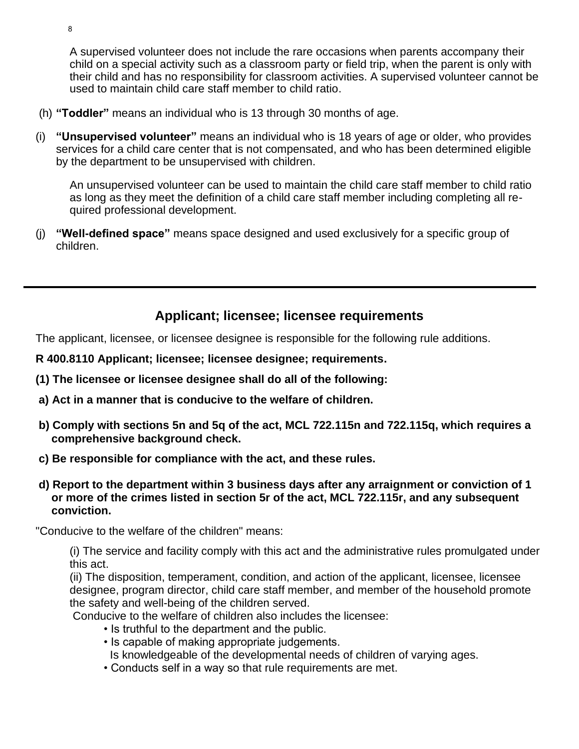A supervised volunteer does not include the rare occasions when parents accompany their child on a special activity such as a classroom party or field trip, when the parent is only with their child and has no responsibility for classroom activities. A supervised volunteer cannot be used to maintain child care staff member to child ratio.

(h) **"Toddler"** means an individual who is 13 through 30 months of age.

(i) **"Unsupervised volunteer"** means an individual who is 18 years of age or older, who provides services for a child care center that is not compensated, and who has been determined eligible by the department to be unsupervised with children.

An unsupervised volunteer can be used to maintain the child care staff member to child ratio as long as they meet the definition of a child care staff member including completing all required professional development.

(j) **"Well-defined space"** means space designed and used exclusively for a specific group of children.

---

## Applicant; licensee; licensee requirements

The applicant, licensee, or licensee designee is responsible for the following rule additions.

**R 400.8110 Applicant; licensee; licensee designee; requirements.**

**(1) The licensee or licensee designee shall do all of the following:**

**a) Act in a manner that is conducive to the welfare of children.**

**b) Comply with sections 5n and 5q of the act, MCL 722.115n and 722.115q, which requires a comprehensive background check.**

**c) Be responsible for compliance with the act, and these rules.**

**d) Report to the department within 3 business days after any arraignment or conviction of 1 or more of the crimes listed in section 5r of the act, MCL 722.115r, and any subsequent conviction.**

"Conducive to the welfare of the children" means:

(i) The service and facility comply with this act and the administrative rules promulgated under this act.
(ii) The disposition, temperament, condition, and action of the applicant, licensee, licensee designee, program director, child care staff member, and member of the household promote the safety and well-being of the children served.
Conducive to the welfare of children also includes the licensee:

- Is truthful to the department and the public.
- Is capable of making appropriate judgements.
  Is knowledgeable of the developmental needs of children of varying ages.
- Conducts self in a way so that rule requirements are met.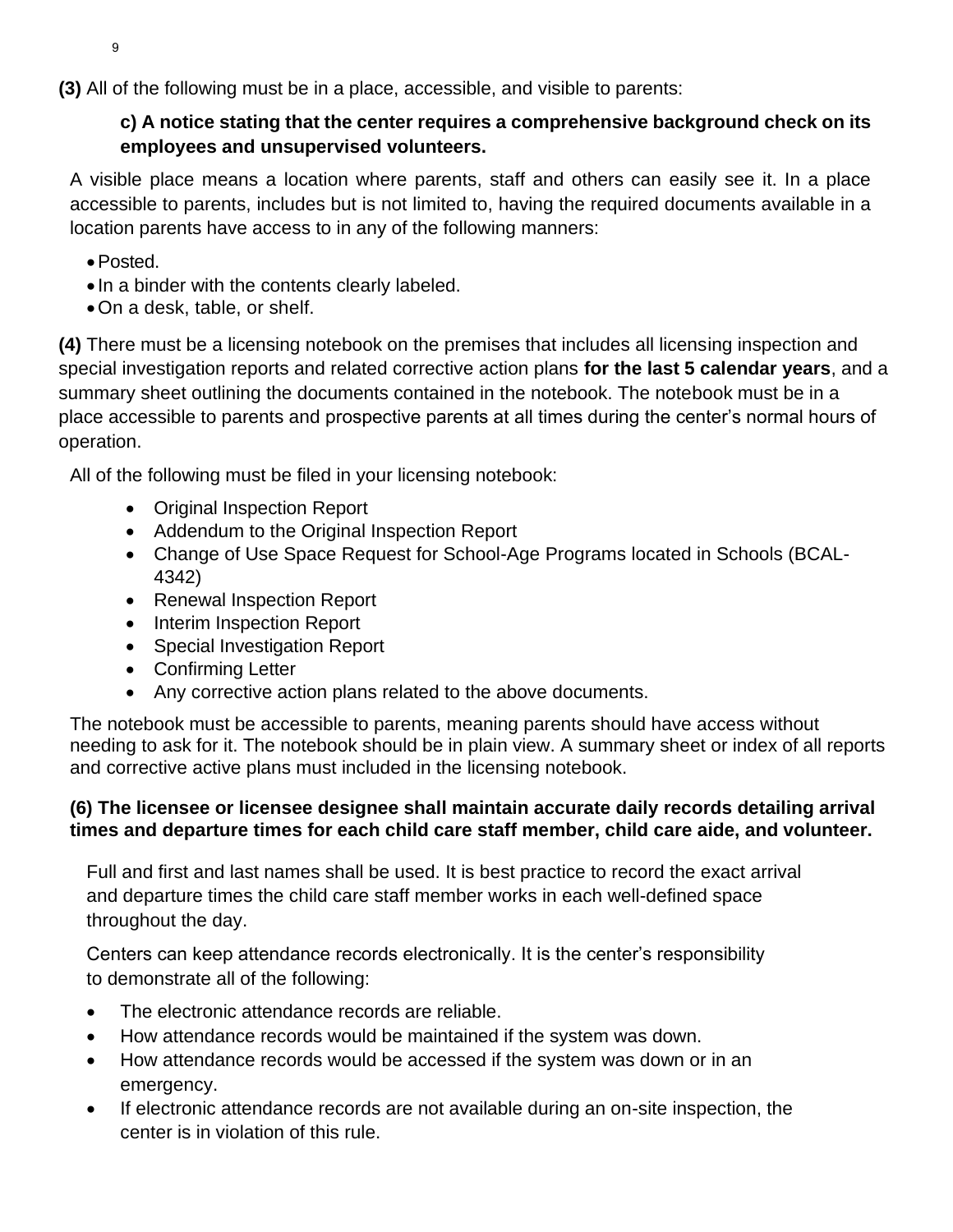**(3)** All of the following must be in a place, accessible, and visible to parents:

**c) A notice stating that the center requires a comprehensive background check on its employees and unsupervised volunteers.**

A visible place means a location where parents, staff and others can easily see it. In a place accessible to parents, includes but is not limited to, having the required documents available in a location parents have access to in any of the following manners:

- Posted.
- In a binder with the contents clearly labeled.
- On a desk, table, or shelf.

**(4)** There must be a licensing notebook on the premises that includes all licensing inspection and special investigation reports and related corrective action plans **for the last 5 calendar years**, and a summary sheet outlining the documents contained in the notebook. The notebook must be in a place accessible to parents and prospective parents at all times during the center's normal hours of operation.

All of the following must be filed in your licensing notebook:

- Original Inspection Report
- Addendum to the Original Inspection Report
- Change of Use Space Request for School-Age Programs located in Schools (BCAL-4342)
- Renewal Inspection Report
- Interim Inspection Report
- Special Investigation Report
- Confirming Letter
- Any corrective action plans related to the above documents.

The notebook must be accessible to parents, meaning parents should have access without needing to ask for it. The notebook should be in plain view. A summary sheet or index of all reports and corrective active plans must included in the licensing notebook.

**(6) The licensee or licensee designee shall maintain accurate daily records detailing arrival times and departure times for each child care staff member, child care aide, and volunteer.**

Full and first and last names shall be used. It is best practice to record the exact arrival and departure times the child care staff member works in each well-defined space throughout the day.

Centers can keep attendance records electronically. It is the center's responsibility to demonstrate all of the following:

- The electronic attendance records are reliable.
- How attendance records would be maintained if the system was down.
- How attendance records would be accessed if the system was down or in an emergency.
- If electronic attendance records are not available during an on-site inspection, the center is in violation of this rule.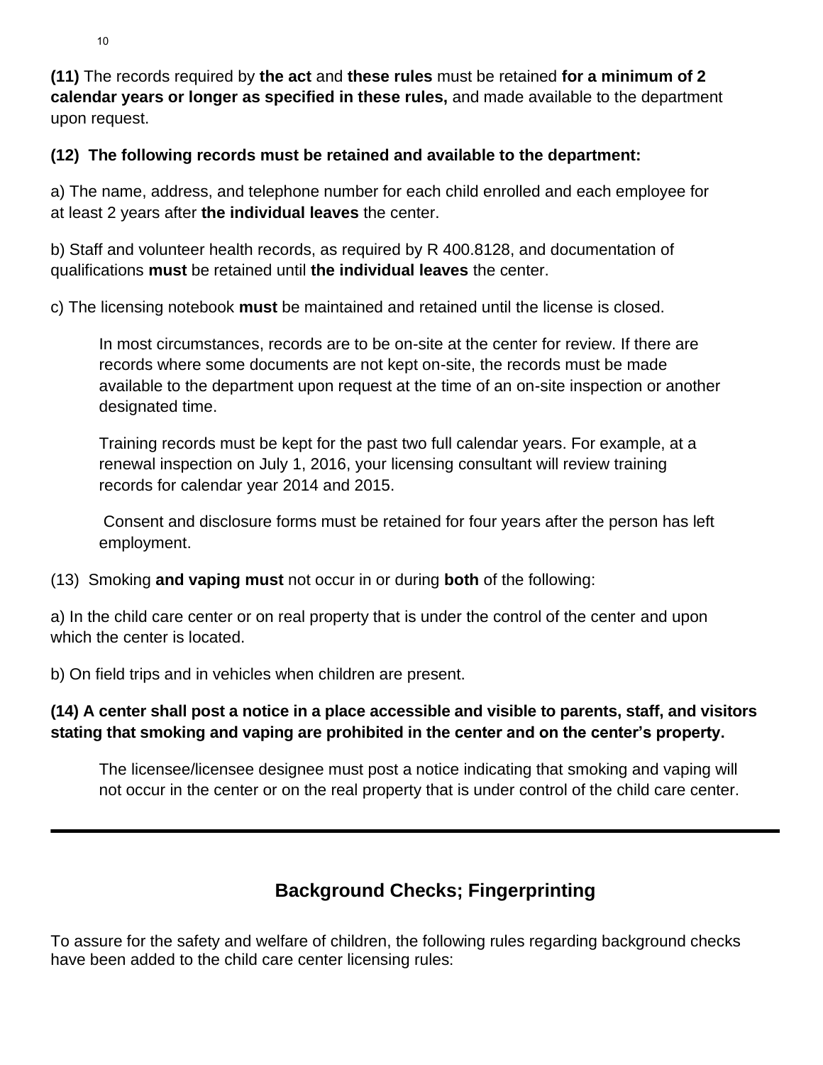**(11)** The records required by **the act** and **these rules** must be retained **for a minimum of 2 calendar years or longer as specified in these rules,** and made available to the department upon request.

**(12) The following records must be retained and available to the department:**

a) The name, address, and telephone number for each child enrolled and each employee for at least 2 years after **the individual leaves** the center.

b) Staff and volunteer health records, as required by R 400.8128, and documentation of qualifications **must** be retained until **the individual leaves** the center.

c) The licensing notebook **must** be maintained and retained until the license is closed.

> In most circumstances, records are to be on-site at the center for review. If there are records where some documents are not kept on-site, the records must be made available to the department upon request at the time of an on-site inspection or another designated time.
>
> Training records must be kept for the past two full calendar years. For example, at a renewal inspection on July 1, 2016, your licensing consultant will review training records for calendar year 2014 and 2015.
>
> Consent and disclosure forms must be retained for four years after the person has left employment.

(13) Smoking **and vaping must** not occur in or during **both** of the following:

a) In the child care center or on real property that is under the control of the center and upon which the center is located.

b) On field trips and in vehicles when children are present.

**(14) A center shall post a notice in a place accessible and visible to parents, staff, and visitors stating that smoking and vaping are prohibited in the center and on the center's property.**

> The licensee/licensee designee must post a notice indicating that smoking and vaping will not occur in the center or on the real property that is under control of the child care center.

---

## Background Checks; Fingerprinting

To assure for the safety and welfare of children, the following rules regarding background checks have been added to the child care center licensing rules: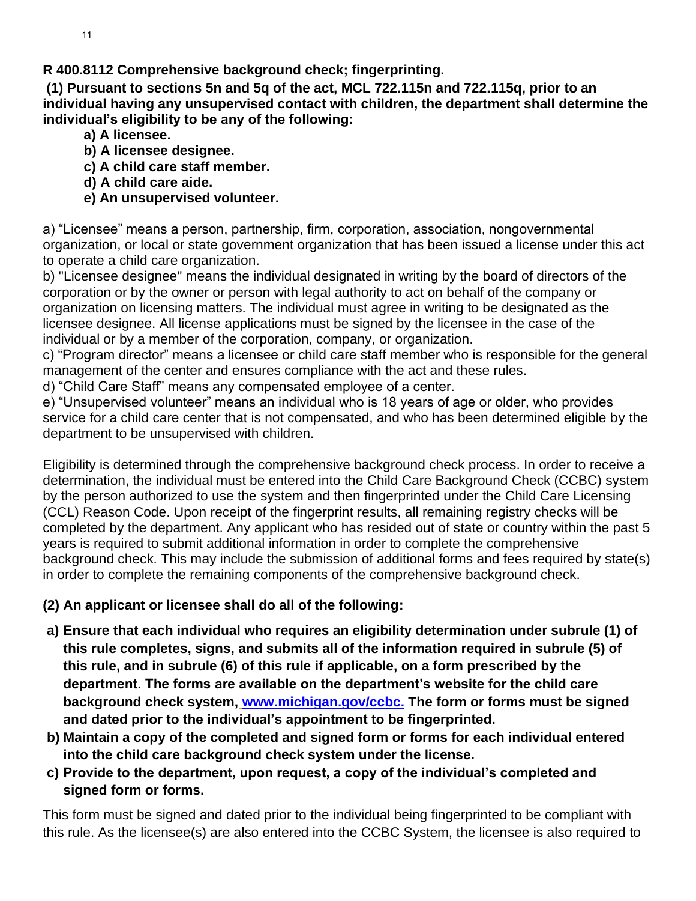**R 400.8112 Comprehensive background check; fingerprinting.**

**(1) Pursuant to sections 5n and 5q of the act, MCL 722.115n and 722.115q, prior to an individual having any unsupervised contact with children, the department shall determine the individual's eligibility to be any of the following:**

- **a) A licensee.**
- **b) A licensee designee.**
- **c) A child care staff member.**
- **d) A child care aide.**
- **e) An unsupervised volunteer.**

a) "Licensee" means a person, partnership, firm, corporation, association, nongovernmental organization, or local or state government organization that has been issued a license under this act to operate a child care organization.
b) "Licensee designee" means the individual designated in writing by the board of directors of the corporation or by the owner or person with legal authority to act on behalf of the company or organization on licensing matters. The individual must agree in writing to be designated as the licensee designee. All license applications must be signed by the licensee in the case of the individual or by a member of the corporation, company, or organization.
c) "Program director" means a licensee or child care staff member who is responsible for the general management of the center and ensures compliance with the act and these rules.
d) "Child Care Staff" means any compensated employee of a center.
e) "Unsupervised volunteer" means an individual who is 18 years of age or older, who provides service for a child care center that is not compensated, and who has been determined eligible by the department to be unsupervised with children.

Eligibility is determined through the comprehensive background check process. In order to receive a determination, the individual must be entered into the Child Care Background Check (CCBC) system by the person authorized to use the system and then fingerprinted under the Child Care Licensing (CCL) Reason Code. Upon receipt of the fingerprint results, all remaining registry checks will be completed by the department. Any applicant who has resided out of state or country within the past 5 years is required to submit additional information in order to complete the comprehensive background check. This may include the submission of additional forms and fees required by state(s) in order to complete the remaining components of the comprehensive background check.

**(2) An applicant or licensee shall do all of the following:**

- **a) Ensure that each individual who requires an eligibility determination under subrule (1) of this rule completes, signs, and submits all of the information required in subrule (5) of this rule, and in subrule (6) of this rule if applicable, on a form prescribed by the department. The forms are available on the department's website for the child care background check system, www.michigan.gov/ccbc. The form or forms must be signed and dated prior to the individual's appointment to be fingerprinted.**
- **b) Maintain a copy of the completed and signed form or forms for each individual entered into the child care background check system under the license.**
- **c) Provide to the department, upon request, a copy of the individual's completed and signed form or forms.**

This form must be signed and dated prior to the individual being fingerprinted to be compliant with this rule. As the licensee(s) are also entered into the CCBC System, the licensee is also required to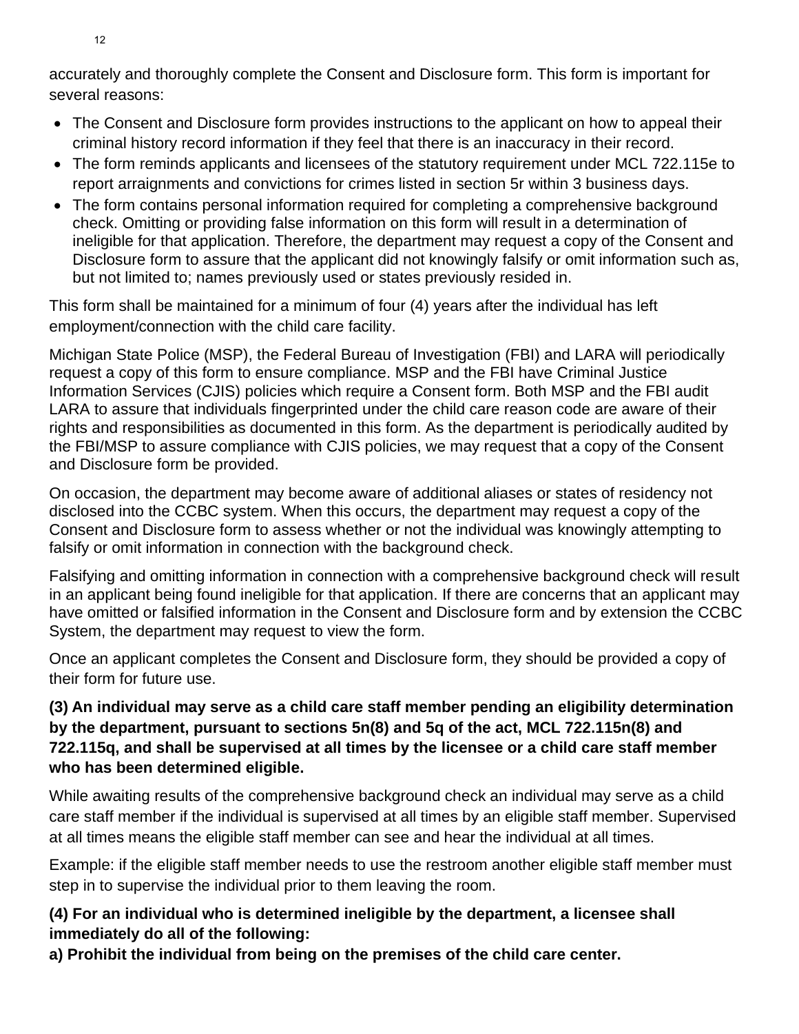accurately and thoroughly complete the Consent and Disclosure form. This form is important for several reasons:

- The Consent and Disclosure form provides instructions to the applicant on how to appeal their criminal history record information if they feel that there is an inaccuracy in their record.
- The form reminds applicants and licensees of the statutory requirement under MCL 722.115e to report arraignments and convictions for crimes listed in section 5r within 3 business days.
- The form contains personal information required for completing a comprehensive background check. Omitting or providing false information on this form will result in a determination of ineligible for that application. Therefore, the department may request a copy of the Consent and Disclosure form to assure that the applicant did not knowingly falsify or omit information such as, but not limited to; names previously used or states previously resided in.

This form shall be maintained for a minimum of four (4) years after the individual has left employment/connection with the child care facility.

Michigan State Police (MSP), the Federal Bureau of Investigation (FBI) and LARA will periodically request a copy of this form to ensure compliance. MSP and the FBI have Criminal Justice Information Services (CJIS) policies which require a Consent form. Both MSP and the FBI audit LARA to assure that individuals fingerprinted under the child care reason code are aware of their rights and responsibilities as documented in this form. As the department is periodically audited by the FBI/MSP to assure compliance with CJIS policies, we may request that a copy of the Consent and Disclosure form be provided.

On occasion, the department may become aware of additional aliases or states of residency not disclosed into the CCBC system. When this occurs, the department may request a copy of the Consent and Disclosure form to assess whether or not the individual was knowingly attempting to falsify or omit information in connection with the background check.

Falsifying and omitting information in connection with a comprehensive background check will result in an applicant being found ineligible for that application. If there are concerns that an applicant may have omitted or falsified information in the Consent and Disclosure form and by extension the CCBC System, the department may request to view the form.

Once an applicant completes the Consent and Disclosure form, they should be provided a copy of their form for future use.

**(3) An individual may serve as a child care staff member pending an eligibility determination by the department, pursuant to sections 5n(8) and 5q of the act, MCL 722.115n(8) and 722.115q, and shall be supervised at all times by the licensee or a child care staff member who has been determined eligible.**

While awaiting results of the comprehensive background check an individual may serve as a child care staff member if the individual is supervised at all times by an eligible staff member. Supervised at all times means the eligible staff member can see and hear the individual at all times.

Example: if the eligible staff member needs to use the restroom another eligible staff member must step in to supervise the individual prior to them leaving the room.

**(4) For an individual who is determined ineligible by the department, a licensee shall immediately do all of the following:**

**a) Prohibit the individual from being on the premises of the child care center.**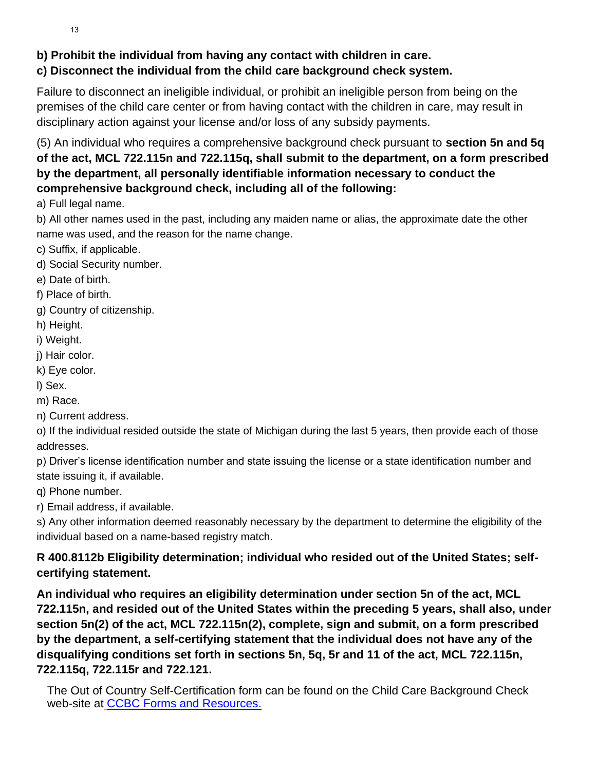**b) Prohibit the individual from having any contact with children in care.**
**c) Disconnect the individual from the child care background check system.**

Failure to disconnect an ineligible individual, or prohibit an ineligible person from being on the premises of the child care center or from having contact with the children in care, may result in disciplinary action against your license and/or loss of any subsidy payments.

(5) An individual who requires a comprehensive background check pursuant to **section 5n and 5q of the act, MCL 722.115n and 722.115q, shall submit to the department, on a form prescribed by the department, all personally identifiable information necessary to conduct the comprehensive background check, including all of the following:**

a) Full legal name.
b) All other names used in the past, including any maiden name or alias, the approximate date the other name was used, and the reason for the name change.
c) Suffix, if applicable.
d) Social Security number.
e) Date of birth.
f) Place of birth.
g) Country of citizenship.
h) Height.
i) Weight.
j) Hair color.
k) Eye color.
l) Sex.
m) Race.
n) Current address.
o) If the individual resided outside the state of Michigan during the last 5 years, then provide each of those addresses.
p) Driver's license identification number and state issuing the license or a state identification number and state issuing it, if available.
q) Phone number.
r) Email address, if available.
s) Any other information deemed reasonably necessary by the department to determine the eligibility of the individual based on a name-based registry match.

**R 400.8112b Eligibility determination; individual who resided out of the United States; self-certifying statement.**

**An individual who requires an eligibility determination under section 5n of the act, MCL 722.115n, and resided out of the United States within the preceding 5 years, shall also, under section 5n(2) of the act, MCL 722.115n(2), complete, sign and submit, on a form prescribed by the department, a self-certifying statement that the individual does not have any of the disqualifying conditions set forth in sections 5n, 5q, 5r and 11 of the act, MCL 722.115n, 722.115q, 722.115r and 722.121.**

The Out of Country Self-Certification form can be found on the Child Care Background Check web-site at CCBC Forms and Resources.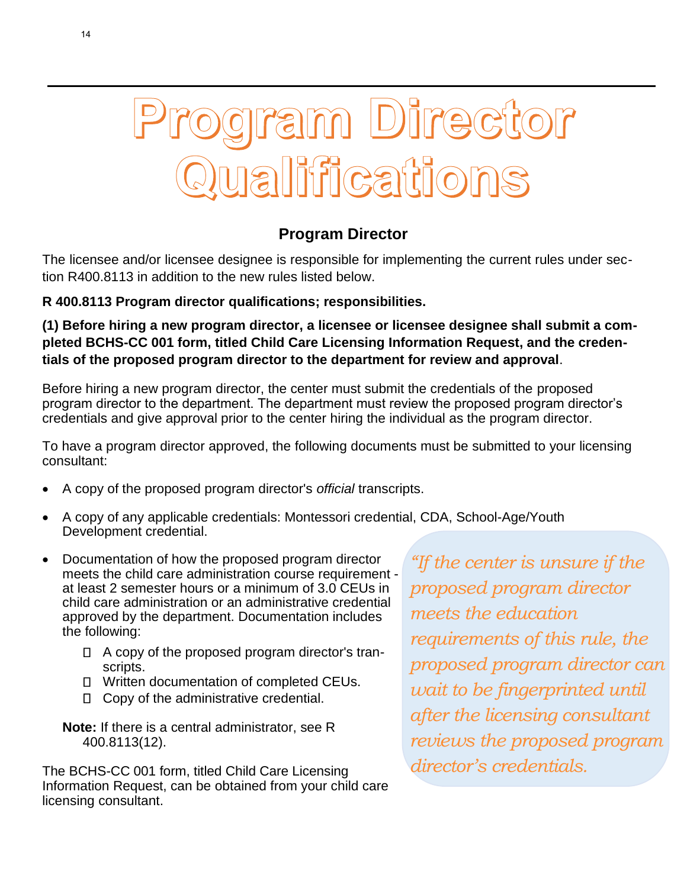# Program Director Qualifications

## Program Director

The licensee and/or licensee designee is responsible for implementing the current rules under section R400.8113 in addition to the new rules listed below.

**R 400.8113 Program director qualifications; responsibilities.**

**(1) Before hiring a new program director, a licensee or licensee designee shall submit a completed BCHS-CC 001 form, titled Child Care Licensing Information Request, and the credentials of the proposed program director to the department for review and approval**.

Before hiring a new program director, the center must submit the credentials of the proposed program director to the department. The department must review the proposed program director's credentials and give approval prior to the center hiring the individual as the program director.

To have a program director approved, the following documents must be submitted to your licensing consultant:

- A copy of the proposed program director's *official* transcripts.
- A copy of any applicable credentials: Montessori credential, CDA, School-Age/Youth Development credential.
- Documentation of how the proposed program director meets the child care administration course requirement - at least 2 semester hours or a minimum of 3.0 CEUs in child care administration or an administrative credential approved by the department. Documentation includes the following:
  - A copy of the proposed program director's transcripts.
  - Written documentation of completed CEUs.
  - Copy of the administrative credential.

  **Note:** If there is a central administrator, see R 400.8113(12).

The BCHS-CC 001 form, titled Child Care Licensing Information Request, can be obtained from your child care licensing consultant.

*"If the center is unsure if the proposed program director meets the education requirements of this rule, the proposed program director can wait to be fingerprinted until after the licensing consultant reviews the proposed program director's credentials.*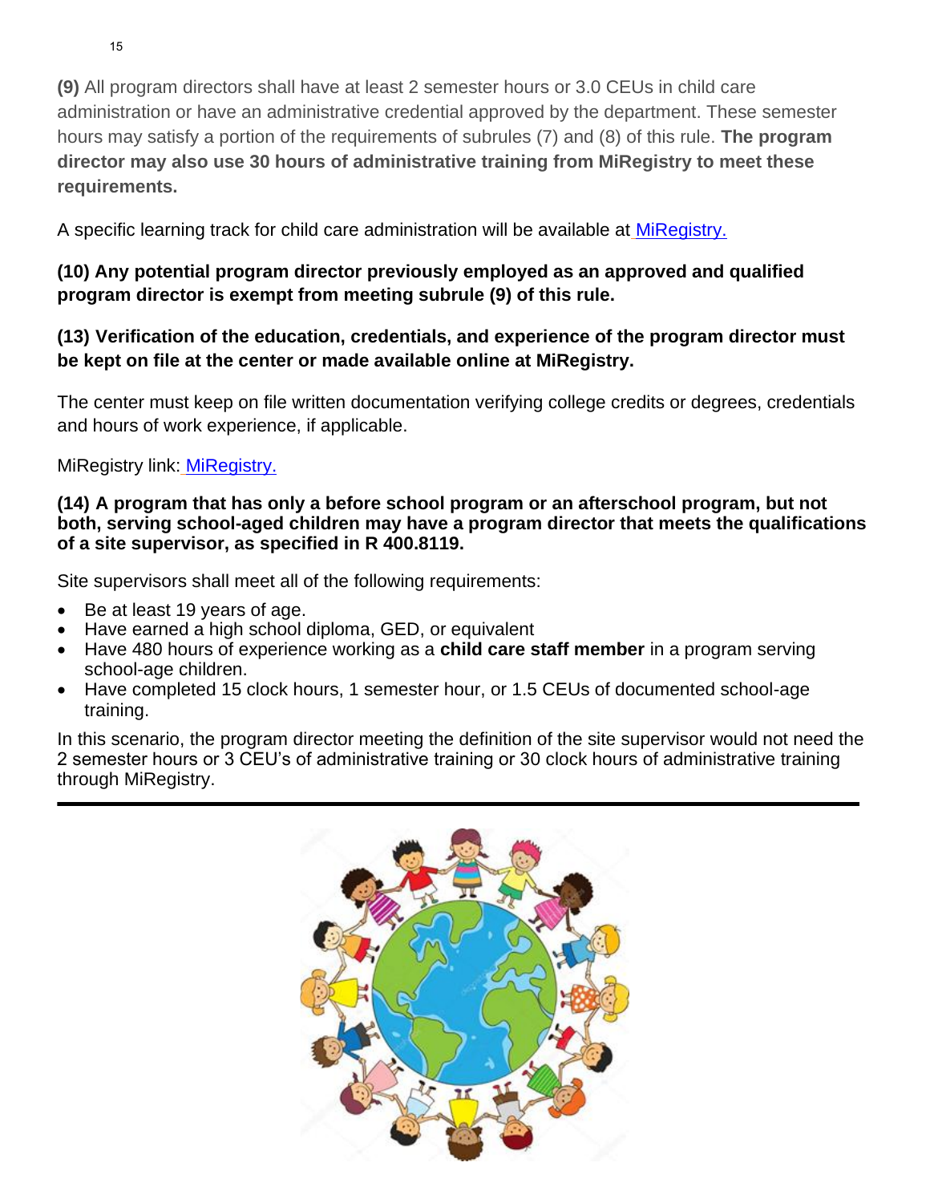**(9)** All program directors shall have at least 2 semester hours or 3.0 CEUs in child care administration or have an administrative credential approved by the department. These semester hours may satisfy a portion of the requirements of subrules (7) and (8) of this rule. **The program director may also use 30 hours of administrative training from MiRegistry to meet these requirements.**

A specific learning track for child care administration will be available at [MiRegistry.](#)

**(10) Any potential program director previously employed as an approved and qualified program director is exempt from meeting subrule (9) of this rule.**

**(13) Verification of the education, credentials, and experience of the program director must be kept on file at the center or made available online at MiRegistry.**

The center must keep on file written documentation verifying college credits or degrees, credentials and hours of work experience, if applicable.

MiRegistry link: [MiRegistry.](#)

**(14) A program that has only a before school program or an afterschool program, but not both, serving school-aged children may have a program director that meets the qualifications of a site supervisor, as specified in R 400.8119.**

Site supervisors shall meet all of the following requirements:

- Be at least 19 years of age.
- Have earned a high school diploma, GED, or equivalent
- Have 480 hours of experience working as a **child care staff member** in a program serving school-age children.
- Have completed 15 clock hours, 1 semester hour, or 1.5 CEUs of documented school-age training.

In this scenario, the program director meeting the definition of the site supervisor would not need the 2 semester hours or 3 CEU's of administrative training or 30 clock hours of administrative training through MiRegistry.

---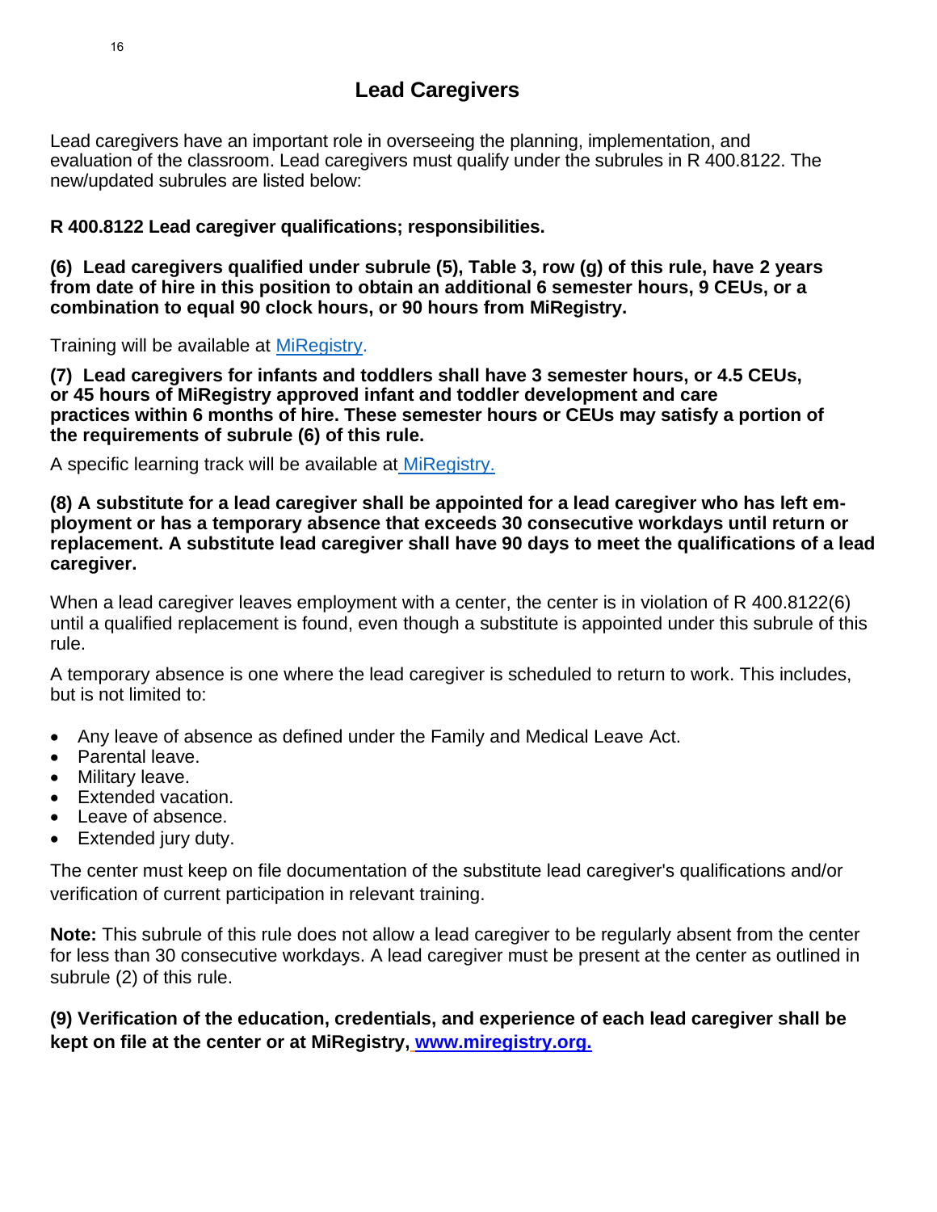## Lead Caregivers

Lead caregivers have an important role in overseeing the planning, implementation, and evaluation of the classroom. Lead caregivers must qualify under the subrules in R 400.8122. The new/updated subrules are listed below:

**R 400.8122 Lead caregiver qualifications; responsibilities.**

**(6) Lead caregivers qualified under subrule (5), Table 3, row (g) of this rule, have 2 years from date of hire in this position to obtain an additional 6 semester hours, 9 CEUs, or a combination to equal 90 clock hours, or 90 hours from MiRegistry.**

Training will be available at [MiRegistry](www.miregistry.org).

**(7) Lead caregivers for infants and toddlers shall have 3 semester hours, or 4.5 CEUs, or 45 hours of MiRegistry approved infant and toddler development and care practices within 6 months of hire. These semester hours or CEUs may satisfy a portion of the requirements of subrule (6) of this rule.**

A specific learning track will be available at [MiRegistry.](www.miregistry.org)

**(8) A substitute for a lead caregiver shall be appointed for a lead caregiver who has left employment or has a temporary absence that exceeds 30 consecutive workdays until return or replacement. A substitute lead caregiver shall have 90 days to meet the qualifications of a lead caregiver.**

When a lead caregiver leaves employment with a center, the center is in violation of R 400.8122(6) until a qualified replacement is found, even though a substitute is appointed under this subrule of this rule.

A temporary absence is one where the lead caregiver is scheduled to return to work. This includes, but is not limited to:

- Any leave of absence as defined under the Family and Medical Leave Act.
- Parental leave.
- Military leave.
- Extended vacation.
- Leave of absence.
- Extended jury duty.

The center must keep on file documentation of the substitute lead caregiver's qualifications and/or verification of current participation in relevant training.

**Note:** This subrule of this rule does not allow a lead caregiver to be regularly absent from the center for less than 30 consecutive workdays. A lead caregiver must be present at the center as outlined in subrule (2) of this rule.

**(9) Verification of the education, credentials, and experience of each lead caregiver shall be kept on file at the center or at MiRegistry, [www.miregistry.org.](www.miregistry.org)**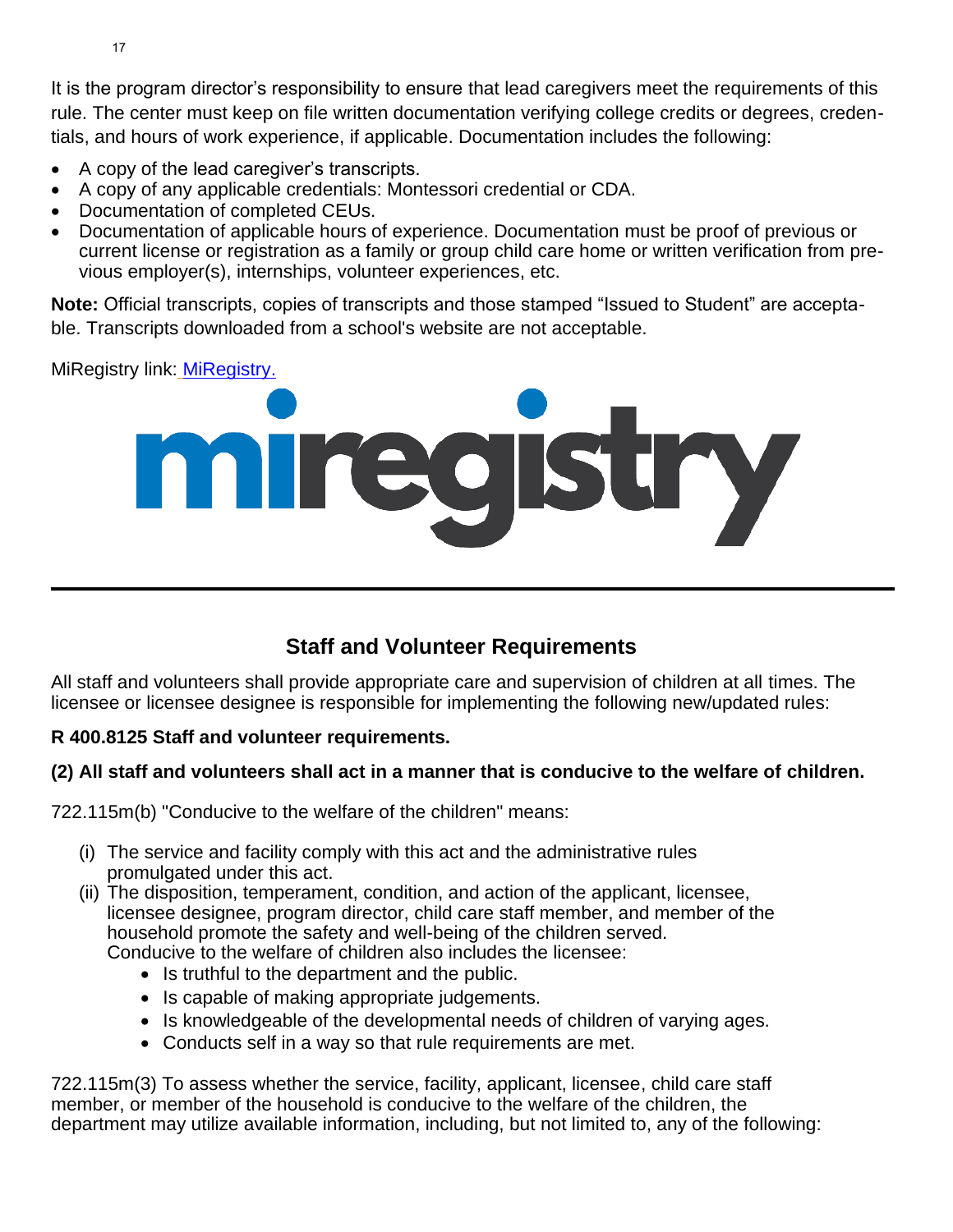It is the program director's responsibility to ensure that lead caregivers meet the requirements of this rule. The center must keep on file written documentation verifying college credits or degrees, credentials, and hours of work experience, if applicable. Documentation includes the following:

- A copy of the lead caregiver's transcripts.
- A copy of any applicable credentials: Montessori credential or CDA.
- Documentation of completed CEUs.
- Documentation of applicable hours of experience. Documentation must be proof of previous or current license or registration as a family or group child care home or written verification from previous employer(s), internships, volunteer experiences, etc.

**Note:** Official transcripts, copies of transcripts and those stamped "Issued to Student" are acceptable. Transcripts downloaded from a school's website are not acceptable.

MiRegistry link: MiRegistry.

---

## Staff and Volunteer Requirements

All staff and volunteers shall provide appropriate care and supervision of children at all times. The licensee or licensee designee is responsible for implementing the following new/updated rules:

**R 400.8125 Staff and volunteer requirements.**

**(2) All staff and volunteers shall act in a manner that is conducive to the welfare of children.**

722.115m(b) "Conducive to the welfare of the children" means:

(i) The service and facility comply with this act and the administrative rules promulgated under this act.

(ii) The disposition, temperament, condition, and action of the applicant, licensee, licensee designee, program director, child care staff member, and member of the household promote the safety and well-being of the children served.
Conducive to the welfare of children also includes the licensee:

- Is truthful to the department and the public.
- Is capable of making appropriate judgements.
- Is knowledgeable of the developmental needs of children of varying ages.
- Conducts self in a way so that rule requirements are met.

722.115m(3) To assess whether the service, facility, applicant, licensee, child care staff member, or member of the household is conducive to the welfare of the children, the department may utilize available information, including, but not limited to, any of the following: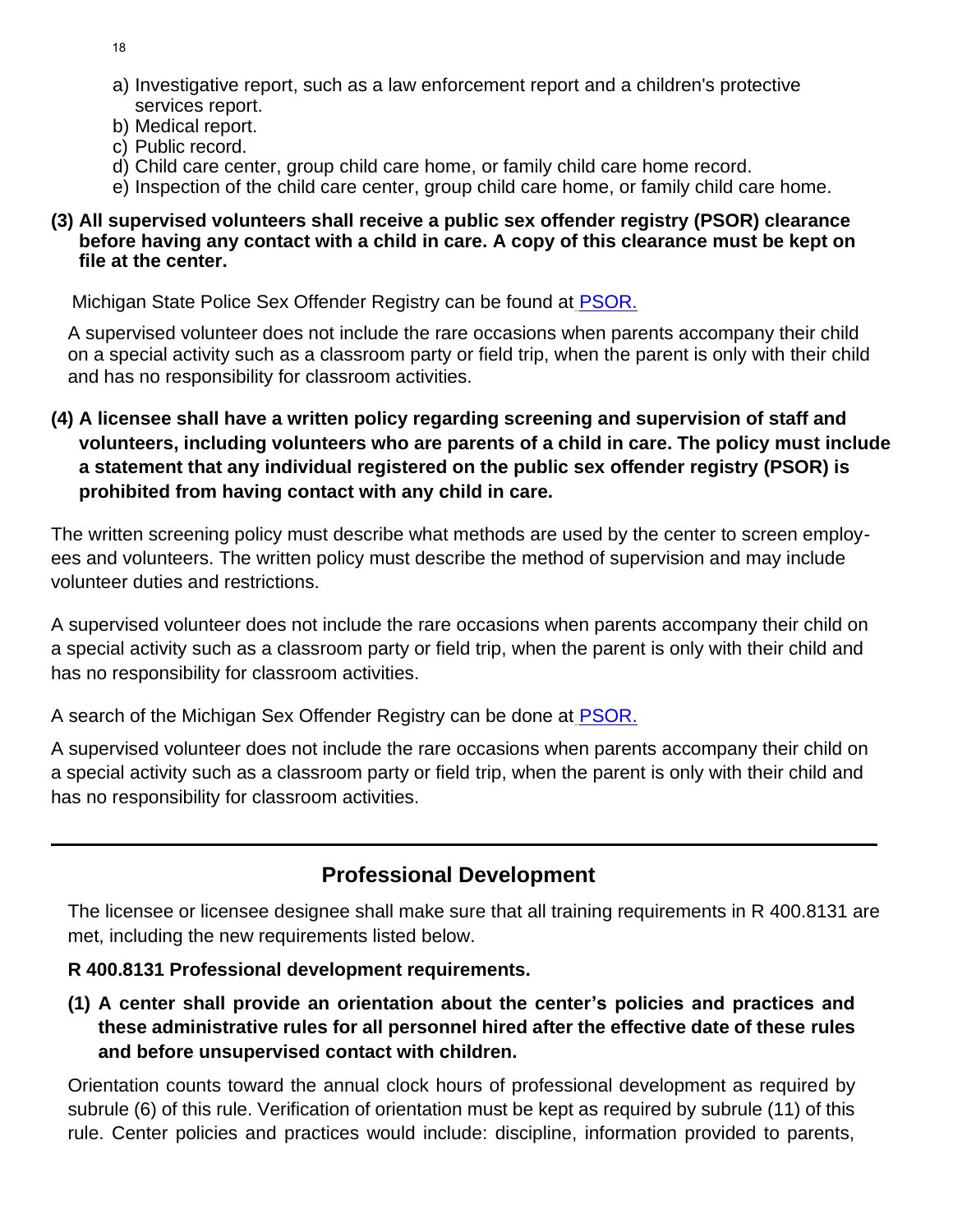a) Investigative report, such as a law enforcement report and a children's protective services report.
b) Medical report.
c) Public record.
d) Child care center, group child care home, or family child care home record.
e) Inspection of the child care center, group child care home, or family child care home.

**(3) All supervised volunteers shall receive a public sex offender registry (PSOR) clearance before having any contact with a child in care. A copy of this clearance must be kept on file at the center.**

Michigan State Police Sex Offender Registry can be found at PSOR.

A supervised volunteer does not include the rare occasions when parents accompany their child on a special activity such as a classroom party or field trip, when the parent is only with their child and has no responsibility for classroom activities.

**(4) A licensee shall have a written policy regarding screening and supervision of staff and volunteers, including volunteers who are parents of a child in care. The policy must include a statement that any individual registered on the public sex offender registry (PSOR) is prohibited from having contact with any child in care.**

The written screening policy must describe what methods are used by the center to screen employees and volunteers. The written policy must describe the method of supervision and may include volunteer duties and restrictions.

A supervised volunteer does not include the rare occasions when parents accompany their child on a special activity such as a classroom party or field trip, when the parent is only with their child and has no responsibility for classroom activities.

A search of the Michigan Sex Offender Registry can be done at PSOR.

A supervised volunteer does not include the rare occasions when parents accompany their child on a special activity such as a classroom party or field trip, when the parent is only with their child and has no responsibility for classroom activities.

---

## Professional Development

The licensee or licensee designee shall make sure that all training requirements in R 400.8131 are met, including the new requirements listed below.

**R 400.8131 Professional development requirements.**

**(1) A center shall provide an orientation about the center's policies and practices and these administrative rules for all personnel hired after the effective date of these rules and before unsupervised contact with children.**

Orientation counts toward the annual clock hours of professional development as required by subrule (6) of this rule. Verification of orientation must be kept as required by subrule (11) of this rule. Center policies and practices would include: discipline, information provided to parents,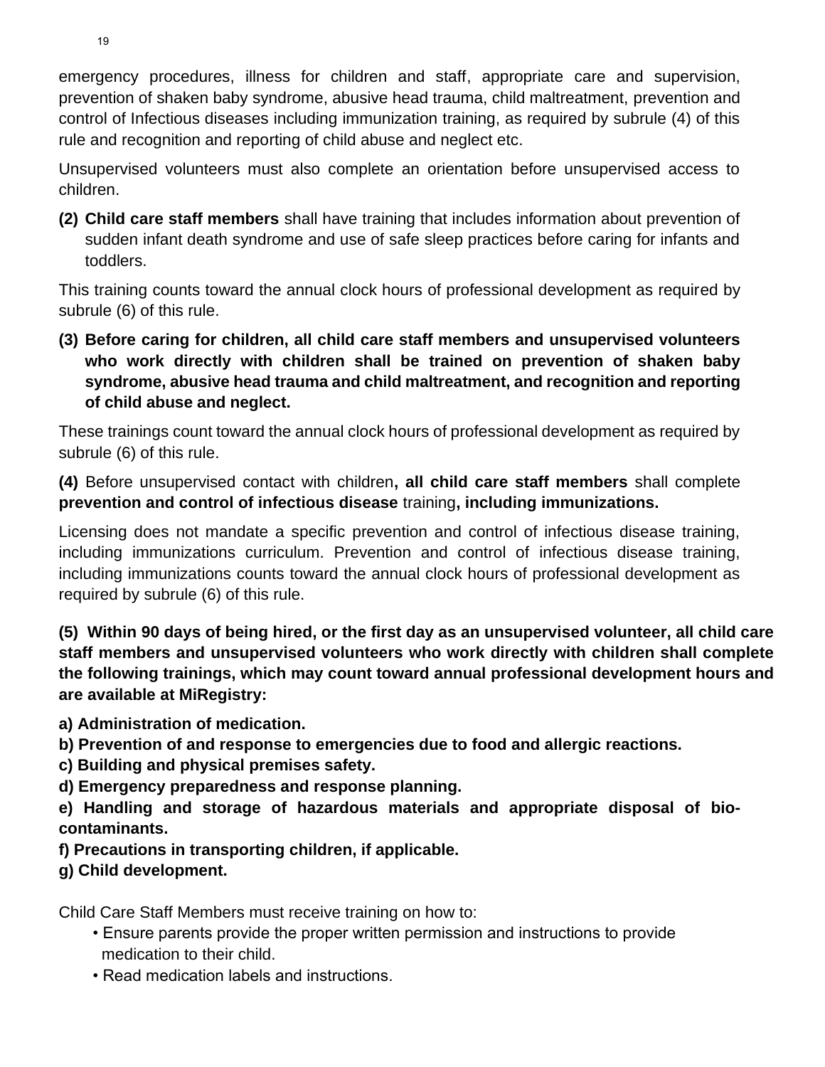emergency procedures, illness for children and staff, appropriate care and supervision, prevention of shaken baby syndrome, abusive head trauma, child maltreatment, prevention and control of Infectious diseases including immunization training, as required by subrule (4) of this rule and recognition and reporting of child abuse and neglect etc.

Unsupervised volunteers must also complete an orientation before unsupervised access to children.

**(2) Child care staff members** shall have training that includes information about prevention of sudden infant death syndrome and use of safe sleep practices before caring for infants and toddlers.

This training counts toward the annual clock hours of professional development as required by subrule (6) of this rule.

**(3) Before caring for children, all child care staff members and unsupervised volunteers who work directly with children shall be trained on prevention of shaken baby syndrome, abusive head trauma and child maltreatment, and recognition and reporting of child abuse and neglect.**

These trainings count toward the annual clock hours of professional development as required by subrule (6) of this rule.

**(4)** Before unsupervised contact with children**, all child care staff members** shall complete **prevention and control of infectious disease** training**, including immunizations.**

Licensing does not mandate a specific prevention and control of infectious disease training, including immunizations curriculum. Prevention and control of infectious disease training, including immunizations counts toward the annual clock hours of professional development as required by subrule (6) of this rule.

**(5) Within 90 days of being hired, or the first day as an unsupervised volunteer, all child care staff members and unsupervised volunteers who work directly with children shall complete the following trainings, which may count toward annual professional development hours and are available at MiRegistry:**

**a) Administration of medication.**
**b) Prevention of and response to emergencies due to food and allergic reactions.**
**c) Building and physical premises safety.**
**d) Emergency preparedness and response planning.**
**e) Handling and storage of hazardous materials and appropriate disposal of bio-contaminants.**
**f) Precautions in transporting children, if applicable.**
**g) Child development.**

Child Care Staff Members must receive training on how to:

- Ensure parents provide the proper written permission and instructions to provide medication to their child.
- Read medication labels and instructions.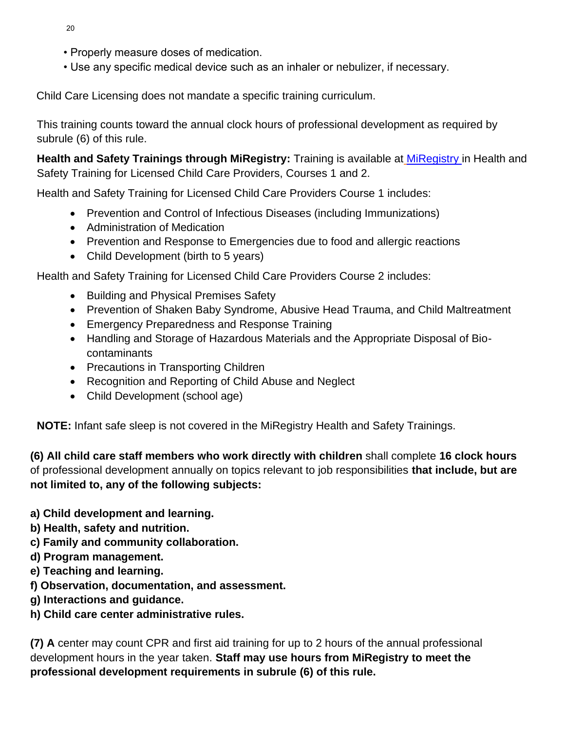- Properly measure doses of medication.
- Use any specific medical device such as an inhaler or nebulizer, if necessary.

Child Care Licensing does not mandate a specific training curriculum.

This training counts toward the annual clock hours of professional development as required by subrule (6) of this rule.

**Health and Safety Trainings through MiRegistry:** Training is available at MiRegistry in Health and Safety Training for Licensed Child Care Providers, Courses 1 and 2.

Health and Safety Training for Licensed Child Care Providers Course 1 includes:

- Prevention and Control of Infectious Diseases (including Immunizations)
- Administration of Medication
- Prevention and Response to Emergencies due to food and allergic reactions
- Child Development (birth to 5 years)

Health and Safety Training for Licensed Child Care Providers Course 2 includes:

- Building and Physical Premises Safety
- Prevention of Shaken Baby Syndrome, Abusive Head Trauma, and Child Maltreatment
- Emergency Preparedness and Response Training
- Handling and Storage of Hazardous Materials and the Appropriate Disposal of Bio-contaminants
- Precautions in Transporting Children
- Recognition and Reporting of Child Abuse and Neglect
- Child Development (school age)

**NOTE:** Infant safe sleep is not covered in the MiRegistry Health and Safety Trainings.

**(6) All child care staff members who work directly with children** shall complete **16 clock hours** of professional development annually on topics relevant to job responsibilities **that include, but are not limited to, any of the following subjects:**

**a) Child development and learning.**
**b) Health, safety and nutrition.**
**c) Family and community collaboration.**
**d) Program management.**
**e) Teaching and learning.**
**f) Observation, documentation, and assessment.**
**g) Interactions and guidance.**
**h) Child care center administrative rules.**

**(7) A** center may count CPR and first aid training for up to 2 hours of the annual professional development hours in the year taken. **Staff may use hours from MiRegistry to meet the professional development requirements in subrule (6) of this rule.**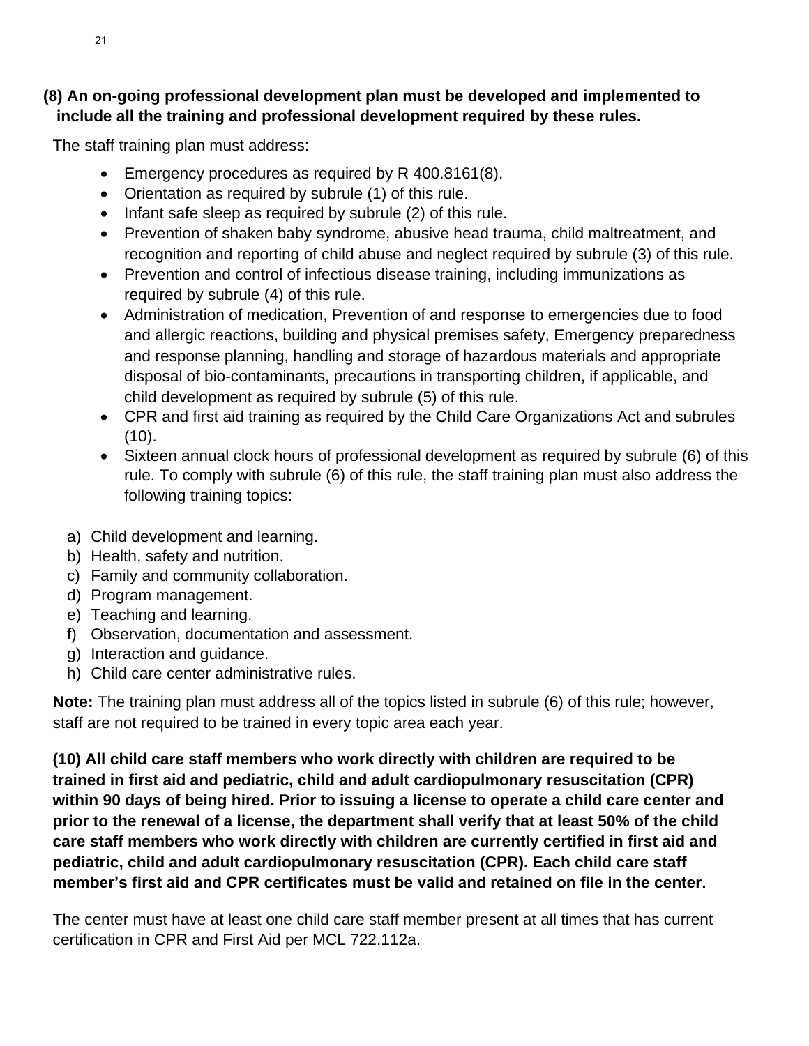**(8) An on-going professional development plan must be developed and implemented to include all the training and professional development required by these rules.**

The staff training plan must address:

- Emergency procedures as required by R 400.8161(8).
- Orientation as required by subrule (1) of this rule.
- Infant safe sleep as required by subrule (2) of this rule.
- Prevention of shaken baby syndrome, abusive head trauma, child maltreatment, and recognition and reporting of child abuse and neglect required by subrule (3) of this rule.
- Prevention and control of infectious disease training, including immunizations as required by subrule (4) of this rule.
- Administration of medication, Prevention of and response to emergencies due to food and allergic reactions, building and physical premises safety, Emergency preparedness and response planning, handling and storage of hazardous materials and appropriate disposal of bio-contaminants, precautions in transporting children, if applicable, and child development as required by subrule (5) of this rule.
- CPR and first aid training as required by the Child Care Organizations Act and subrules (10).
- Sixteen annual clock hours of professional development as required by subrule (6) of this rule. To comply with subrule (6) of this rule, the staff training plan must also address the following training topics:

a) Child development and learning.
b) Health, safety and nutrition.
c) Family and community collaboration.
d) Program management.
e) Teaching and learning.
f) Observation, documentation and assessment.
g) Interaction and guidance.
h) Child care center administrative rules.

**Note:** The training plan must address all of the topics listed in subrule (6) of this rule; however, staff are not required to be trained in every topic area each year.

**(10) All child care staff members who work directly with children are required to be trained in first aid and pediatric, child and adult cardiopulmonary resuscitation (CPR) within 90 days of being hired. Prior to issuing a license to operate a child care center and prior to the renewal of a license, the department shall verify that at least 50% of the child care staff members who work directly with children are currently certified in first aid and pediatric, child and adult cardiopulmonary resuscitation (CPR). Each child care staff member's first aid and CPR certificates must be valid and retained on file in the center.**

The center must have at least one child care staff member present at all times that has current certification in CPR and First Aid per MCL 722.112a.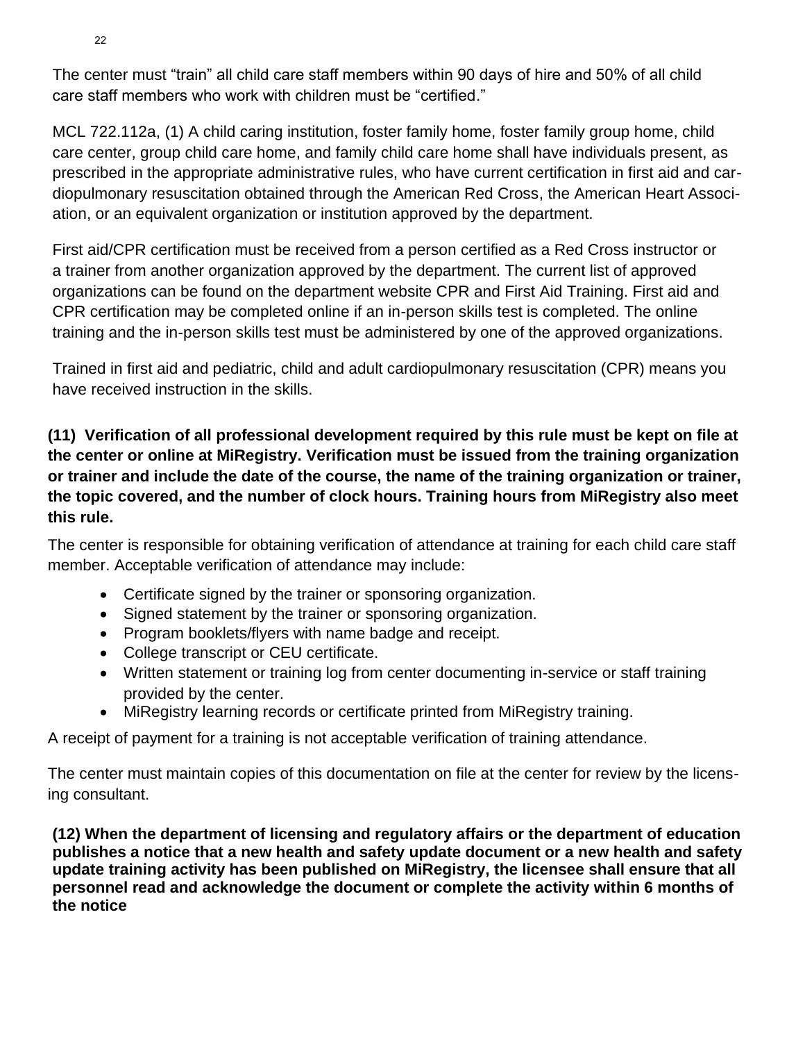The center must “train” all child care staff members within 90 days of hire and 50% of all child care staff members who work with children must be “certified.”

MCL 722.112a, (1) A child caring institution, foster family home, foster family group home, child care center, group child care home, and family child care home shall have individuals present, as prescribed in the appropriate administrative rules, who have current certification in first aid and cardiopulmonary resuscitation obtained through the American Red Cross, the American Heart Association, or an equivalent organization or institution approved by the department.

First aid/CPR certification must be received from a person certified as a Red Cross instructor or a trainer from another organization approved by the department. The current list of approved organizations can be found on the department website CPR and First Aid Training. First aid and CPR certification may be completed online if an in-person skills test is completed. The online training and the in-person skills test must be administered by one of the approved organizations.

Trained in first aid and pediatric, child and adult cardiopulmonary resuscitation (CPR) means you have received instruction in the skills.

**(11) Verification of all professional development required by this rule must be kept on file at the center or online at MiRegistry. Verification must be issued from the training organization or trainer and include the date of the course, the name of the training organization or trainer, the topic covered, and the number of clock hours. Training hours from MiRegistry also meet this rule.**

The center is responsible for obtaining verification of attendance at training for each child care staff member. Acceptable verification of attendance may include:

- Certificate signed by the trainer or sponsoring organization.
- Signed statement by the trainer or sponsoring organization.
- Program booklets/flyers with name badge and receipt.
- College transcript or CEU certificate.
- Written statement or training log from center documenting in-service or staff training provided by the center.
- MiRegistry learning records or certificate printed from MiRegistry training.

A receipt of payment for a training is not acceptable verification of training attendance.

The center must maintain copies of this documentation on file at the center for review by the licensing consultant.

**(12) When the department of licensing and regulatory affairs or the department of education publishes a notice that a new health and safety update document or a new health and safety update training activity has been published on MiRegistry, the licensee shall ensure that all personnel read and acknowledge the document or complete the activity within 6 months of the notice**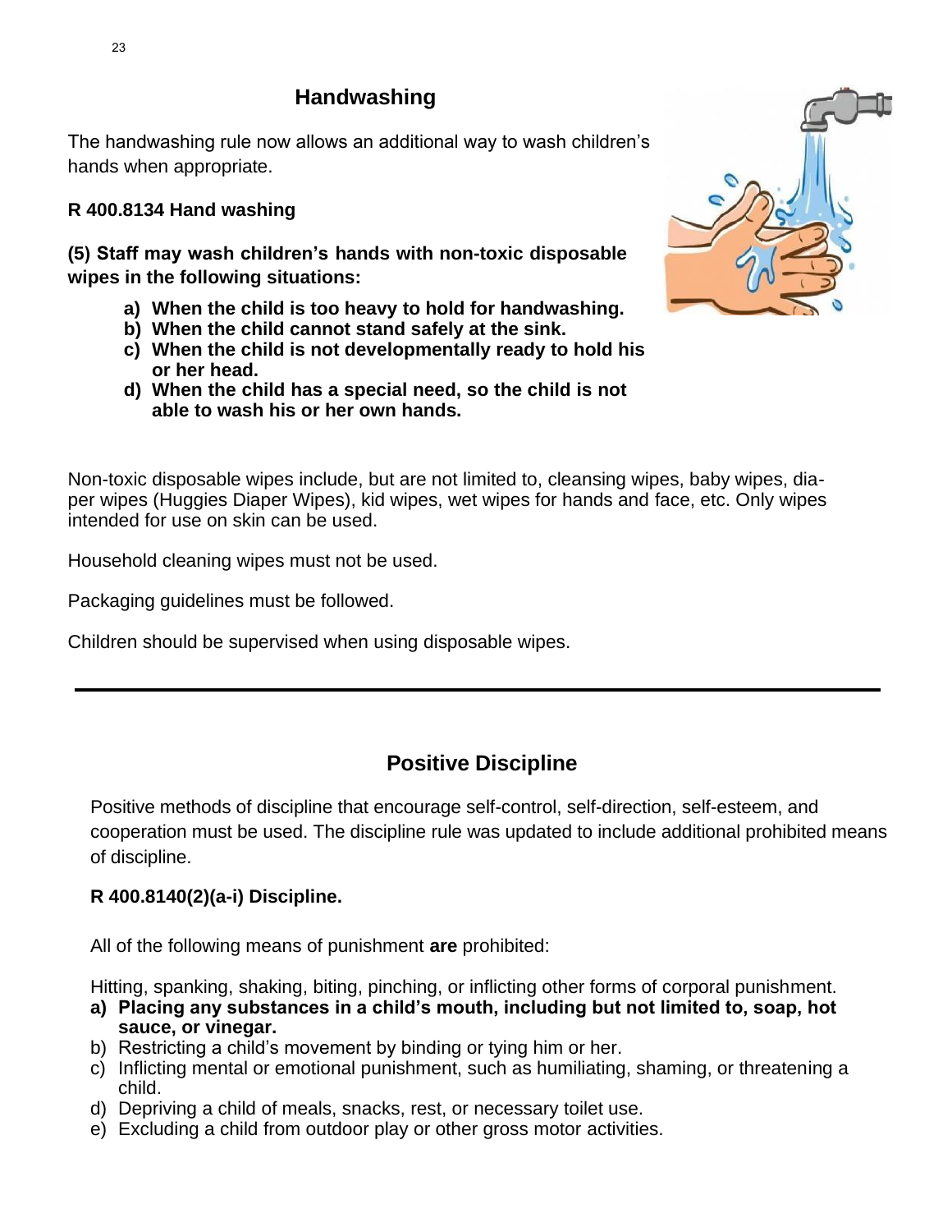## Handwashing

The handwashing rule now allows an additional way to wash children's hands when appropriate.

**R 400.8134 Hand washing**

**(5) Staff may wash children's hands with non-toxic disposable wipes in the following situations:**

- **a) When the child is too heavy to hold for handwashing.**
- **b) When the child cannot stand safely at the sink.**
- **c) When the child is not developmentally ready to hold his or her head.**
- **d) When the child has a special need, so the child is not able to wash his or her own hands.**

Non-toxic disposable wipes include, but are not limited to, cleansing wipes, baby wipes, diaper wipes (Huggies Diaper Wipes), kid wipes, wet wipes for hands and face, etc. Only wipes intended for use on skin can be used.

Household cleaning wipes must not be used.

Packaging guidelines must be followed.

Children should be supervised when using disposable wipes.

---

## Positive Discipline

Positive methods of discipline that encourage self-control, self-direction, self-esteem, and cooperation must be used. The discipline rule was updated to include additional prohibited means of discipline.

**R 400.8140(2)(a-i) Discipline.**

All of the following means of punishment **are** prohibited:

Hitting, spanking, shaking, biting, pinching, or inflicting other forms of corporal punishment.

- **a) Placing any substances in a child's mouth, including but not limited to, soap, hot sauce, or vinegar.**
- b) Restricting a child's movement by binding or tying him or her.
- c) Inflicting mental or emotional punishment, such as humiliating, shaming, or threatening a child.
- d) Depriving a child of meals, snacks, rest, or necessary toilet use.
- e) Excluding a child from outdoor play or other gross motor activities.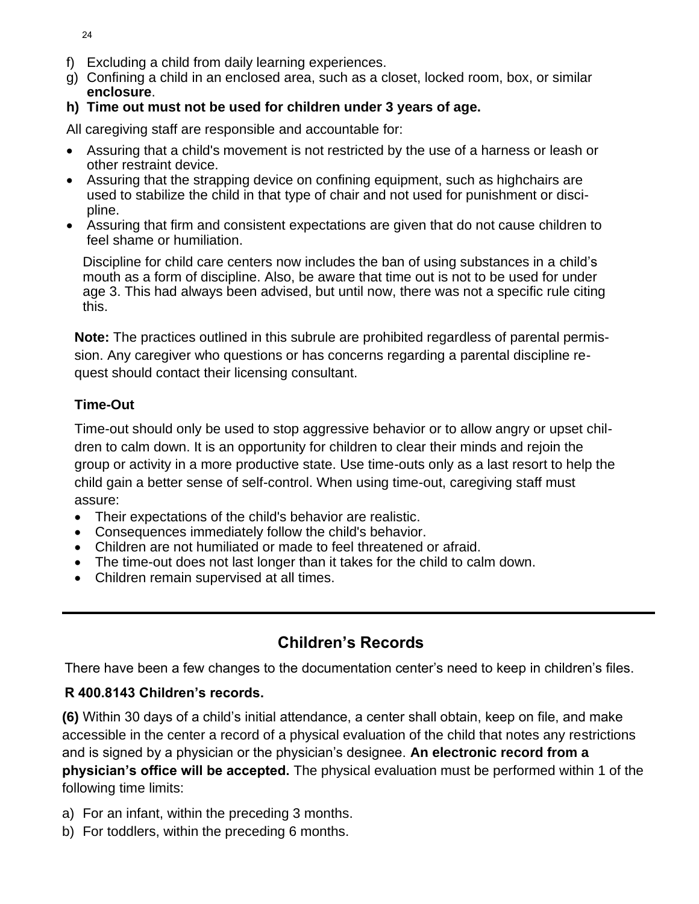f) Excluding a child from daily learning experiences.
g) Confining a child in an enclosed area, such as a closet, locked room, box, or similar **enclosure**.
**h) Time out must not be used for children under 3 years of age.**

All caregiving staff are responsible and accountable for:

- Assuring that a child's movement is not restricted by the use of a harness or leash or other restraint device.
- Assuring that the strapping device on confining equipment, such as highchairs are used to stabilize the child in that type of chair and not used for punishment or discipline.
- Assuring that firm and consistent expectations are given that do not cause children to feel shame or humiliation.

Discipline for child care centers now includes the ban of using substances in a child's mouth as a form of discipline. Also, be aware that time out is not to be used for under age 3. This had always been advised, but until now, there was not a specific rule citing this.

**Note:** The practices outlined in this subrule are prohibited regardless of parental permission. Any caregiver who questions or has concerns regarding a parental discipline request should contact their licensing consultant.

**Time-Out**

Time-out should only be used to stop aggressive behavior or to allow angry or upset children to calm down. It is an opportunity for children to clear their minds and rejoin the group or activity in a more productive state. Use time-outs only as a last resort to help the child gain a better sense of self-control. When using time-out, caregiving staff must assure:

- Their expectations of the child's behavior are realistic.
- Consequences immediately follow the child's behavior.
- Children are not humiliated or made to feel threatened or afraid.
- The time-out does not last longer than it takes for the child to calm down.
- Children remain supervised at all times.

---

## Children's Records

There have been a few changes to the documentation center's need to keep in children's files.

**R 400.8143 Children's records.**

**(6)** Within 30 days of a child's initial attendance, a center shall obtain, keep on file, and make accessible in the center a record of a physical evaluation of the child that notes any restrictions and is signed by a physician or the physician's designee. **An electronic record from a physician's office will be accepted.** The physical evaluation must be performed within 1 of the following time limits:

a) For an infant, within the preceding 3 months.
b) For toddlers, within the preceding 6 months.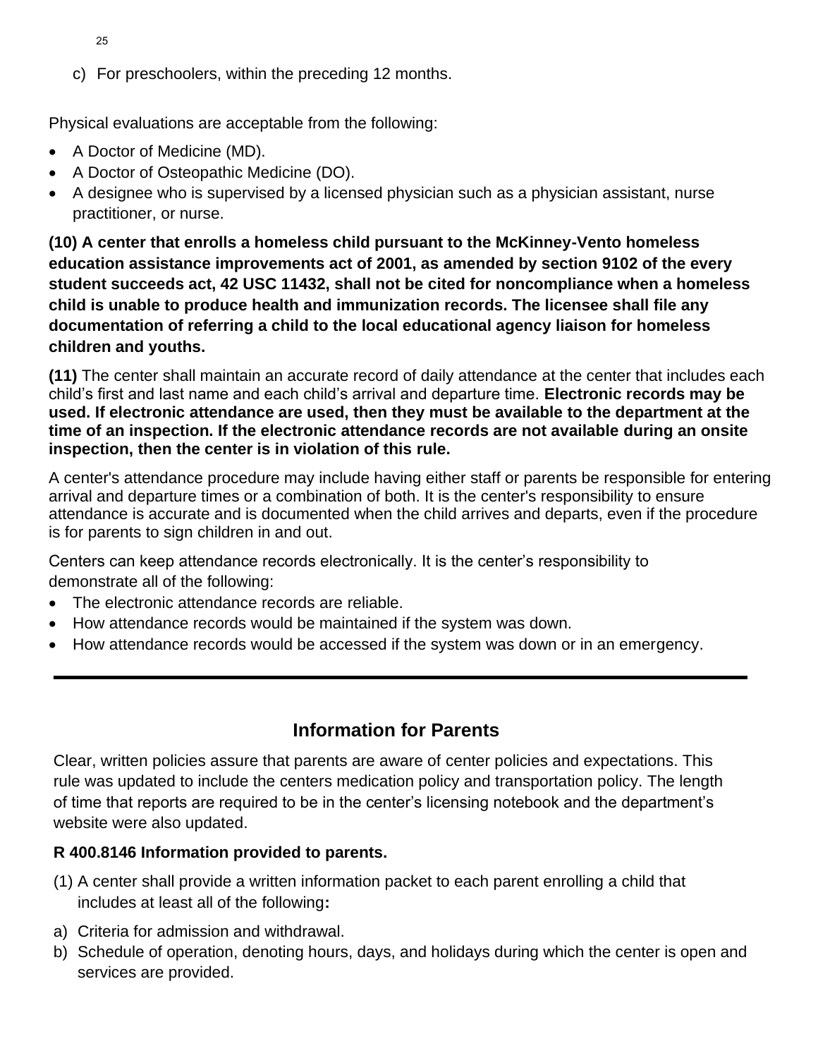c) For preschoolers, within the preceding 12 months.

Physical evaluations are acceptable from the following:

- A Doctor of Medicine (MD).
- A Doctor of Osteopathic Medicine (DO).
- A designee who is supervised by a licensed physician such as a physician assistant, nurse practitioner, or nurse.

**(10) A center that enrolls a homeless child pursuant to the McKinney-Vento homeless education assistance improvements act of 2001, as amended by section 9102 of the every student succeeds act, 42 USC 11432, shall not be cited for noncompliance when a homeless child is unable to produce health and immunization records. The licensee shall file any documentation of referring a child to the local educational agency liaison for homeless children and youths.**

**(11)** The center shall maintain an accurate record of daily attendance at the center that includes each child's first and last name and each child's arrival and departure time. **Electronic records may be used. If electronic attendance are used, then they must be available to the department at the time of an inspection. If the electronic attendance records are not available during an onsite inspection, then the center is in violation of this rule.**

A center's attendance procedure may include having either staff or parents be responsible for entering arrival and departure times or a combination of both. It is the center's responsibility to ensure attendance is accurate and is documented when the child arrives and departs, even if the procedure is for parents to sign children in and out.

Centers can keep attendance records electronically. It is the center's responsibility to demonstrate all of the following:

- The electronic attendance records are reliable.
- How attendance records would be maintained if the system was down.
- How attendance records would be accessed if the system was down or in an emergency.

---

## Information for Parents

Clear, written policies assure that parents are aware of center policies and expectations. This rule was updated to include the centers medication policy and transportation policy. The length of time that reports are required to be in the center's licensing notebook and the department's website were also updated.

**R 400.8146 Information provided to parents.**

(1) A center shall provide a written information packet to each parent enrolling a child that includes at least all of the following**:**

a) Criteria for admission and withdrawal.
b) Schedule of operation, denoting hours, days, and holidays during which the center is open and services are provided.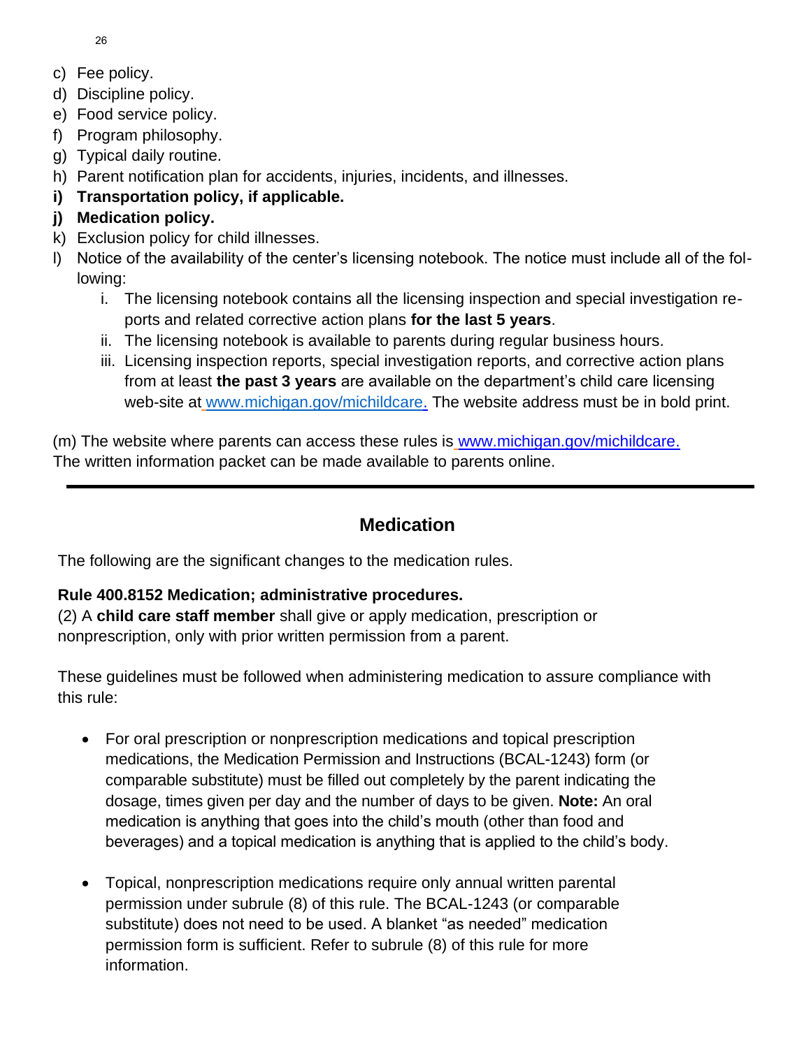c) Fee policy.
d) Discipline policy.
e) Food service policy.
f) Program philosophy.
g) Typical daily routine.
h) Parent notification plan for accidents, injuries, incidents, and illnesses.
**i) Transportation policy, if applicable.**
**j) Medication policy.**
k) Exclusion policy for child illnesses.
l) Notice of the availability of the center's licensing notebook. The notice must include all of the following:
   i. The licensing notebook contains all the licensing inspection and special investigation reports and related corrective action plans **for the last 5 years**.
   ii. The licensing notebook is available to parents during regular business hours.
   iii. Licensing inspection reports, special investigation reports, and corrective action plans from at least **the past 3 years** are available on the department's child care licensing web-site at www.michigan.gov/michildcare. The website address must be in bold print.

(m) The website where parents can access these rules is www.michigan.gov/michildcare.
The written information packet can be made available to parents online.

---

## Medication

The following are the significant changes to the medication rules.

**Rule 400.8152 Medication; administrative procedures.**
(2) A **child care staff member** shall give or apply medication, prescription or nonprescription, only with prior written permission from a parent.

These guidelines must be followed when administering medication to assure compliance with this rule:

- For oral prescription or nonprescription medications and topical prescription medications, the Medication Permission and Instructions (BCAL-1243) form (or comparable substitute) must be filled out completely by the parent indicating the dosage, times given per day and the number of days to be given. **Note:** An oral medication is anything that goes into the child's mouth (other than food and beverages) and a topical medication is anything that is applied to the child's body.

- Topical, nonprescription medications require only annual written parental permission under subrule (8) of this rule. The BCAL-1243 (or comparable substitute) does not need to be used. A blanket "as needed" medication permission form is sufficient. Refer to subrule (8) of this rule for more information.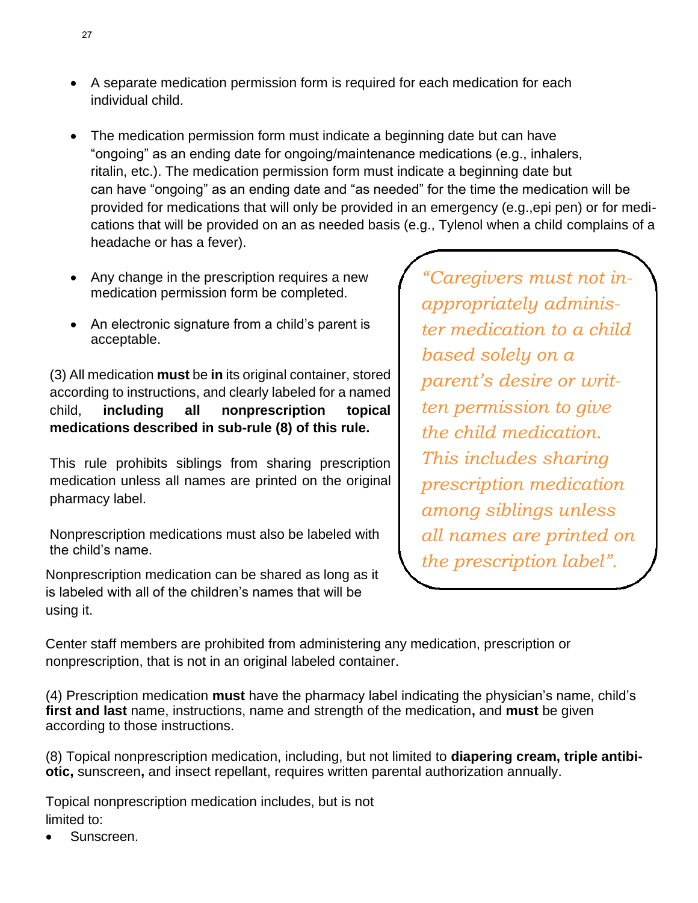- A separate medication permission form is required for each medication for each individual child.

- The medication permission form must indicate a beginning date but can have "ongoing" as an ending date for ongoing/maintenance medications (e.g., inhalers, ritalin, etc.). The medication permission form must indicate a beginning date but can have "ongoing" as an ending date and "as needed" for the time the medication will be provided for medications that will only be provided in an emergency (e.g.,epi pen) or for medications that will be provided on an as needed basis (e.g., Tylenol when a child complains of a headache or has a fever).

- Any change in the prescription requires a new medication permission form be completed.

- An electronic signature from a child's parent is acceptable.

(3) All medication **must** be **in** its original container, stored according to instructions, and clearly labeled for a named child, **including all nonprescription topical medications described in sub-rule (8) of this rule.**

This rule prohibits siblings from sharing prescription medication unless all names are printed on the original pharmacy label.

Nonprescription medications must also be labeled with the child's name.

Nonprescription medication can be shared as long as it is labeled with all of the children's names that will be using it.

> *"Caregivers must not inappropriately administer medication to a child based solely on a parent's desire or written permission to give the child medication. This includes sharing prescription medication among siblings unless all names are printed on the prescription label".*

Center staff members are prohibited from administering any medication, prescription or nonprescription, that is not in an original labeled container.

(4) Prescription medication **must** have the pharmacy label indicating the physician's name, child's **first and last** name, instructions, name and strength of the medication**,** and **must** be given according to those instructions.

(8) Topical nonprescription medication, including, but not limited to **diapering cream, triple antibiotic,** sunscreen**,** and insect repellant, requires written parental authorization annually.

Topical nonprescription medication includes, but is not limited to:

- Sunscreen.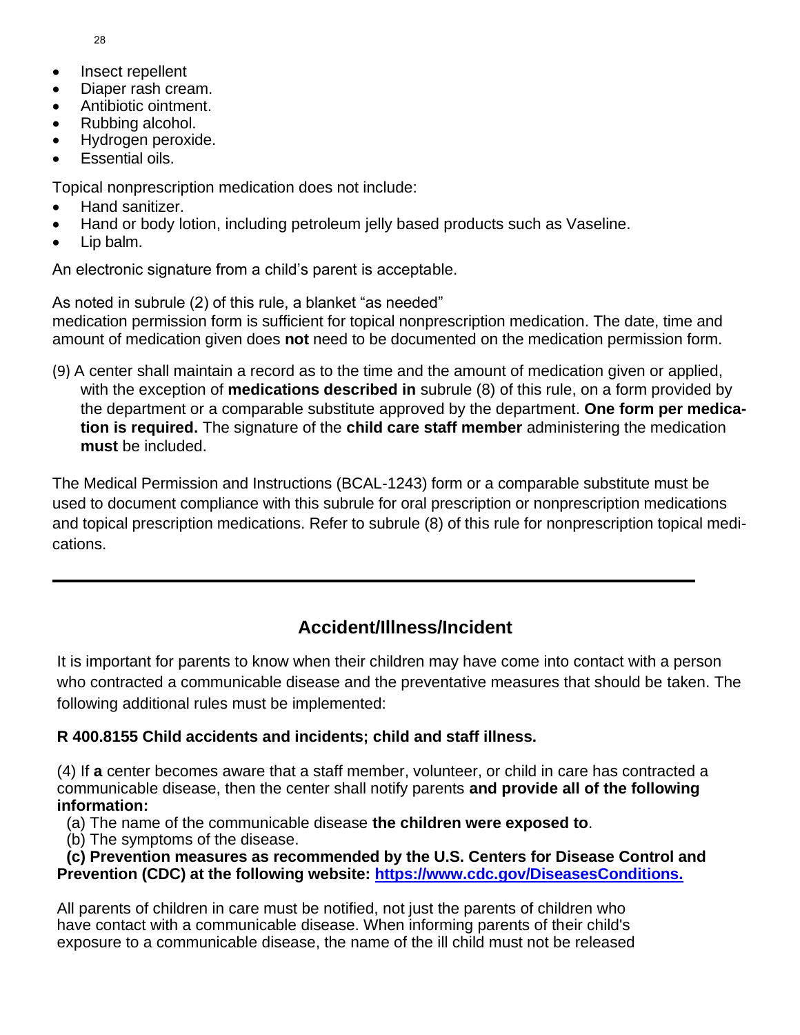- Insect repellent
- Diaper rash cream.
- Antibiotic ointment.
- Rubbing alcohol.
- Hydrogen peroxide.
- Essential oils.

Topical nonprescription medication does not include:

- Hand sanitizer.
- Hand or body lotion, including petroleum jelly based products such as Vaseline.
- Lip balm.

An electronic signature from a child's parent is acceptable.

As noted in subrule (2) of this rule, a blanket "as needed" medication permission form is sufficient for topical nonprescription medication. The date, time and amount of medication given does **not** need to be documented on the medication permission form.

(9) A center shall maintain a record as to the time and the amount of medication given or applied, with the exception of **medications described in** subrule (8) of this rule, on a form provided by the department or a comparable substitute approved by the department. **One form per medication is required.** The signature of the **child care staff member** administering the medication **must** be included.

The Medical Permission and Instructions (BCAL-1243) form or a comparable substitute must be used to document compliance with this subrule for oral prescription or nonprescription medications and topical prescription medications. Refer to subrule (8) of this rule for nonprescription topical medications.

---

## Accident/Illness/Incident

It is important for parents to know when their children may have come into contact with a person who contracted a communicable disease and the preventative measures that should be taken. The following additional rules must be implemented:

**R 400.8155 Child accidents and incidents; child and staff illness.**

(4) If **a** center becomes aware that a staff member, volunteer, or child in care has contracted a communicable disease, then the center shall notify parents **and provide all of the following information:**

(a) The name of the communicable disease **the children were exposed to**.

(b) The symptoms of the disease.

**(c) Prevention measures as recommended by the U.S. Centers for Disease Control and Prevention (CDC) at the following website: [https://www.cdc.gov/DiseasesConditions.](https://www.cdc.gov/DiseasesConditions)**

All parents of children in care must be notified, not just the parents of children who have contact with a communicable disease. When informing parents of their child's exposure to a communicable disease, the name of the ill child must not be released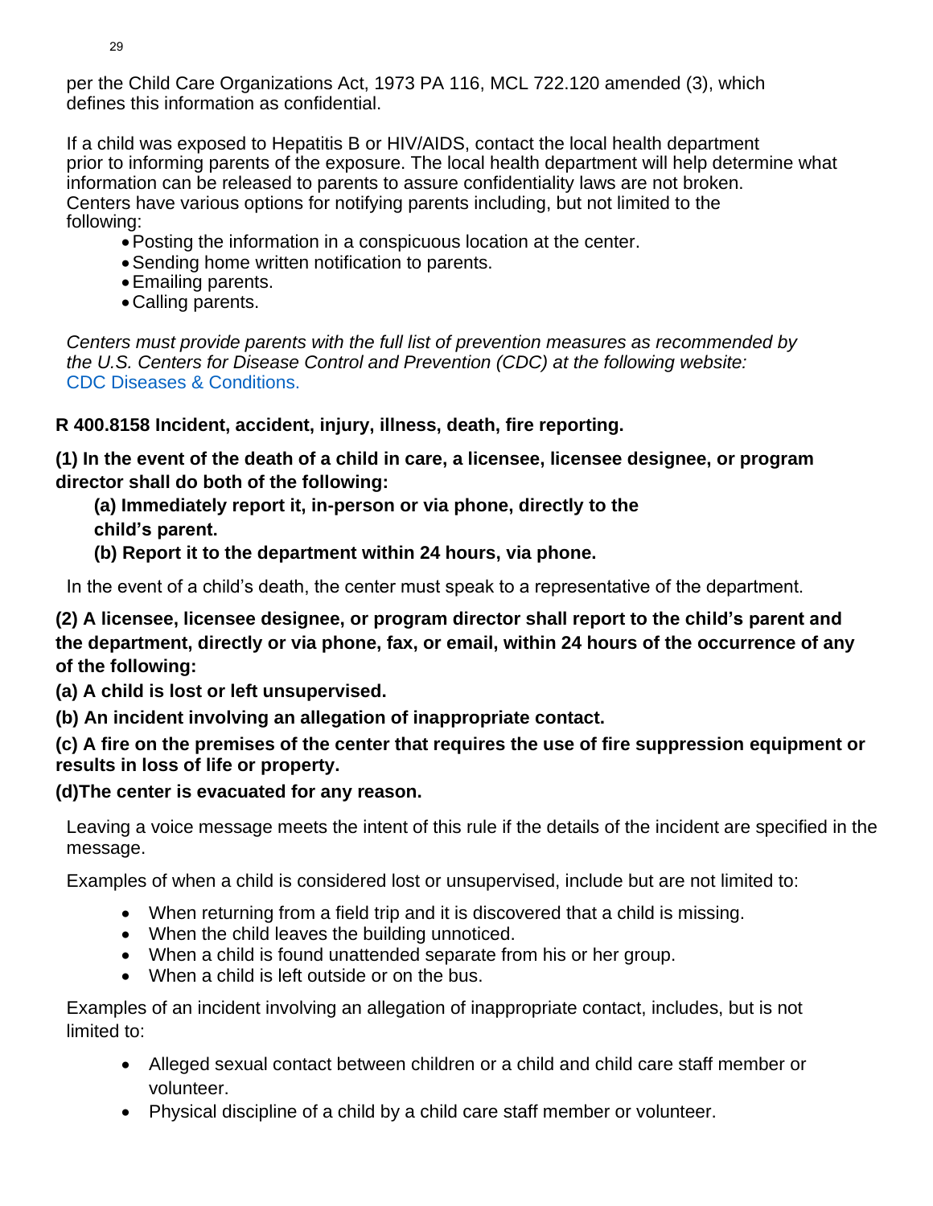per the Child Care Organizations Act, 1973 PA 116, MCL 722.120 amended (3), which defines this information as confidential.

If a child was exposed to Hepatitis B or HIV/AIDS, contact the local health department prior to informing parents of the exposure. The local health department will help determine what information can be released to parents to assure confidentiality laws are not broken. Centers have various options for notifying parents including, but not limited to the following:

- Posting the information in a conspicuous location at the center.
- Sending home written notification to parents.
- Emailing parents.
- Calling parents.

*Centers must provide parents with the full list of prevention measures as recommended by the U.S. Centers for Disease Control and Prevention (CDC) at the following website:* CDC Diseases & Conditions.

**R 400.8158 Incident, accident, injury, illness, death, fire reporting.**

**(1) In the event of the death of a child in care, a licensee, licensee designee, or program director shall do both of the following:**

**(a) Immediately report it, in-person or via phone, directly to the child's parent.**

**(b) Report it to the department within 24 hours, via phone.**

In the event of a child's death, the center must speak to a representative of the department.

**(2) A licensee, licensee designee, or program director shall report to the child's parent and the department, directly or via phone, fax, or email, within 24 hours of the occurrence of any of the following:**

**(a) A child is lost or left unsupervised.**

**(b) An incident involving an allegation of inappropriate contact.**

**(c) A fire on the premises of the center that requires the use of fire suppression equipment or results in loss of life or property.**

**(d)The center is evacuated for any reason.**

Leaving a voice message meets the intent of this rule if the details of the incident are specified in the message.

Examples of when a child is considered lost or unsupervised, include but are not limited to:

- When returning from a field trip and it is discovered that a child is missing.
- When the child leaves the building unnoticed.
- When a child is found unattended separate from his or her group.
- When a child is left outside or on the bus.

Examples of an incident involving an allegation of inappropriate contact, includes, but is not limited to:

- Alleged sexual contact between children or a child and child care staff member or volunteer.
- Physical discipline of a child by a child care staff member or volunteer.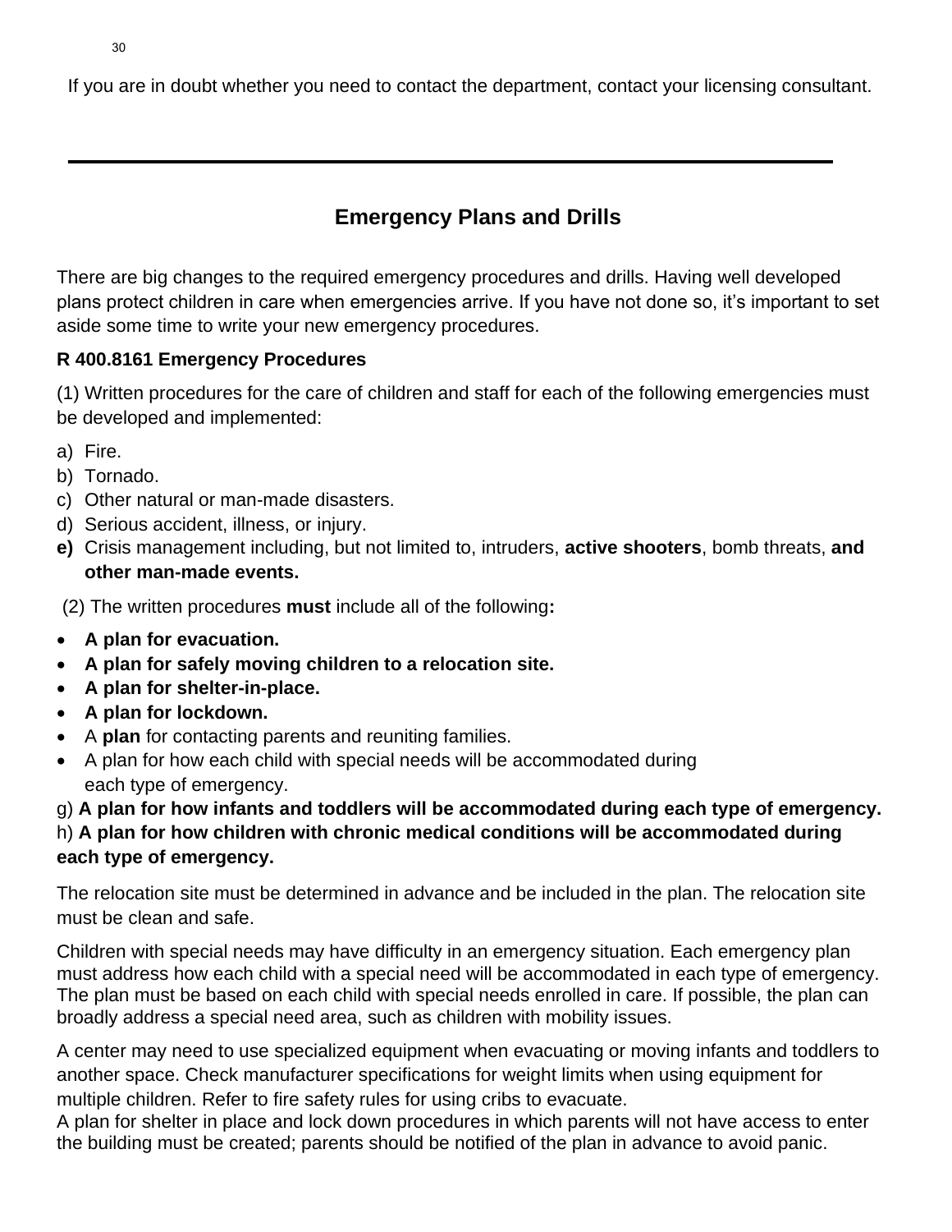If you are in doubt whether you need to contact the department, contact your licensing consultant.

---

## Emergency Plans and Drills

There are big changes to the required emergency procedures and drills. Having well developed plans protect children in care when emergencies arrive. If you have not done so, it's important to set aside some time to write your new emergency procedures.

**R 400.8161 Emergency Procedures**

(1) Written procedures for the care of children and staff for each of the following emergencies must be developed and implemented:

a) Fire.
b) Tornado.
c) Other natural or man-made disasters.
d) Serious accident, illness, or injury.
**e)** Crisis management including, but not limited to, intruders, **active shooters**, bomb threats, **and other man-made events.**

(2) The written procedures **must** include all of the following**:**

- **A plan for evacuation.**
- **A plan for safely moving children to a relocation site.**
- **A plan for shelter-in-place.**
- **A plan for lockdown.**
- A **plan** for contacting parents and reuniting families.
- A plan for how each child with special needs will be accommodated during each type of emergency.

g) **A plan for how infants and toddlers will be accommodated during each type of emergency.**
h) **A plan for how children with chronic medical conditions will be accommodated during each type of emergency.**

The relocation site must be determined in advance and be included in the plan. The relocation site must be clean and safe.

Children with special needs may have difficulty in an emergency situation. Each emergency plan must address how each child with a special need will be accommodated in each type of emergency. The plan must be based on each child with special needs enrolled in care. If possible, the plan can broadly address a special need area, such as children with mobility issues.

A center may need to use specialized equipment when evacuating or moving infants and toddlers to another space. Check manufacturer specifications for weight limits when using equipment for multiple children. Refer to fire safety rules for using cribs to evacuate.
A plan for shelter in place and lock down procedures in which parents will not have access to enter the building must be created; parents should be notified of the plan in advance to avoid panic.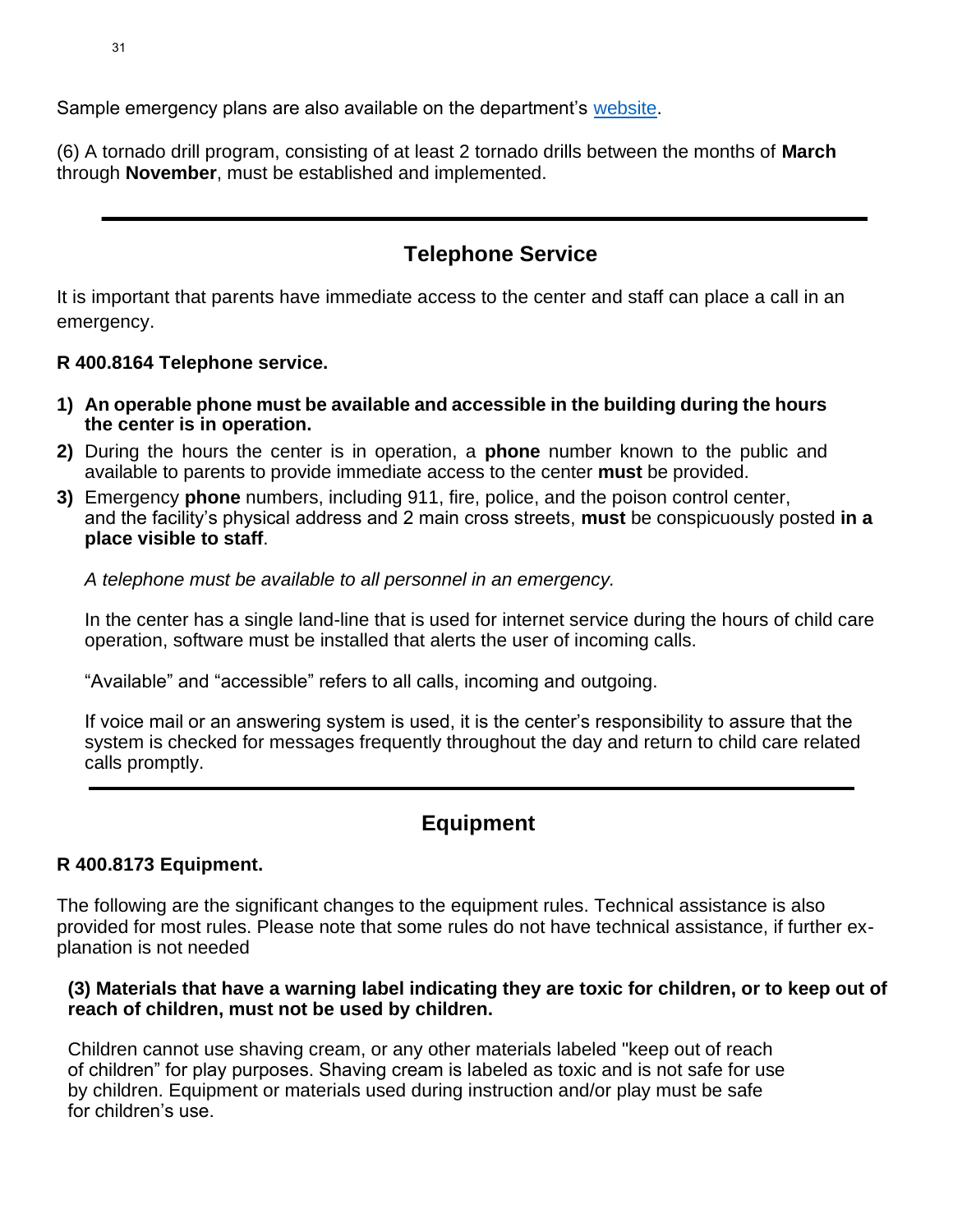Sample emergency plans are also available on the department's [website](website).

(6) A tornado drill program, consisting of at least 2 tornado drills between the months of **March** through **November**, must be established and implemented.

---

## Telephone Service

It is important that parents have immediate access to the center and staff can place a call in an emergency.

**R 400.8164 Telephone service.**

1) **An operable phone must be available and accessible in the building during the hours the center is in operation.**
2) During the hours the center is in operation, a **phone** number known to the public and available to parents to provide immediate access to the center **must** be provided.
3) Emergency **phone** numbers, including 911, fire, police, and the poison control center, and the facility's physical address and 2 main cross streets, **must** be conspicuously posted **in a place visible to staff**.

   *A telephone must be available to all personnel in an emergency.*

   In the center has a single land-line that is used for internet service during the hours of child care operation, software must be installed that alerts the user of incoming calls.

   "Available" and "accessible" refers to all calls, incoming and outgoing.

   If voice mail or an answering system is used, it is the center's responsibility to assure that the system is checked for messages frequently throughout the day and return to child care related calls promptly.

---

## Equipment

**R 400.8173 Equipment.**

The following are the significant changes to the equipment rules. Technical assistance is also provided for most rules. Please note that some rules do not have technical assistance, if further explanation is not needed

**(3) Materials that have a warning label indicating they are toxic for children, or to keep out of reach of children, must not be used by children.**

Children cannot use shaving cream, or any other materials labeled "keep out of reach of children" for play purposes. Shaving cream is labeled as toxic and is not safe for use by children. Equipment or materials used during instruction and/or play must be safe for children's use.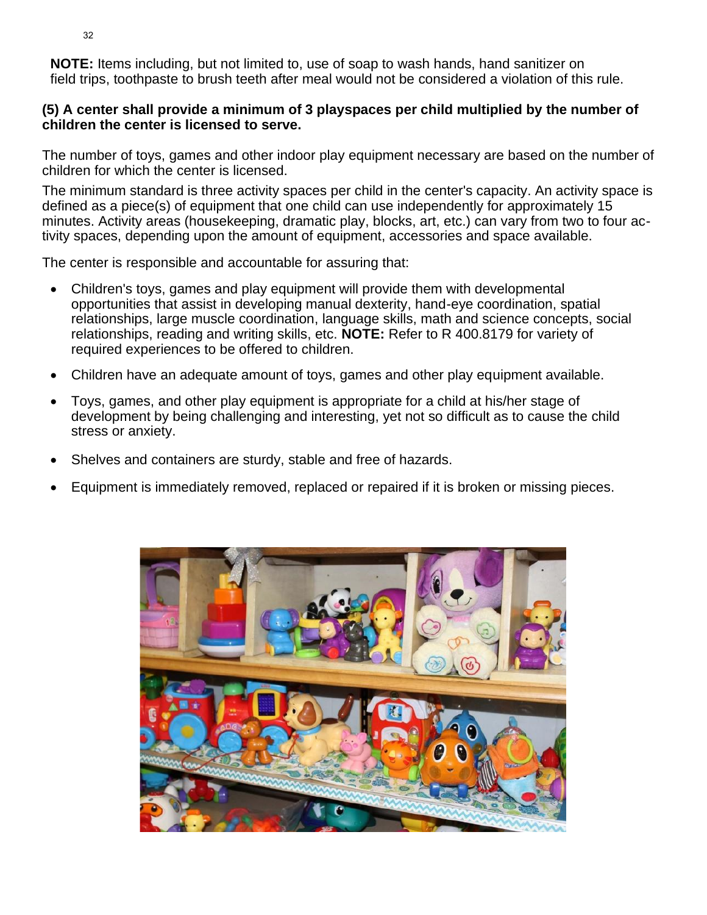**NOTE:** Items including, but not limited to, use of soap to wash hands, hand sanitizer on field trips, toothpaste to brush teeth after meal would not be considered a violation of this rule.

**(5) A center shall provide a minimum of 3 playspaces per child multiplied by the number of children the center is licensed to serve.**

The number of toys, games and other indoor play equipment necessary are based on the number of children for which the center is licensed.

The minimum standard is three activity spaces per child in the center's capacity. An activity space is defined as a piece(s) of equipment that one child can use independently for approximately 15 minutes. Activity areas (housekeeping, dramatic play, blocks, art, etc.) can vary from two to four activity spaces, depending upon the amount of equipment, accessories and space available.

The center is responsible and accountable for assuring that:

- Children's toys, games and play equipment will provide them with developmental opportunities that assist in developing manual dexterity, hand-eye coordination, spatial relationships, large muscle coordination, language skills, math and science concepts, social relationships, reading and writing skills, etc. **NOTE:** Refer to R 400.8179 for variety of required experiences to be offered to children.
- Children have an adequate amount of toys, games and other play equipment available.
- Toys, games, and other play equipment is appropriate for a child at his/her stage of development by being challenging and interesting, yet not so difficult as to cause the child stress or anxiety.
- Shelves and containers are sturdy, stable and free of hazards.
- Equipment is immediately removed, replaced or repaired if it is broken or missing pieces.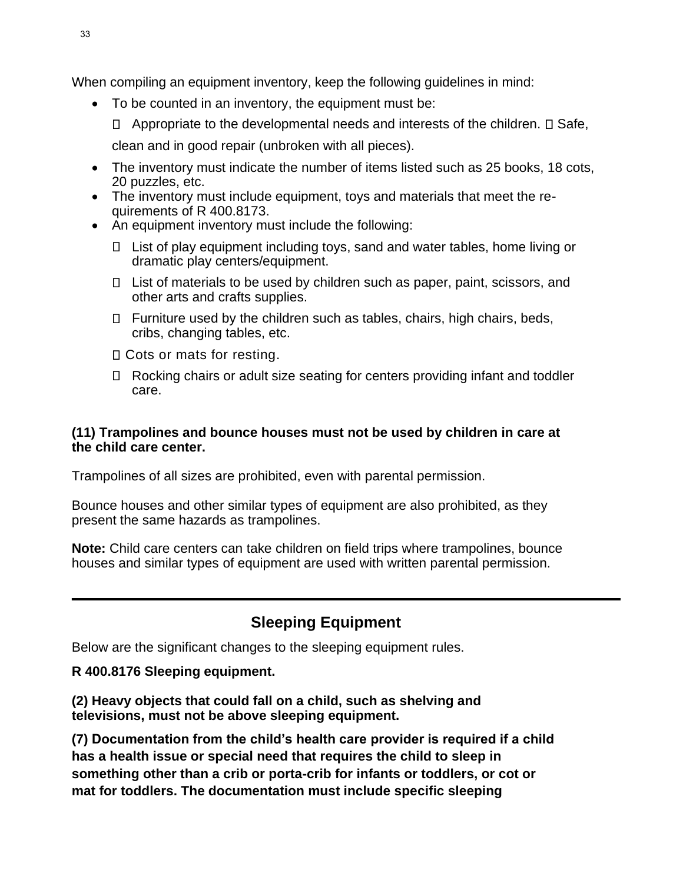When compiling an equipment inventory, keep the following guidelines in mind:

- To be counted in an inventory, the equipment must be:
  - Appropriate to the developmental needs and interests of the children.
  - Safe, clean and in good repair (unbroken with all pieces).
- The inventory must indicate the number of items listed such as 25 books, 18 cots, 20 puzzles, etc.
- The inventory must include equipment, toys and materials that meet the requirements of R 400.8173.
- An equipment inventory must include the following:
  - List of play equipment including toys, sand and water tables, home living or dramatic play centers/equipment.
  - List of materials to be used by children such as paper, paint, scissors, and other arts and crafts supplies.
  - Furniture used by the children such as tables, chairs, high chairs, beds, cribs, changing tables, etc.
  - Cots or mats for resting.
  - Rocking chairs or adult size seating for centers providing infant and toddler care.

**(11) Trampolines and bounce houses must not be used by children in care at the child care center.**

Trampolines of all sizes are prohibited, even with parental permission.

Bounce houses and other similar types of equipment are also prohibited, as they present the same hazards as trampolines.

**Note:** Child care centers can take children on field trips where trampolines, bounce houses and similar types of equipment are used with written parental permission.

---

## Sleeping Equipment

Below are the significant changes to the sleeping equipment rules.

**R 400.8176 Sleeping equipment.**

**(2) Heavy objects that could fall on a child, such as shelving and televisions, must not be above sleeping equipment.**

**(7) Documentation from the child's health care provider is required if a child has a health issue or special need that requires the child to sleep in something other than a crib or porta-crib for infants or toddlers, or cot or mat for toddlers. The documentation must include specific sleeping**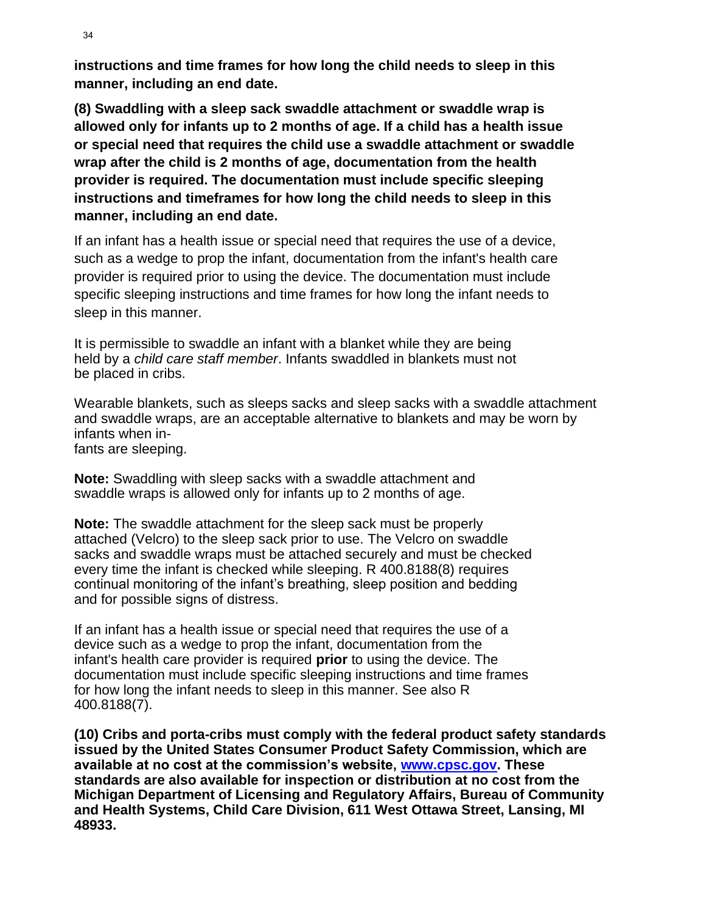**instructions and time frames for how long the child needs to sleep in this manner, including an end date.**

**(8) Swaddling with a sleep sack swaddle attachment or swaddle wrap is allowed only for infants up to 2 months of age. If a child has a health issue or special need that requires the child use a swaddle attachment or swaddle wrap after the child is 2 months of age, documentation from the health provider is required. The documentation must include specific sleeping instructions and timeframes for how long the child needs to sleep in this manner, including an end date.**

If an infant has a health issue or special need that requires the use of a device, such as a wedge to prop the infant, documentation from the infant's health care provider is required prior to using the device. The documentation must include specific sleeping instructions and time frames for how long the infant needs to sleep in this manner.

It is permissible to swaddle an infant with a blanket while they are being held by a *child care staff member*. Infants swaddled in blankets must not be placed in cribs.

Wearable blankets, such as sleeps sacks and sleep sacks with a swaddle attachment and swaddle wraps, are an acceptable alternative to blankets and may be worn by infants when infants are sleeping.

**Note:** Swaddling with sleep sacks with a swaddle attachment and swaddle wraps is allowed only for infants up to 2 months of age.

**Note:** The swaddle attachment for the sleep sack must be properly attached (Velcro) to the sleep sack prior to use. The Velcro on swaddle sacks and swaddle wraps must be attached securely and must be checked every time the infant is checked while sleeping. R 400.8188(8) requires continual monitoring of the infant's breathing, sleep position and bedding and for possible signs of distress.

If an infant has a health issue or special need that requires the use of a device such as a wedge to prop the infant, documentation from the infant's health care provider is required **prior** to using the device. The documentation must include specific sleeping instructions and time frames for how long the infant needs to sleep in this manner. See also R 400.8188(7).

**(10) Cribs and porta-cribs must comply with the federal product safety standards issued by the United States Consumer Product Safety Commission, which are available at no cost at the commission's website, [www.cpsc.gov](http://www.cpsc.gov). These standards are also available for inspection or distribution at no cost from the Michigan Department of Licensing and Regulatory Affairs, Bureau of Community and Health Systems, Child Care Division, 611 West Ottawa Street, Lansing, MI 48933.**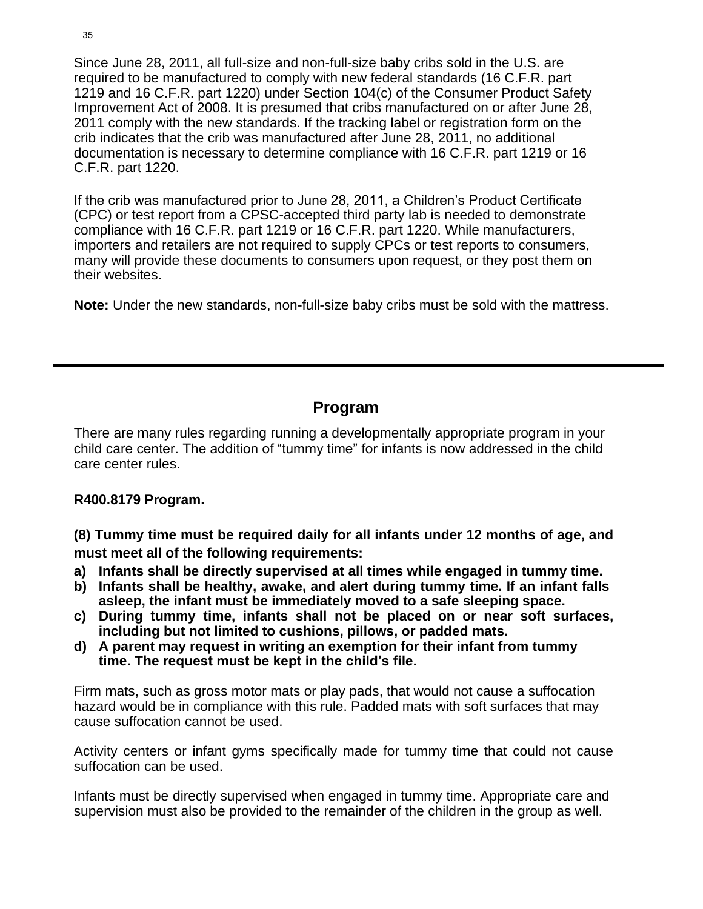Since June 28, 2011, all full-size and non-full-size baby cribs sold in the U.S. are required to be manufactured to comply with new federal standards (16 C.F.R. part 1219 and 16 C.F.R. part 1220) under Section 104(c) of the Consumer Product Safety Improvement Act of 2008. It is presumed that cribs manufactured on or after June 28, 2011 comply with the new standards. If the tracking label or registration form on the crib indicates that the crib was manufactured after June 28, 2011, no additional documentation is necessary to determine compliance with 16 C.F.R. part 1219 or 16 C.F.R. part 1220.

If the crib was manufactured prior to June 28, 2011, a Children's Product Certificate (CPC) or test report from a CPSC-accepted third party lab is needed to demonstrate compliance with 16 C.F.R. part 1219 or 16 C.F.R. part 1220. While manufacturers, importers and retailers are not required to supply CPCs or test reports to consumers, many will provide these documents to consumers upon request, or they post them on their websites.

**Note:** Under the new standards, non-full-size baby cribs must be sold with the mattress.

---

## Program

There are many rules regarding running a developmentally appropriate program in your child care center. The addition of "tummy time" for infants is now addressed in the child care center rules.

**R400.8179 Program.**

**(8) Tummy time must be required daily for all infants under 12 months of age, and must meet all of the following requirements:**

**a) Infants shall be directly supervised at all times while engaged in tummy time.**
**b) Infants shall be healthy, awake, and alert during tummy time. If an infant falls asleep, the infant must be immediately moved to a safe sleeping space.**
**c) During tummy time, infants shall not be placed on or near soft surfaces, including but not limited to cushions, pillows, or padded mats.**
**d) A parent may request in writing an exemption for their infant from tummy time. The request must be kept in the child's file.**

Firm mats, such as gross motor mats or play pads, that would not cause a suffocation hazard would be in compliance with this rule. Padded mats with soft surfaces that may cause suffocation cannot be used.

Activity centers or infant gyms specifically made for tummy time that could not cause suffocation can be used.

Infants must be directly supervised when engaged in tummy time. Appropriate care and supervision must also be provided to the remainder of the children in the group as well.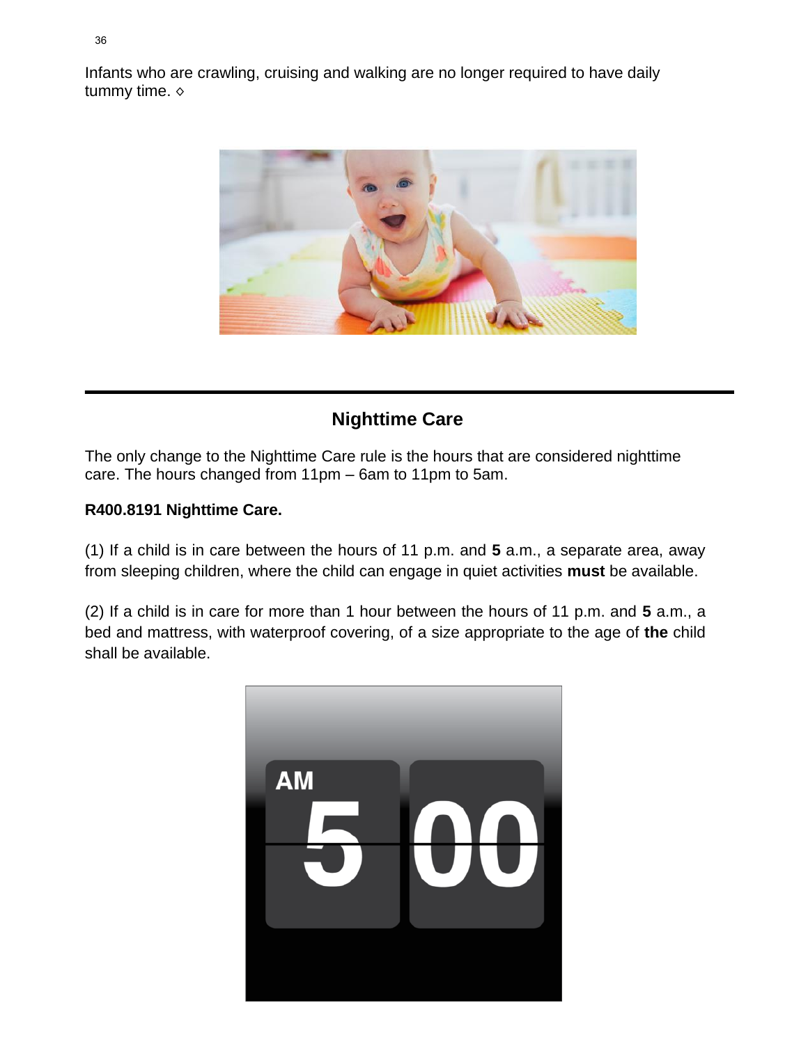Infants who are crawling, cruising and walking are no longer required to have daily tummy time. ◇

---

## Nighttime Care

The only change to the Nighttime Care rule is the hours that are considered nighttime care. The hours changed from 11pm – 6am to 11pm to 5am.

**R400.8191 Nighttime Care.**

(1) If a child is in care between the hours of 11 p.m. and **5** a.m., a separate area, away from sleeping children, where the child can engage in quiet activities **must** be available.

(2) If a child is in care for more than 1 hour between the hours of 11 p.m. and **5** a.m., a bed and mattress, with waterproof covering, of a size appropriate to the age of **the** child shall be available.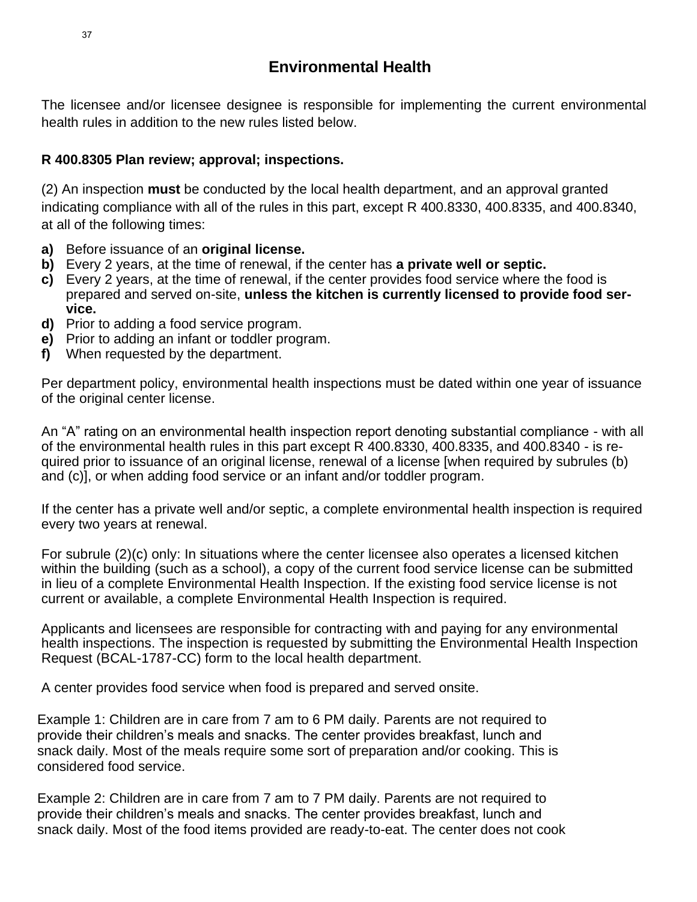# Environmental Health

The licensee and/or licensee designee is responsible for implementing the current environmental health rules in addition to the new rules listed below.

**R 400.8305 Plan review; approval; inspections.**

(2) An inspection **must** be conducted by the local health department, and an approval granted indicating compliance with all of the rules in this part, except R 400.8330, 400.8335, and 400.8340, at all of the following times:

**a)** Before issuance of an **original license.**
**b)** Every 2 years, at the time of renewal, if the center has **a private well or septic.**
**c)** Every 2 years, at the time of renewal, if the center provides food service where the food is prepared and served on-site, **unless the kitchen is currently licensed to provide food service.**
**d)** Prior to adding a food service program.
**e)** Prior to adding an infant or toddler program.
**f)** When requested by the department.

Per department policy, environmental health inspections must be dated within one year of issuance of the original center license.

An "A" rating on an environmental health inspection report denoting substantial compliance - with all of the environmental health rules in this part except R 400.8330, 400.8335, and 400.8340 - is required prior to issuance of an original license, renewal of a license [when required by subrules (b) and (c)], or when adding food service or an infant and/or toddler program.

If the center has a private well and/or septic, a complete environmental health inspection is required every two years at renewal.

For subrule (2)(c) only: In situations where the center licensee also operates a licensed kitchen within the building (such as a school), a copy of the current food service license can be submitted in lieu of a complete Environmental Health Inspection. If the existing food service license is not current or available, a complete Environmental Health Inspection is required.

Applicants and licensees are responsible for contracting with and paying for any environmental health inspections. The inspection is requested by submitting the Environmental Health Inspection Request (BCAL-1787-CC) form to the local health department.

A center provides food service when food is prepared and served onsite.

Example 1: Children are in care from 7 am to 6 PM daily. Parents are not required to provide their children's meals and snacks. The center provides breakfast, lunch and snack daily. Most of the meals require some sort of preparation and/or cooking. This is considered food service.

Example 2: Children are in care from 7 am to 7 PM daily. Parents are not required to provide their children's meals and snacks. The center provides breakfast, lunch and snack daily. Most of the food items provided are ready-to-eat. The center does not cook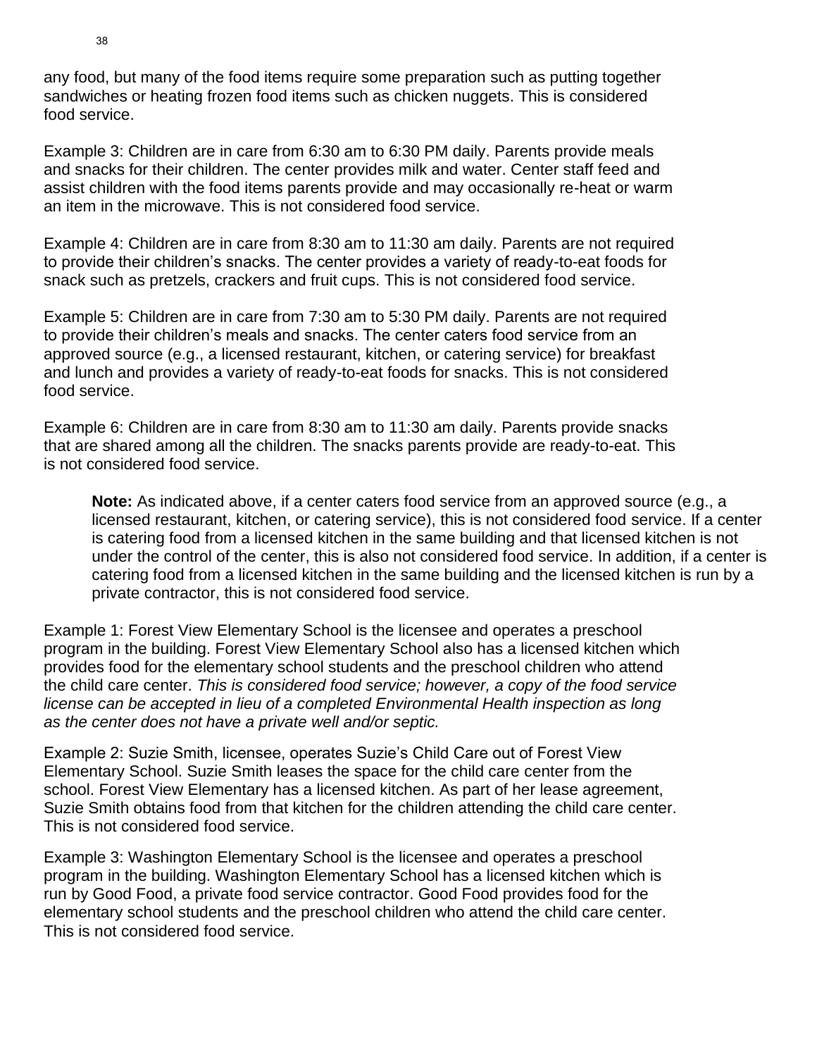any food, but many of the food items require some preparation such as putting together sandwiches or heating frozen food items such as chicken nuggets. This is considered food service.

Example 3: Children are in care from 6:30 am to 6:30 PM daily. Parents provide meals and snacks for their children. The center provides milk and water. Center staff feed and assist children with the food items parents provide and may occasionally re-heat or warm an item in the microwave. This is not considered food service.

Example 4: Children are in care from 8:30 am to 11:30 am daily. Parents are not required to provide their children's snacks. The center provides a variety of ready-to-eat foods for snack such as pretzels, crackers and fruit cups. This is not considered food service.

Example 5: Children are in care from 7:30 am to 5:30 PM daily. Parents are not required to provide their children's meals and snacks. The center caters food service from an approved source (e.g., a licensed restaurant, kitchen, or catering service) for breakfast and lunch and provides a variety of ready-to-eat foods for snacks. This is not considered food service.

Example 6: Children are in care from 8:30 am to 11:30 am daily. Parents provide snacks that are shared among all the children. The snacks parents provide are ready-to-eat. This is not considered food service.

> **Note:** As indicated above, if a center caters food service from an approved source (e.g., a licensed restaurant, kitchen, or catering service), this is not considered food service. If a center is catering food from a licensed kitchen in the same building and that licensed kitchen is not under the control of the center, this is also not considered food service. In addition, if a center is catering food from a licensed kitchen in the same building and the licensed kitchen is run by a private contractor, this is not considered food service.

Example 1: Forest View Elementary School is the licensee and operates a preschool program in the building. Forest View Elementary School also has a licensed kitchen which provides food for the elementary school students and the preschool children who attend the child care center. *This is considered food service; however, a copy of the food service license can be accepted in lieu of a completed Environmental Health inspection as long as the center does not have a private well and/or septic.*

Example 2: Suzie Smith, licensee, operates Suzie's Child Care out of Forest View Elementary School. Suzie Smith leases the space for the child care center from the school. Forest View Elementary has a licensed kitchen. As part of her lease agreement, Suzie Smith obtains food from that kitchen for the children attending the child care center. This is not considered food service.

Example 3: Washington Elementary School is the licensee and operates a preschool program in the building. Washington Elementary School has a licensed kitchen which is run by Good Food, a private food service contractor. Good Food provides food for the elementary school students and the preschool children who attend the child care center. This is not considered food service.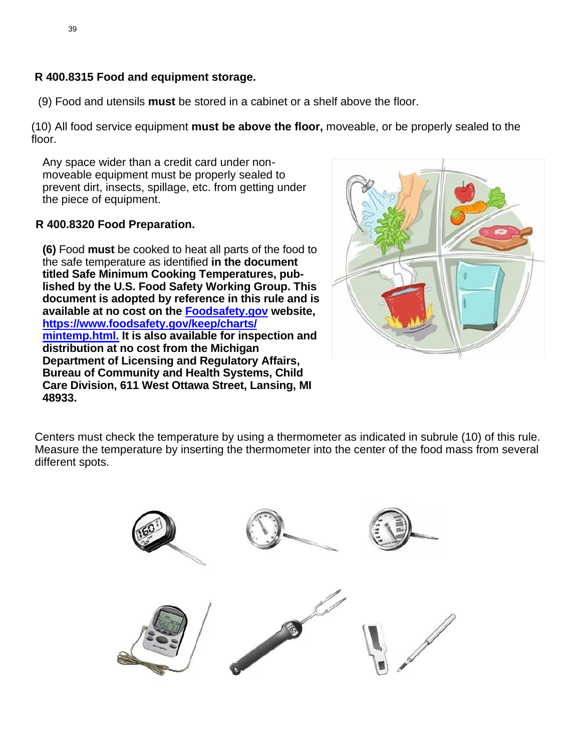**R 400.8315 Food and equipment storage.**

(9) Food and utensils **must** be stored in a cabinet or a shelf above the floor.

(10) All food service equipment **must be above the floor,** moveable, or be properly sealed to the floor.

Any space wider than a credit card under non-moveable equipment must be properly sealed to prevent dirt, insects, spillage, etc. from getting under the piece of equipment.

**R 400.8320 Food Preparation.**

**(6)** Food **must** be cooked to heat all parts of the food to the safe temperature as identified **in the document titled Safe Minimum Cooking Temperatures, published by the U.S. Food Safety Working Group. This document is adopted by reference in this rule and is available at no cost on the [Foodsafety.gov](https://www.foodsafety.gov) website, [https://www.foodsafety.gov/keep/charts/mintemp.html.](https://www.foodsafety.gov/keep/charts/mintemp.html) It is also available for inspection and distribution at no cost from the Michigan Department of Licensing and Regulatory Affairs, Bureau of Community and Health Systems, Child Care Division, 611 West Ottawa Street, Lansing, MI 48933.**

Centers must check the temperature by using a thermometer as indicated in subrule (10) of this rule. Measure the temperature by inserting the thermometer into the center of the food mass from several different spots.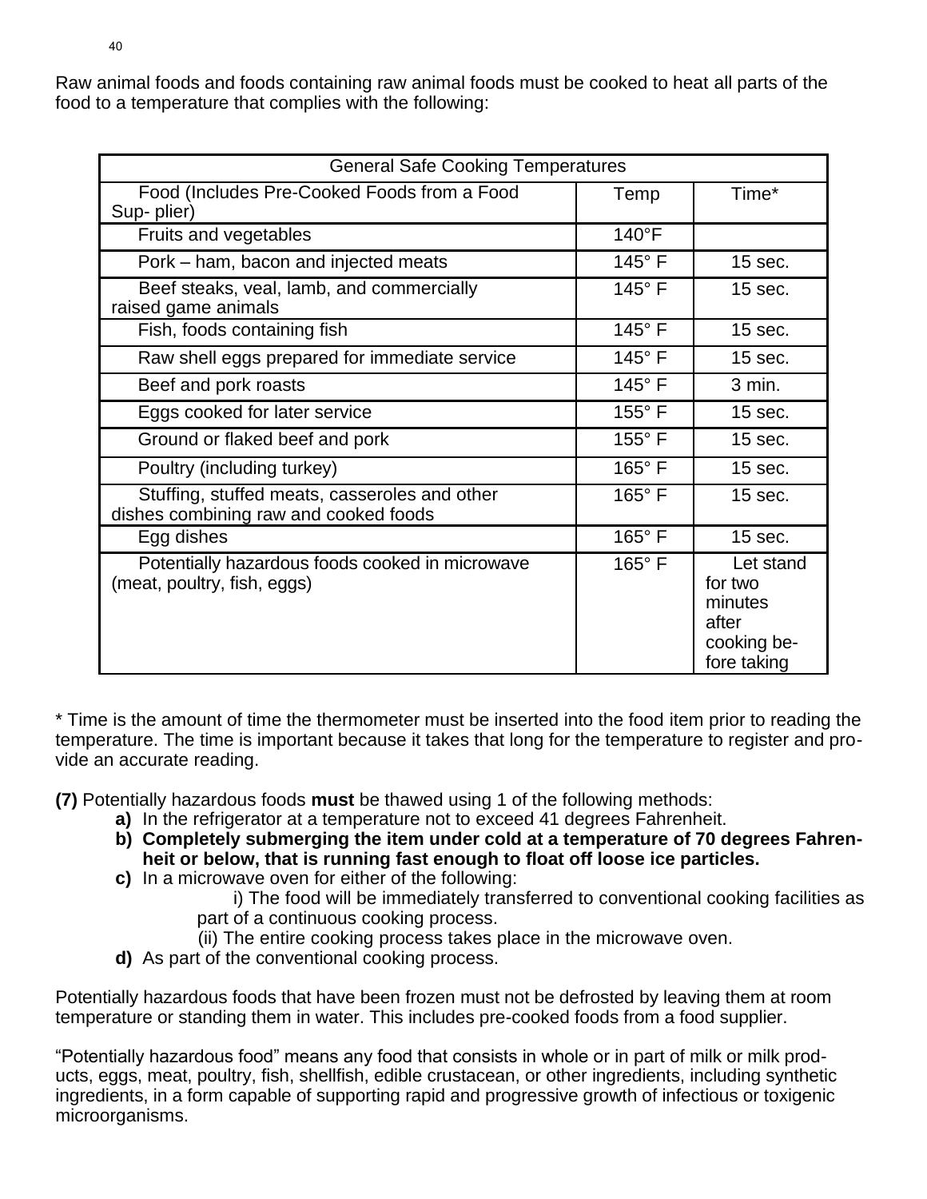Raw animal foods and foods containing raw animal foods must be cooked to heat all parts of the food to a temperature that complies with the following:

| General Safe Cooking Temperatures | | |
|---|---|---|
| Food (Includes Pre-Cooked Foods from a Food Sup- plier) | Temp | Time* |
| Fruits and vegetables | 140°F | |
| Pork – ham, bacon and injected meats | 145° F | 15 sec. |
| Beef steaks, veal, lamb, and commercially raised game animals | 145° F | 15 sec. |
| Fish, foods containing fish | 145° F | 15 sec. |
| Raw shell eggs prepared for immediate service | 145° F | 15 sec. |
| Beef and pork roasts | 145° F | 3 min. |
| Eggs cooked for later service | 155° F | 15 sec. |
| Ground or flaked beef and pork | 155° F | 15 sec. |
| Poultry (including turkey) | 165° F | 15 sec. |
| Stuffing, stuffed meats, casseroles and other dishes combining raw and cooked foods | 165° F | 15 sec. |
| Egg dishes | 165° F | 15 sec. |
| Potentially hazardous foods cooked in microwave (meat, poultry, fish, eggs) | 165° F | Let stand for two minutes after cooking be- fore taking |

* Time is the amount of time the thermometer must be inserted into the food item prior to reading the temperature. The time is important because it takes that long for the temperature to register and pro- vide an accurate reading.

**(7)** Potentially hazardous foods **must** be thawed using 1 of the following methods:

- **a)** In the refrigerator at a temperature not to exceed 41 degrees Fahrenheit.
- **b) Completely submerging the item under cold at a temperature of 70 degrees Fahren- heit or below, that is running fast enough to float off loose ice particles.**
- **c)** In a microwave oven for either of the following:
  - i) The food will be immediately transferred to conventional cooking facilities as part of a continuous cooking process.
  - (ii) The entire cooking process takes place in the microwave oven.
- **d)** As part of the conventional cooking process.

Potentially hazardous foods that have been frozen must not be defrosted by leaving them at room temperature or standing them in water. This includes pre-cooked foods from a food supplier.

"Potentially hazardous food" means any food that consists in whole or in part of milk or milk prod- ucts, eggs, meat, poultry, fish, shellfish, edible crustacean, or other ingredients, including synthetic ingredients, in a form capable of supporting rapid and progressive growth of infectious or toxigenic microorganisms.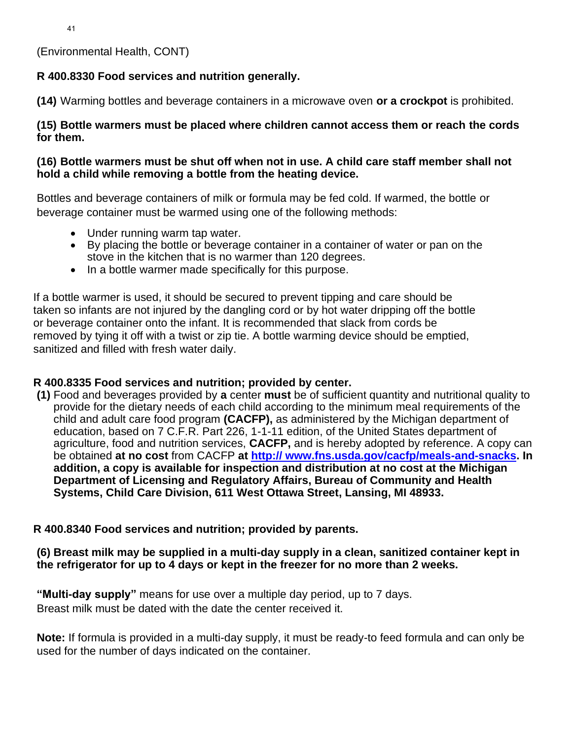(Environmental Health, CONT)

**R 400.8330 Food services and nutrition generally.**

**(14)** Warming bottles and beverage containers in a microwave oven **or a crockpot** is prohibited.

**(15) Bottle warmers must be placed where children cannot access them or reach the cords for them.**

**(16) Bottle warmers must be shut off when not in use. A child care staff member shall not hold a child while removing a bottle from the heating device.**

Bottles and beverage containers of milk or formula may be fed cold. If warmed, the bottle or beverage container must be warmed using one of the following methods:

- Under running warm tap water.
- By placing the bottle or beverage container in a container of water or pan on the stove in the kitchen that is no warmer than 120 degrees.
- In a bottle warmer made specifically for this purpose.

If a bottle warmer is used, it should be secured to prevent tipping and care should be taken so infants are not injured by the dangling cord or by hot water dripping off the bottle or beverage container onto the infant. It is recommended that slack from cords be removed by tying it off with a twist or zip tie. A bottle warming device should be emptied, sanitized and filled with fresh water daily.

**R 400.8335 Food services and nutrition; provided by center.**

**(1)** Food and beverages provided by **a** center **must** be of sufficient quantity and nutritional quality to provide for the dietary needs of each child according to the minimum meal requirements of the child and adult care food program **(CACFP),** as administered by the Michigan department of education, based on 7 C.F.R. Part 226, 1-1-11 edition, of the United States department of agriculture, food and nutrition services, **CACFP,** and is hereby adopted by reference. A copy can be obtained **at no cost** from CACFP **at [http:// www.fns.usda.gov/cacfp/meals-and-snacks](http://www.fns.usda.gov/cacfp/meals-and-snacks). In addition, a copy is available for inspection and distribution at no cost at the Michigan Department of Licensing and Regulatory Affairs, Bureau of Community and Health Systems, Child Care Division, 611 West Ottawa Street, Lansing, MI 48933.**

**R 400.8340 Food services and nutrition; provided by parents.**

**(6) Breast milk may be supplied in a multi-day supply in a clean, sanitized container kept in the refrigerator for up to 4 days or kept in the freezer for no more than 2 weeks.**

**"Multi-day supply"** means for use over a multiple day period, up to 7 days.
Breast milk must be dated with the date the center received it.

**Note:** If formula is provided in a multi-day supply, it must be ready-to feed formula and can only be used for the number of days indicated on the container.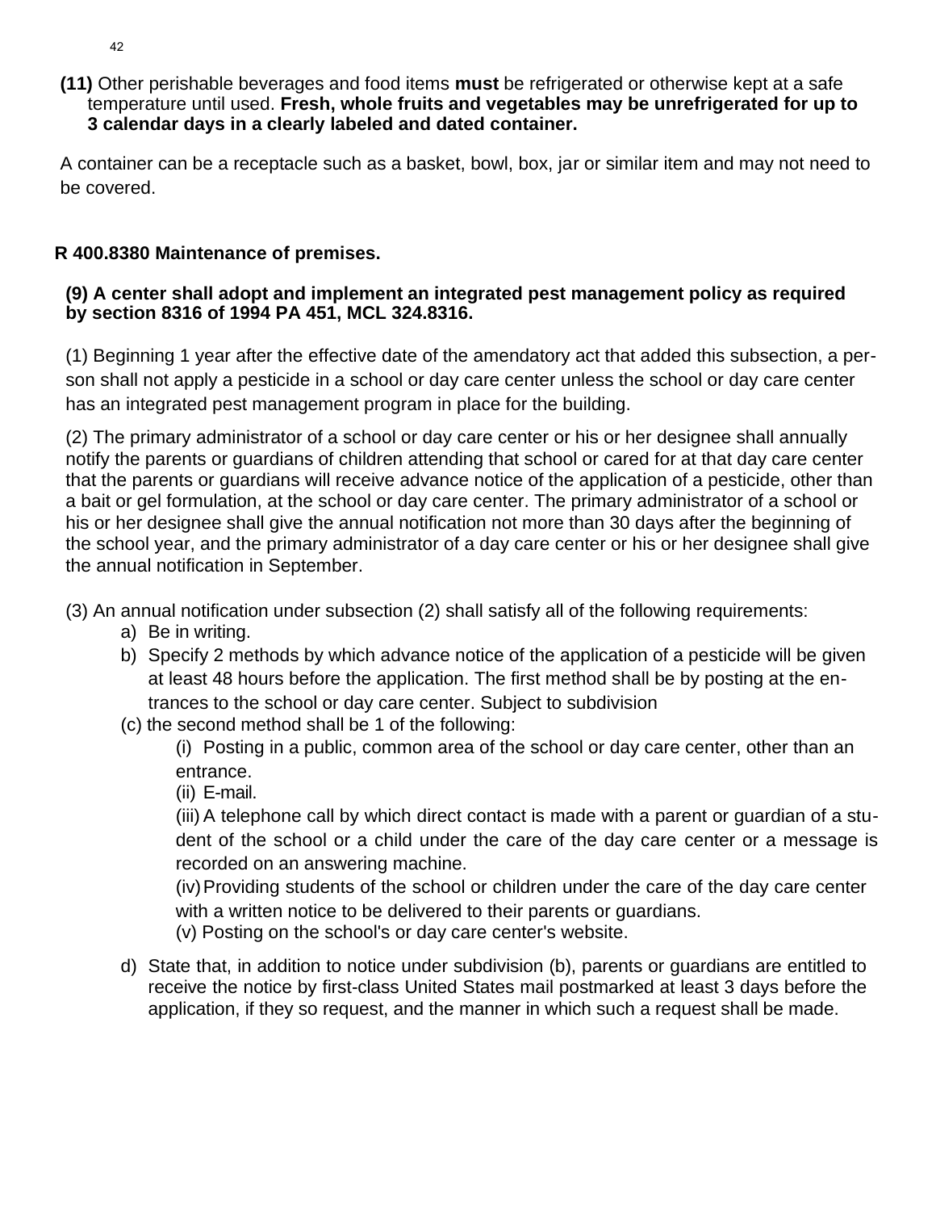**(11)** Other perishable beverages and food items **must** be refrigerated or otherwise kept at a safe temperature until used. **Fresh, whole fruits and vegetables may be unrefrigerated for up to 3 calendar days in a clearly labeled and dated container.**

A container can be a receptacle such as a basket, bowl, box, jar or similar item and may not need to be covered.

## R 400.8380 Maintenance of premises.

**(9) A center shall adopt and implement an integrated pest management policy as required by section 8316 of 1994 PA 451, MCL 324.8316.**

(1) Beginning 1 year after the effective date of the amendatory act that added this subsection, a person shall not apply a pesticide in a school or day care center unless the school or day care center has an integrated pest management program in place for the building.

(2) The primary administrator of a school or day care center or his or her designee shall annually notify the parents or guardians of children attending that school or cared for at that day care center that the parents or guardians will receive advance notice of the application of a pesticide, other than a bait or gel formulation, at the school or day care center. The primary administrator of a school or his or her designee shall give the annual notification not more than 30 days after the beginning of the school year, and the primary administrator of a day care center or his or her designee shall give the annual notification in September.

(3) An annual notification under subsection (2) shall satisfy all of the following requirements:

a) Be in writing.
b) Specify 2 methods by which advance notice of the application of a pesticide will be given at least 48 hours before the application. The first method shall be by posting at the entrances to the school or day care center. Subject to subdivision
(c) the second method shall be 1 of the following:
   (i) Posting in a public, common area of the school or day care center, other than an entrance.
   (ii) E-mail.
   (iii) A telephone call by which direct contact is made with a parent or guardian of a student of the school or a child under the care of the day care center or a message is recorded on an answering machine.
   (iv) Providing students of the school or children under the care of the day care center with a written notice to be delivered to their parents or guardians.
   (v) Posting on the school's or day care center's website.
d) State that, in addition to notice under subdivision (b), parents or guardians are entitled to receive the notice by first-class United States mail postmarked at least 3 days before the application, if they so request, and the manner in which such a request shall be made.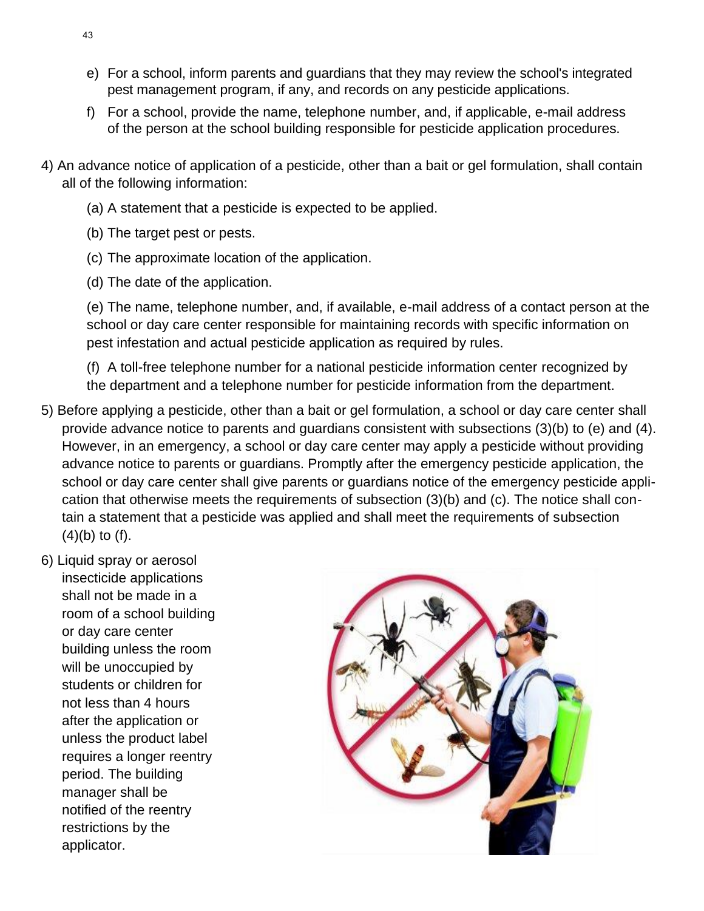e) For a school, inform parents and guardians that they may review the school's integrated pest management program, if any, and records on any pesticide applications.

f) For a school, provide the name, telephone number, and, if applicable, e-mail address of the person at the school building responsible for pesticide application procedures.

4) An advance notice of application of a pesticide, other than a bait or gel formulation, shall contain all of the following information:

   (a) A statement that a pesticide is expected to be applied.

   (b) The target pest or pests.

   (c) The approximate location of the application.

   (d) The date of the application.

   (e) The name, telephone number, and, if available, e-mail address of a contact person at the school or day care center responsible for maintaining records with specific information on pest infestation and actual pesticide application as required by rules.

   (f) A toll-free telephone number for a national pesticide information center recognized by the department and a telephone number for pesticide information from the department.

5) Before applying a pesticide, other than a bait or gel formulation, a school or day care center shall provide advance notice to parents and guardians consistent with subsections (3)(b) to (e) and (4). However, in an emergency, a school or day care center may apply a pesticide without providing advance notice to parents or guardians. Promptly after the emergency pesticide application, the school or day care center shall give parents or guardians notice of the emergency pesticide application that otherwise meets the requirements of subsection (3)(b) and (c). The notice shall contain a statement that a pesticide was applied and shall meet the requirements of subsection (4)(b) to (f).

6) Liquid spray or aerosol insecticide applications shall not be made in a room of a school building or day care center building unless the room will be unoccupied by students or children for not less than 4 hours after the application or unless the product label requires a longer reentry period. The building manager shall be notified of the reentry restrictions by the applicator.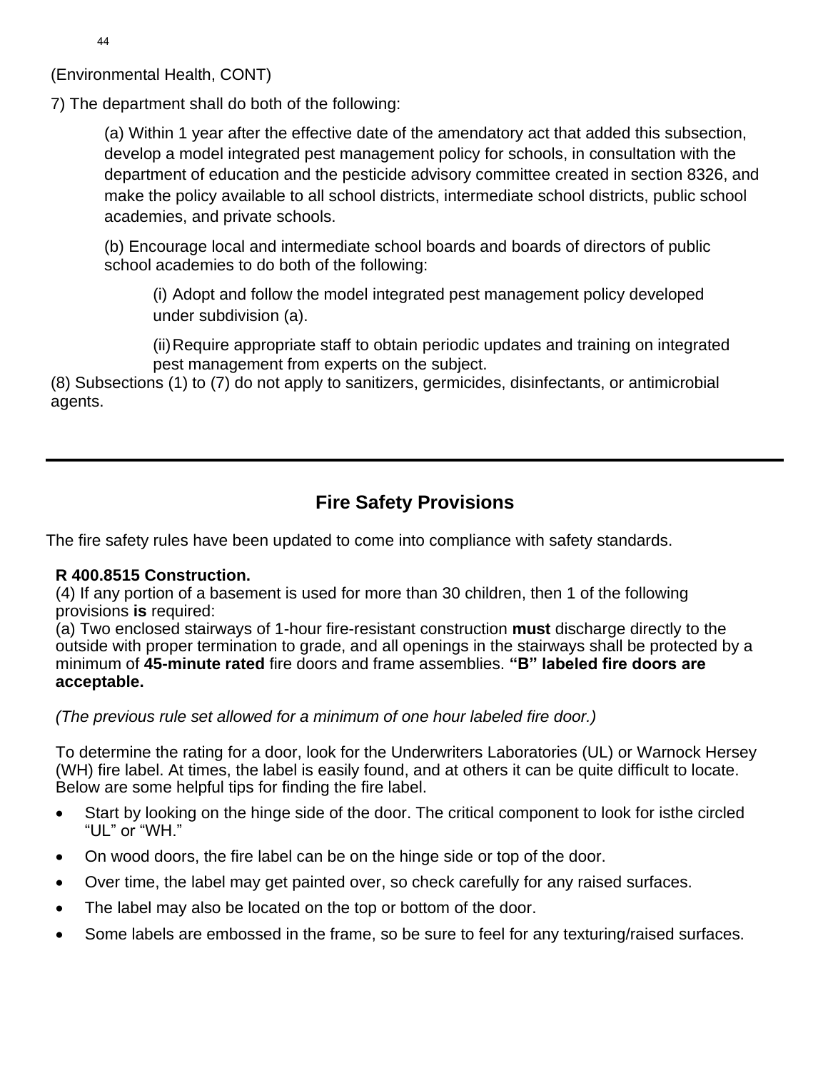(Environmental Health, CONT)

7) The department shall do both of the following:

(a) Within 1 year after the effective date of the amendatory act that added this subsection, develop a model integrated pest management policy for schools, in consultation with the department of education and the pesticide advisory committee created in section 8326, and make the policy available to all school districts, intermediate school districts, public school academies, and private schools.

(b) Encourage local and intermediate school boards and boards of directors of public school academies to do both of the following:

(i) Adopt and follow the model integrated pest management policy developed under subdivision (a).

(ii) Require appropriate staff to obtain periodic updates and training on integrated pest management from experts on the subject.

(8) Subsections (1) to (7) do not apply to sanitizers, germicides, disinfectants, or antimicrobial agents.

---

## Fire Safety Provisions

The fire safety rules have been updated to come into compliance with safety standards.

**R 400.8515 Construction.**
(4) If any portion of a basement is used for more than 30 children, then 1 of the following provisions **is** required:
(a) Two enclosed stairways of 1-hour fire-resistant construction **must** discharge directly to the outside with proper termination to grade, and all openings in the stairways shall be protected by a minimum of **45-minute rated** fire doors and frame assemblies. **“B” labeled fire doors are acceptable.**

*(The previous rule set allowed for a minimum of one hour labeled fire door.)*

To determine the rating for a door, look for the Underwriters Laboratories (UL) or Warnock Hersey (WH) fire label. At times, the label is easily found, and at others it can be quite difficult to locate. Below are some helpful tips for finding the fire label.

- Start by looking on the hinge side of the door. The critical component to look for isthe circled “UL” or “WH.”
- On wood doors, the fire label can be on the hinge side or top of the door.
- Over time, the label may get painted over, so check carefully for any raised surfaces.
- The label may also be located on the top or bottom of the door.
- Some labels are embossed in the frame, so be sure to feel for any texturing/raised surfaces.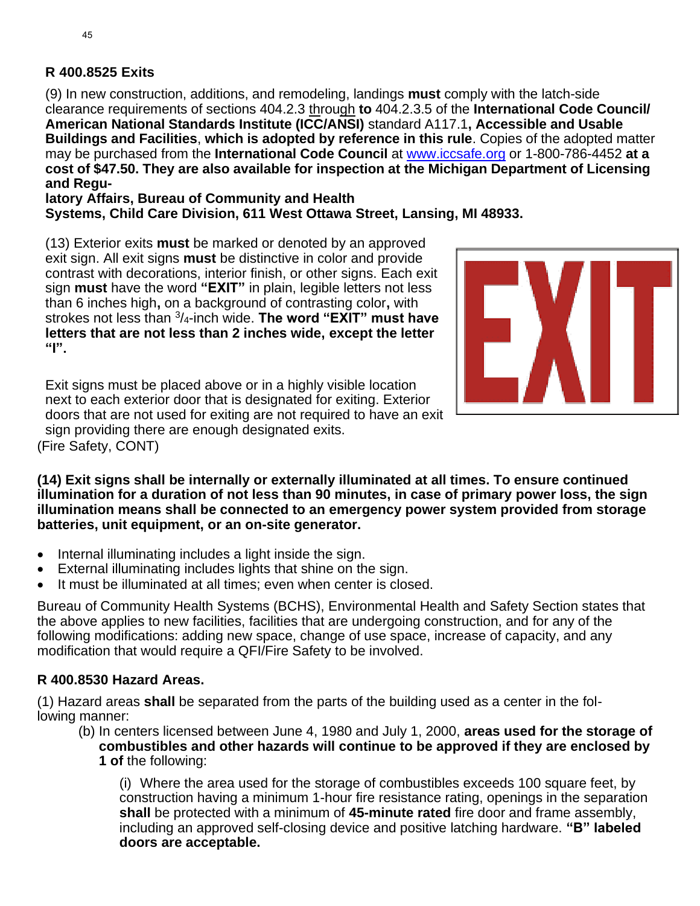## R 400.8525 Exits

(9) In new construction, additions, and remodeling, landings **must** comply with the latch-side clearance requirements of sections 404.2.3 through **to** 404.2.3.5 of the **International Code Council/ American National Standards Institute (ICC/ANSI)** standard A117.1**, Accessible and Usable Buildings and Facilities**, **which is adopted by reference in this rule**. Copies of the adopted matter may be purchased from the **International Code Council** at www.iccsafe.org or 1-800-786-4452 **at a cost of $47.50. They are also available for inspection at the Michigan Department of Licensing and Regulatory Affairs, Bureau of Community and Health Systems, Child Care Division, 611 West Ottawa Street, Lansing, MI 48933.**

(13) Exterior exits **must** be marked or denoted by an approved exit sign. All exit signs **must** be distinctive in color and provide contrast with decorations, interior finish, or other signs. Each exit sign **must** have the word **"EXIT"** in plain, legible letters not less than 6 inches high**,** on a background of contrasting color**,** with strokes not less than 3/4-inch wide. **The word "EXIT" must have letters that are not less than 2 inches wide, except the letter "I".**

Exit signs must be placed above or in a highly visible location next to each exterior door that is designated for exiting. Exterior doors that are not used for exiting are not required to have an exit sign providing there are enough designated exits.

(Fire Safety, CONT)

**(14) Exit signs shall be internally or externally illuminated at all times. To ensure continued illumination for a duration of not less than 90 minutes, in case of primary power loss, the sign illumination means shall be connected to an emergency power system provided from storage batteries, unit equipment, or an on-site generator.**

- Internal illuminating includes a light inside the sign.
- External illuminating includes lights that shine on the sign.
- It must be illuminated at all times; even when center is closed.

Bureau of Community Health Systems (BCHS), Environmental Health and Safety Section states that the above applies to new facilities, facilities that are undergoing construction, and for any of the following modifications: adding new space, change of use space, increase of capacity, and any modification that would require a QFI/Fire Safety to be involved.

## R 400.8530 Hazard Areas.

(1) Hazard areas **shall** be separated from the parts of the building used as a center in the following manner:

(b) In centers licensed between June 4, 1980 and July 1, 2000, **areas used for the storage of combustibles and other hazards will continue to be approved if they are enclosed by 1 of** the following:

(i) Where the area used for the storage of combustibles exceeds 100 square feet, by construction having a minimum 1-hour fire resistance rating, openings in the separation **shall** be protected with a minimum of **45-minute rated** fire door and frame assembly, including an approved self-closing device and positive latching hardware. **"B" labeled doors are acceptable.**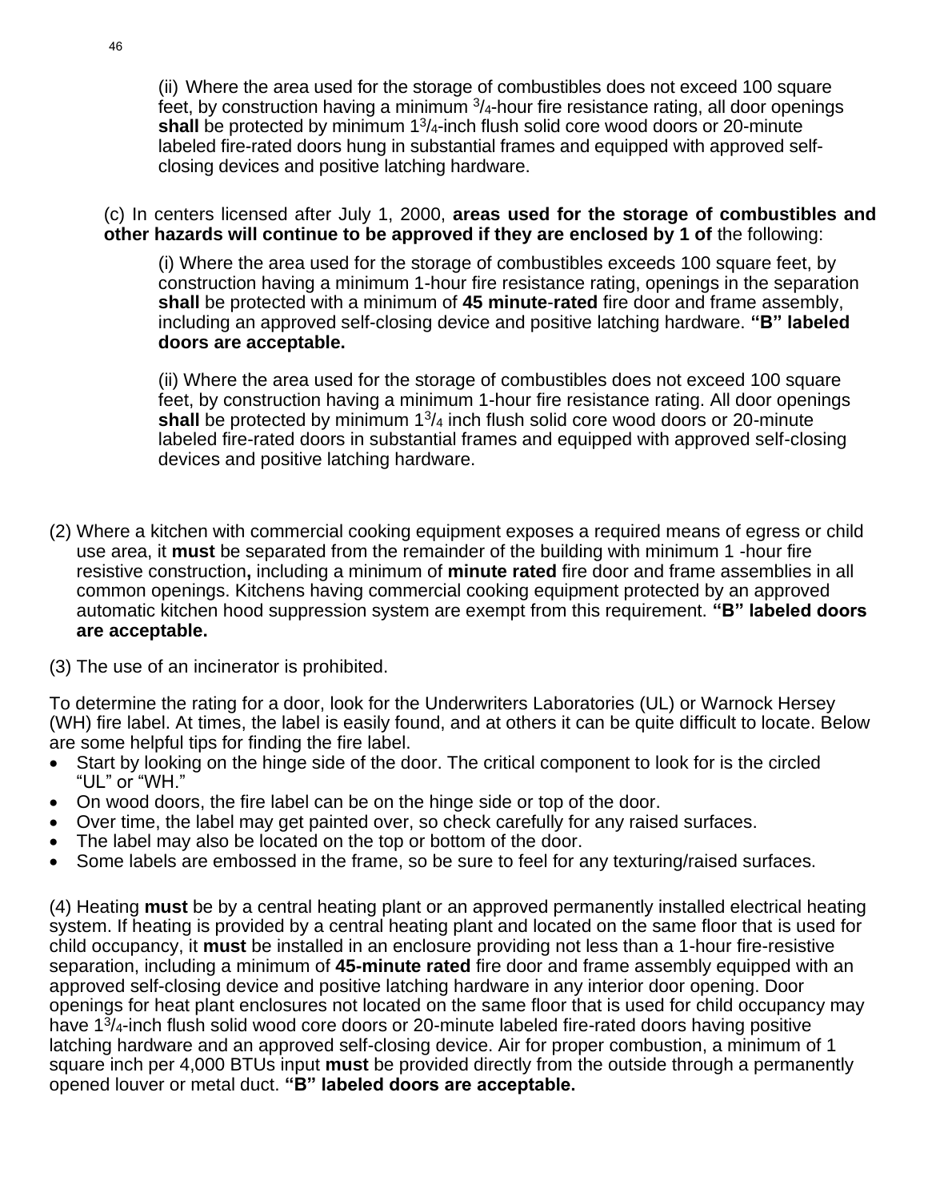(ii) Where the area used for the storage of combustibles does not exceed 100 square feet, by construction having a minimum 3/4-hour fire resistance rating, all door openings **shall** be protected by minimum 1 3/4-inch flush solid core wood doors or 20-minute labeled fire-rated doors hung in substantial frames and equipped with approved self-closing devices and positive latching hardware.

(c) In centers licensed after July 1, 2000, **areas used for the storage of combustibles and other hazards will continue to be approved if they are enclosed by 1 of** the following:

(i) Where the area used for the storage of combustibles exceeds 100 square feet, by construction having a minimum 1-hour fire resistance rating, openings in the separation **shall** be protected with a minimum of **45 minute-rated** fire door and frame assembly, including an approved self-closing device and positive latching hardware. **"B" labeled doors are acceptable.**

(ii) Where the area used for the storage of combustibles does not exceed 100 square feet, by construction having a minimum 1-hour fire resistance rating. All door openings **shall** be protected by minimum 1 3/4 inch flush solid core wood doors or 20-minute labeled fire-rated doors in substantial frames and equipped with approved self-closing devices and positive latching hardware.

(2) Where a kitchen with commercial cooking equipment exposes a required means of egress or child use area, it **must** be separated from the remainder of the building with minimum 1 -hour fire resistive construction**,** including a minimum of **minute rated** fire door and frame assemblies in all common openings. Kitchens having commercial cooking equipment protected by an approved automatic kitchen hood suppression system are exempt from this requirement. **"B" labeled doors are acceptable.**

(3) The use of an incinerator is prohibited.

To determine the rating for a door, look for the Underwriters Laboratories (UL) or Warnock Hersey (WH) fire label. At times, the label is easily found, and at others it can be quite difficult to locate. Below are some helpful tips for finding the fire label.

- Start by looking on the hinge side of the door. The critical component to look for is the circled "UL" or "WH."
- On wood doors, the fire label can be on the hinge side or top of the door.
- Over time, the label may get painted over, so check carefully for any raised surfaces.
- The label may also be located on the top or bottom of the door.
- Some labels are embossed in the frame, so be sure to feel for any texturing/raised surfaces.

(4) Heating **must** be by a central heating plant or an approved permanently installed electrical heating system. If heating is provided by a central heating plant and located on the same floor that is used for child occupancy, it **must** be installed in an enclosure providing not less than a 1-hour fire-resistive separation, including a minimum of **45-minute rated** fire door and frame assembly equipped with an approved self-closing device and positive latching hardware in any interior door opening. Door openings for heat plant enclosures not located on the same floor that is used for child occupancy may have 1 3/4-inch flush solid wood core doors or 20-minute labeled fire-rated doors having positive latching hardware and an approved self-closing device. Air for proper combustion, a minimum of 1 square inch per 4,000 BTUs input **must** be provided directly from the outside through a permanently opened louver or metal duct. **"B" labeled doors are acceptable.**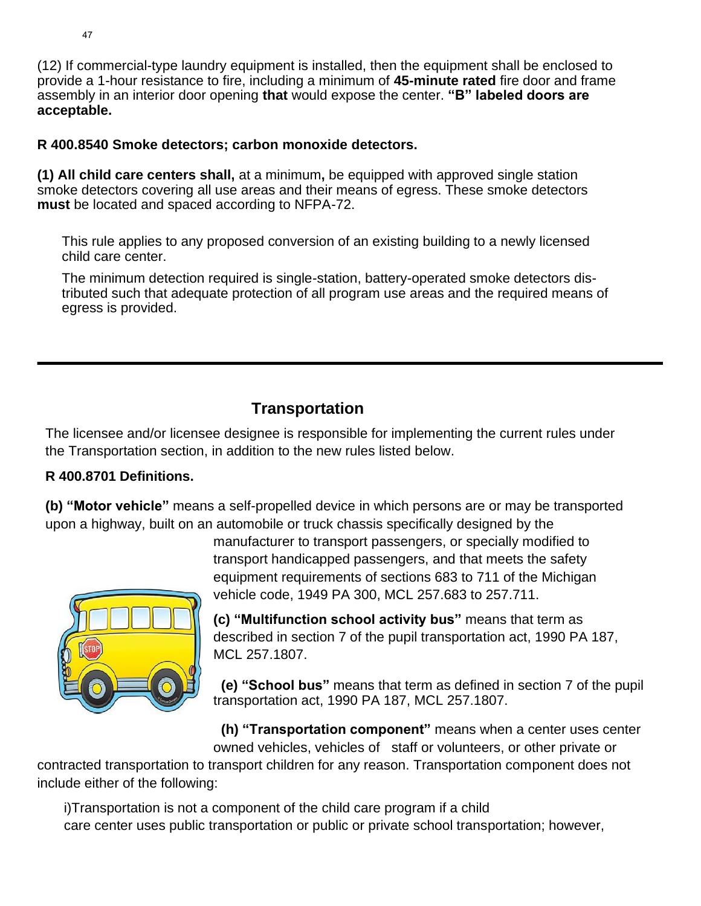(12) If commercial-type laundry equipment is installed, then the equipment shall be enclosed to provide a 1-hour resistance to fire, including a minimum of **45-minute rated** fire door and frame assembly in an interior door opening **that** would expose the center. **"B" labeled doors are acceptable.**

**R 400.8540 Smoke detectors; carbon monoxide detectors.**

**(1) All child care centers shall,** at a minimum**,** be equipped with approved single station smoke detectors covering all use areas and their means of egress. These smoke detectors **must** be located and spaced according to NFPA-72.

This rule applies to any proposed conversion of an existing building to a newly licensed child care center.

The minimum detection required is single-station, battery-operated smoke detectors distributed such that adequate protection of all program use areas and the required means of egress is provided.

---

## Transportation

The licensee and/or licensee designee is responsible for implementing the current rules under the Transportation section, in addition to the new rules listed below.

**R 400.8701 Definitions.**

**(b) "Motor vehicle"** means a self-propelled device in which persons are or may be transported upon a highway, built on an automobile or truck chassis specifically designed by the manufacturer to transport passengers, or specially modified to transport handicapped passengers, and that meets the safety equipment requirements of sections 683 to 711 of the Michigan vehicle code, 1949 PA 300, MCL 257.683 to 257.711.

**(c) "Multifunction school activity bus"** means that term as described in section 7 of the pupil transportation act, 1990 PA 187, MCL 257.1807.

**(e) "School bus"** means that term as defined in section 7 of the pupil transportation act, 1990 PA 187, MCL 257.1807.

**(h) "Transportation component"** means when a center uses center owned vehicles, vehicles of staff or volunteers, or other private or contracted transportation to transport children for any reason. Transportation component does not include either of the following:

i)Transportation is not a component of the child care program if a child care center uses public transportation or public or private school transportation; however,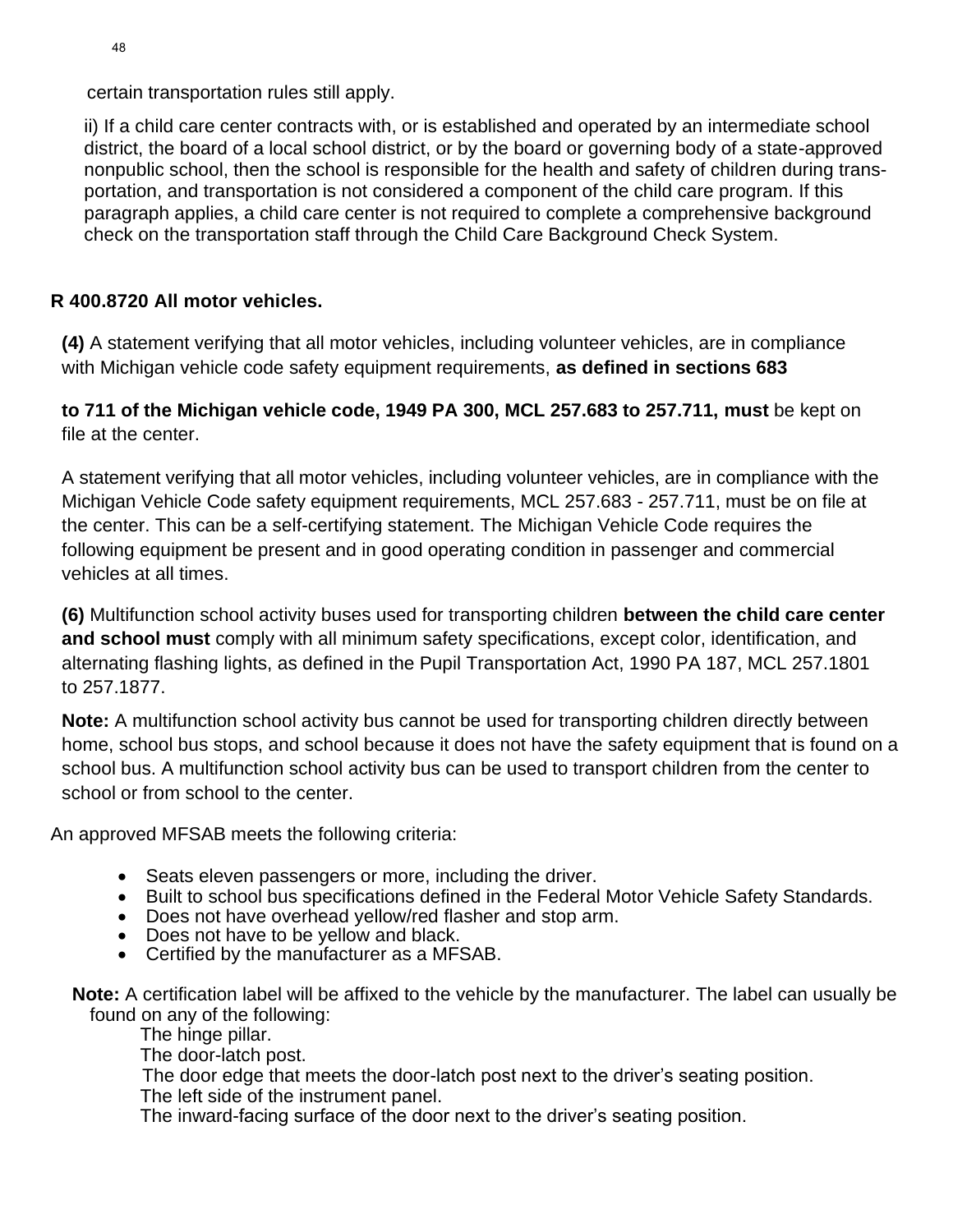certain transportation rules still apply.

ii) If a child care center contracts with, or is established and operated by an intermediate school district, the board of a local school district, or by the board or governing body of a state-approved nonpublic school, then the school is responsible for the health and safety of children during transportation, and transportation is not considered a component of the child care program. If this paragraph applies, a child care center is not required to complete a comprehensive background check on the transportation staff through the Child Care Background Check System.

## R 400.8720 All motor vehicles.

**(4)** A statement verifying that all motor vehicles, including volunteer vehicles, are in compliance with Michigan vehicle code safety equipment requirements, **as defined in sections 683 to 711 of the Michigan vehicle code, 1949 PA 300, MCL 257.683 to 257.711, must** be kept on file at the center.

A statement verifying that all motor vehicles, including volunteer vehicles, are in compliance with the Michigan Vehicle Code safety equipment requirements, MCL 257.683 - 257.711, must be on file at the center. This can be a self-certifying statement. The Michigan Vehicle Code requires the following equipment be present and in good operating condition in passenger and commercial vehicles at all times.

**(6)** Multifunction school activity buses used for transporting children **between the child care center and school must** comply with all minimum safety specifications, except color, identification, and alternating flashing lights, as defined in the Pupil Transportation Act, 1990 PA 187, MCL 257.1801 to 257.1877.

**Note:** A multifunction school activity bus cannot be used for transporting children directly between home, school bus stops, and school because it does not have the safety equipment that is found on a school bus. A multifunction school activity bus can be used to transport children from the center to school or from school to the center.

An approved MFSAB meets the following criteria:

- Seats eleven passengers or more, including the driver.
- Built to school bus specifications defined in the Federal Motor Vehicle Safety Standards.
- Does not have overhead yellow/red flasher and stop arm.
- Does not have to be yellow and black.
- Certified by the manufacturer as a MFSAB.

**Note:** A certification label will be affixed to the vehicle by the manufacturer. The label can usually be found on any of the following:

The hinge pillar.
The door-latch post.
The door edge that meets the door-latch post next to the driver's seating position.
The left side of the instrument panel.
The inward-facing surface of the door next to the driver's seating position.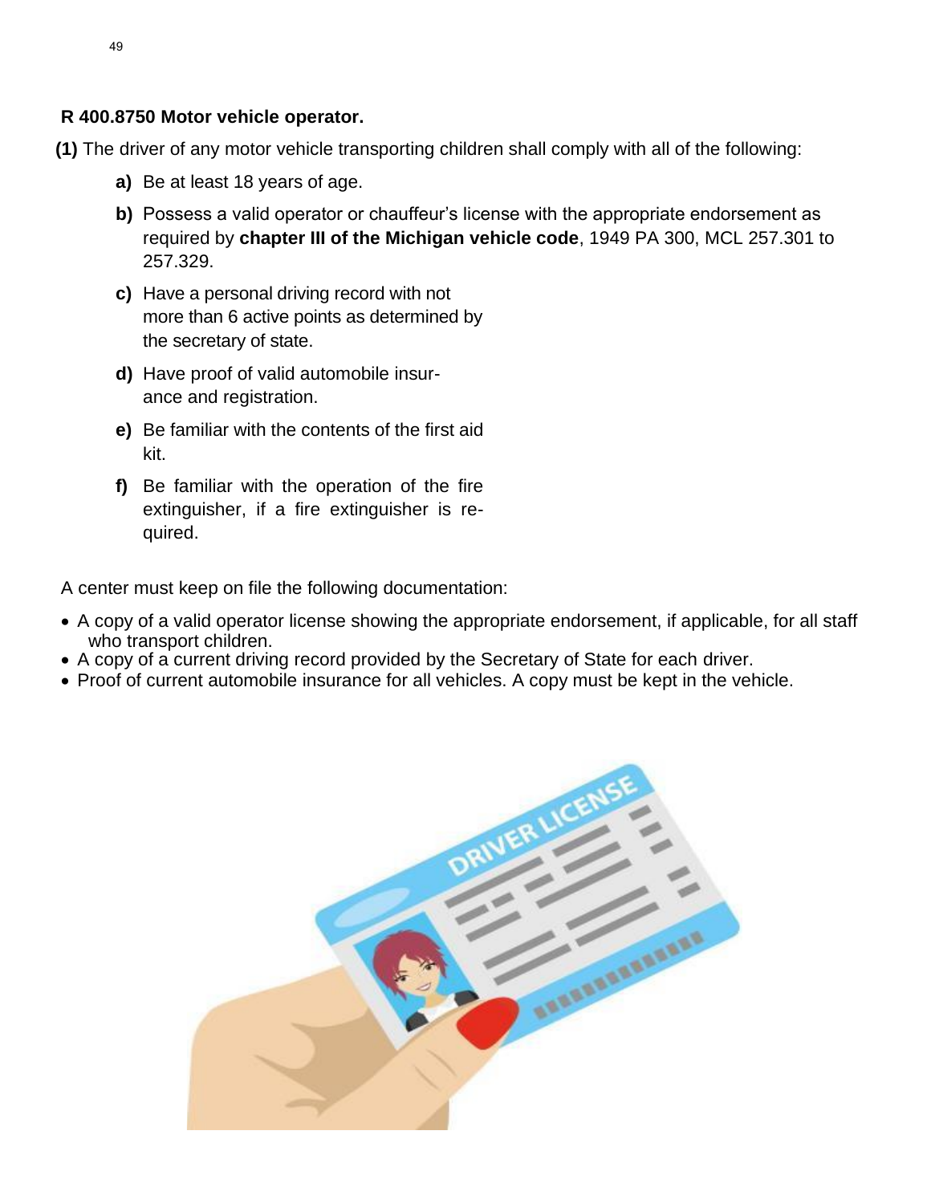**R 400.8750 Motor vehicle operator.**

**(1)** The driver of any motor vehicle transporting children shall comply with all of the following:

- **a)** Be at least 18 years of age.
- **b)** Possess a valid operator or chauffeur's license with the appropriate endorsement as required by **chapter III of the Michigan vehicle code**, 1949 PA 300, MCL 257.301 to 257.329.
- **c)** Have a personal driving record with not more than 6 active points as determined by the secretary of state.
- **d)** Have proof of valid automobile insurance and registration.
- **e)** Be familiar with the contents of the first aid kit.
- **f)** Be familiar with the operation of the fire extinguisher, if a fire extinguisher is required.

A center must keep on file the following documentation:

- A copy of a valid operator license showing the appropriate endorsement, if applicable, for all staff who transport children.
- A copy of a current driving record provided by the Secretary of State for each driver.
- Proof of current automobile insurance for all vehicles. A copy must be kept in the vehicle.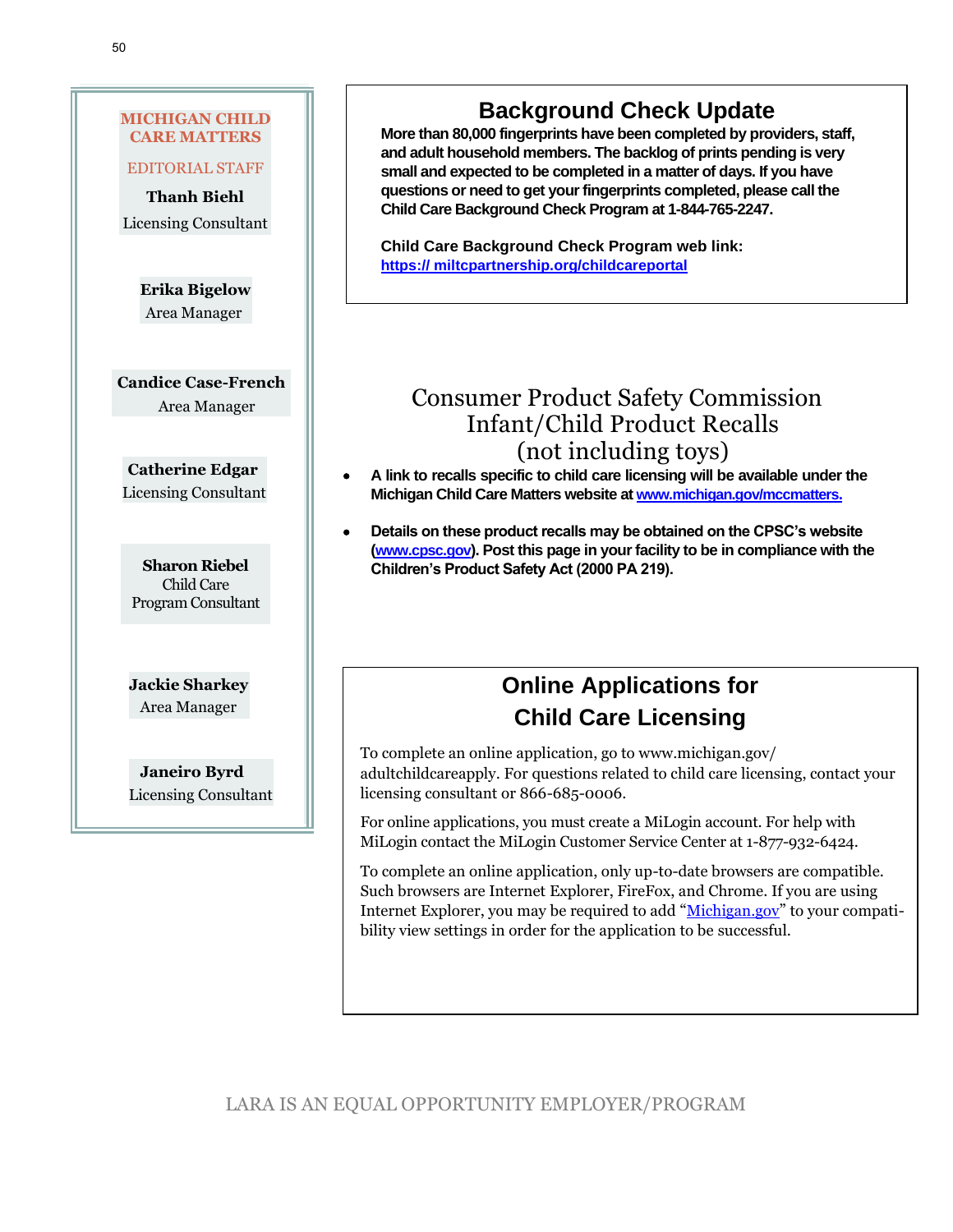**MICHIGAN CHILD CARE MATTERS**

EDITORIAL STAFF

**Thanh Biehl**
Licensing Consultant

**Erika Bigelow**
Area Manager

**Candice Case-French**
Area Manager

**Catherine Edgar**
Licensing Consultant

**Sharon Riebel**
Child Care Program Consultant

**Jackie Sharkey**
Area Manager

**Janeiro Byrd**
Licensing Consultant

## Background Check Update

**More than 80,000 fingerprints have been completed by providers, staff, and adult household members. The backlog of prints pending is very small and expected to be completed in a matter of days. If you have questions or need to get your fingerprints completed, please call the Child Care Background Check Program at 1-844-765-2247.**

**Child Care Background Check Program web link:**
**https:// miltcpartnership.org/childcareportal**

## Consumer Product Safety Commission Infant/Child Product Recalls (not including toys)

- **A link to recalls specific to child care licensing will be available under the Michigan Child Care Matters website at www.michigan.gov/mccmatters.**
- **Details on these product recalls may be obtained on the CPSC's website (www.cpsc.gov). Post this page in your facility to be in compliance with the Children's Product Safety Act (2000 PA 219).**

## Online Applications for Child Care Licensing

To complete an online application, go to www.michigan.gov/adultchildcareapply. For questions related to child care licensing, contact your licensing consultant or 866-685-0006.

For online applications, you must create a MiLogin account. For help with MiLogin contact the MiLogin Customer Service Center at 1-877-932-6424.

To complete an online application, only up-to-date browsers are compatible. Such browsers are Internet Explorer, FireFox, and Chrome. If you are using Internet Explorer, you may be required to add "Michigan.gov" to your compatibility view settings in order for the application to be successful.

LARA IS AN EQUAL OPPORTUNITY EMPLOYER/PROGRAM